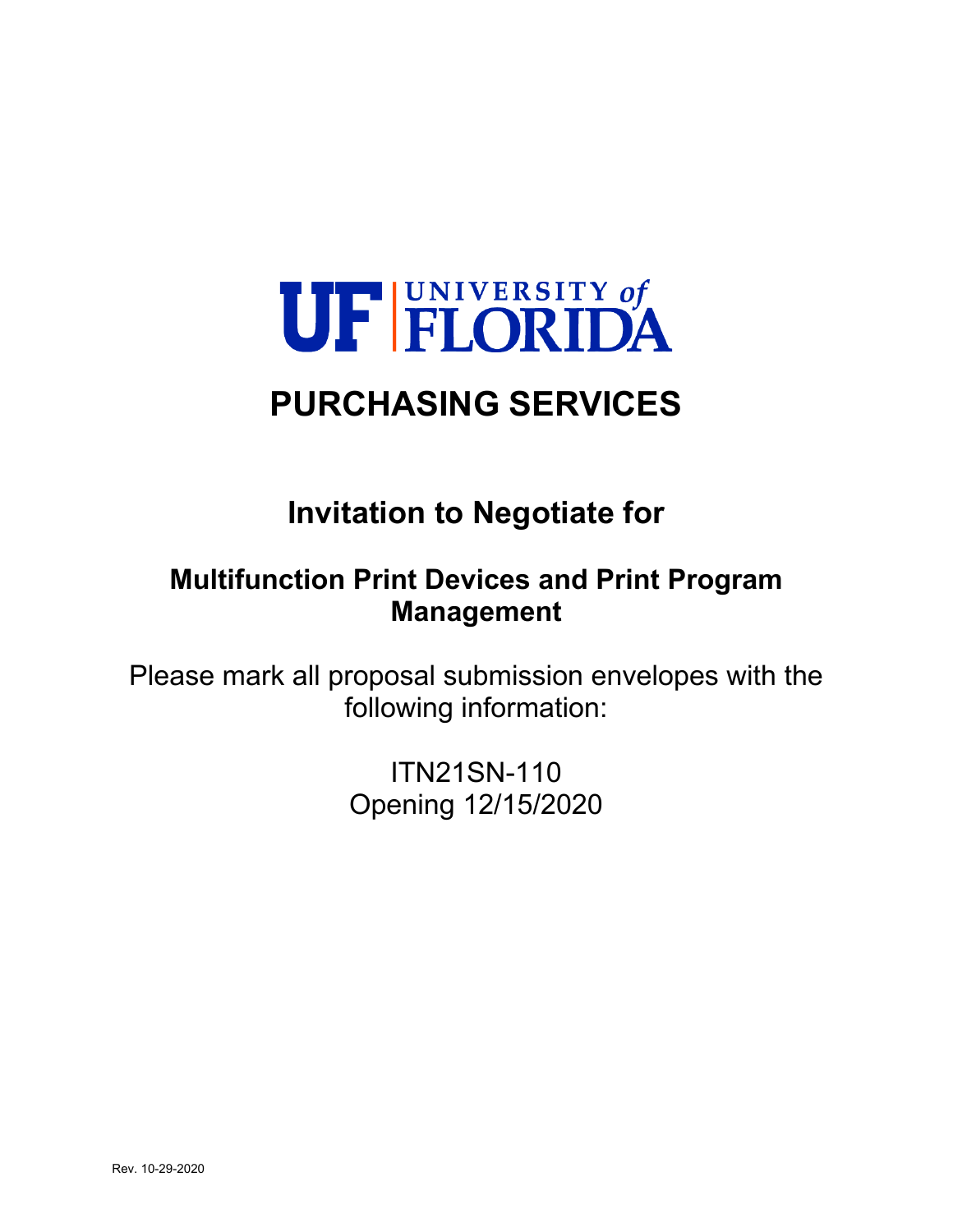UF | UNIVERSITY of FLORIDA

# PURCHASING SERVICES

## Invitation to Negotiate for

## Multifunction Print Devices and Print Program Management

Please mark all proposal submission envelopes with the following information:

ITN21SN-110
Opening 12/15/2020

Rev. 10-29-2020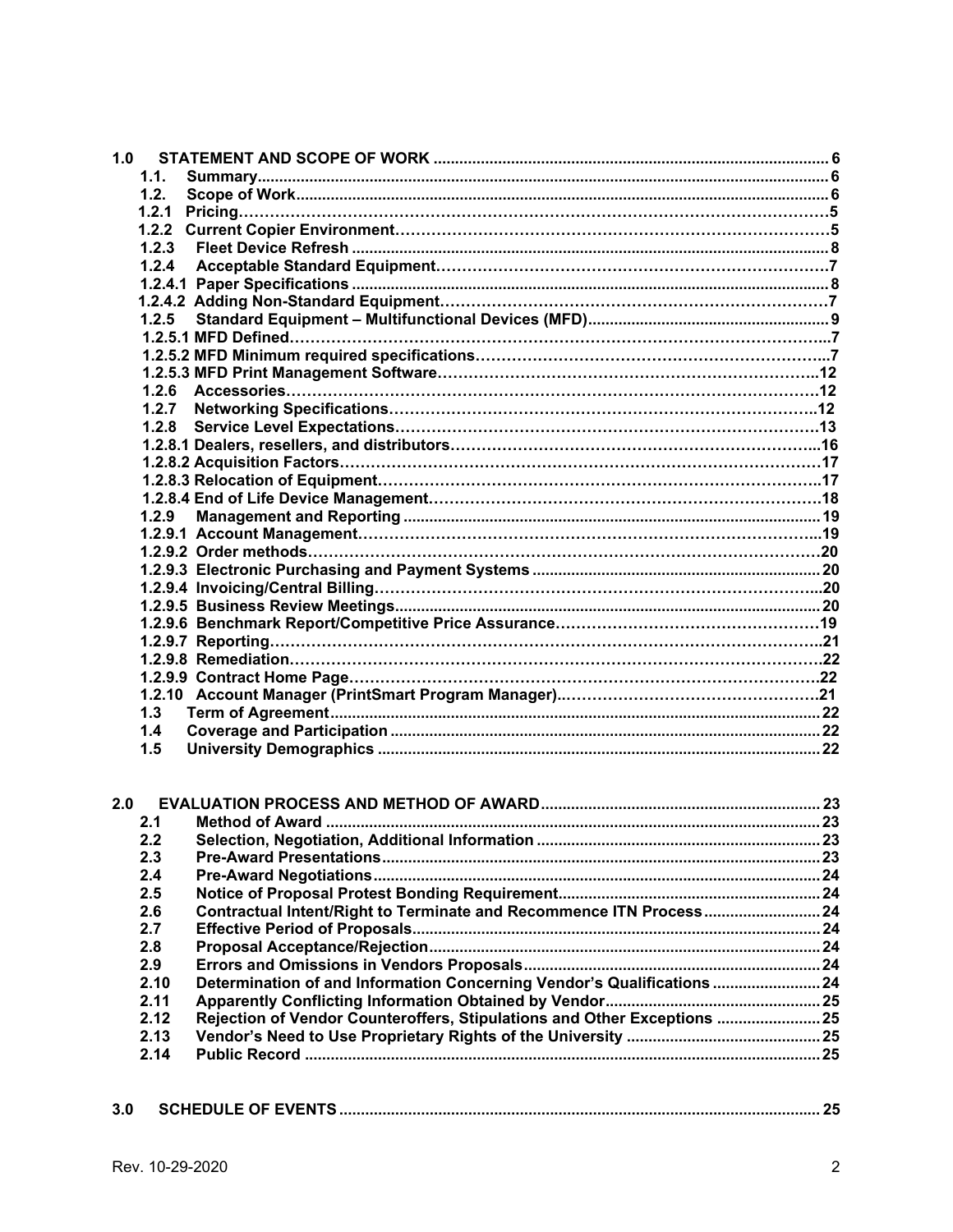**1.0 STATEMENT AND SCOPE OF WORK** ........ 6

- **1.1. Summary** ........ 6
- **1.2. Scope of Work** ........ 6
- **1.2.1 Pricing** ........ 5
- **1.2.2 Current Copier Environment** ........ 5
- **1.2.3 Fleet Device Refresh** ........ 8
- **1.2.4 Acceptable Standard Equipment** ........ 7
- **1.2.4.1 Paper Specifications** ........ 8
- **1.2.4.2 Adding Non-Standard Equipment** ........ 7
- **1.2.5 Standard Equipment – Multifunctional Devices (MFD)** ........ 9
- **1.2.5.1 MFD Defined** ........ 7
- **1.2.5.2 MFD Minimum required specifications** ........ 7
- **1.2.5.3 MFD Print Management Software** ........ 12
- **1.2.6 Accessories** ........ 12
- **1.2.7 Networking Specifications** ........ 12
- **1.2.8 Service Level Expectations** ........ 13
- **1.2.8.1 Dealers, resellers, and distributors** ........ 16
- **1.2.8.2 Acquisition Factors** ........ 17
- **1.2.8.3 Relocation of Equipment** ........ 17
- **1.2.8.4 End of Life Device Management** ........ 18
- **1.2.9 Management and Reporting** ........ 19
- **1.2.9.1 Account Management** ........ 19
- **1.2.9.2 Order methods** ........ 20
- **1.2.9.3 Electronic Purchasing and Payment Systems** ........ 20
- **1.2.9.4 Invoicing/Central Billing** ........ 20
- **1.2.9.5 Business Review Meetings** ........ 20
- **1.2.9.6 Benchmark Report/Competitive Price Assurance** ........ 19
- **1.2.9.7 Reporting** ........ 21
- **1.2.9.8 Remediation** ........ 22
- **1.2.9.9 Contract Home Page** ........ 22
- **1.2.10 Account Manager (PrintSmart Program Manager)** ........ 21
- **1.3 Term of Agreement** ........ 22
- **1.4 Coverage and Participation** ........ 22
- **1.5 University Demographics** ........ 22

**2.0 EVALUATION PROCESS AND METHOD OF AWARD** ........ 23

- **2.1 Method of Award** ........ 23
- **2.2 Selection, Negotiation, Additional Information** ........ 23
- **2.3 Pre-Award Presentations** ........ 23
- **2.4 Pre-Award Negotiations** ........ 24
- **2.5 Notice of Proposal Protest Bonding Requirement** ........ 24
- **2.6 Contractual Intent/Right to Terminate and Recommence ITN Process** ........ 24
- **2.7 Effective Period of Proposals** ........ 24
- **2.8 Proposal Acceptance/Rejection** ........ 24
- **2.9 Errors and Omissions in Vendors Proposals** ........ 24
- **2.10 Determination of and Information Concerning Vendor's Qualifications** ........ 24
- **2.11 Apparently Conflicting Information Obtained by Vendor** ........ 25
- **2.12 Rejection of Vendor Counteroffers, Stipulations and Other Exceptions** ........ 25
- **2.13 Vendor's Need to Use Proprietary Rights of the University** ........ 25
- **2.14 Public Record** ........ 25

**3.0 SCHEDULE OF EVENTS** ........ 25

Rev. 10-29-2020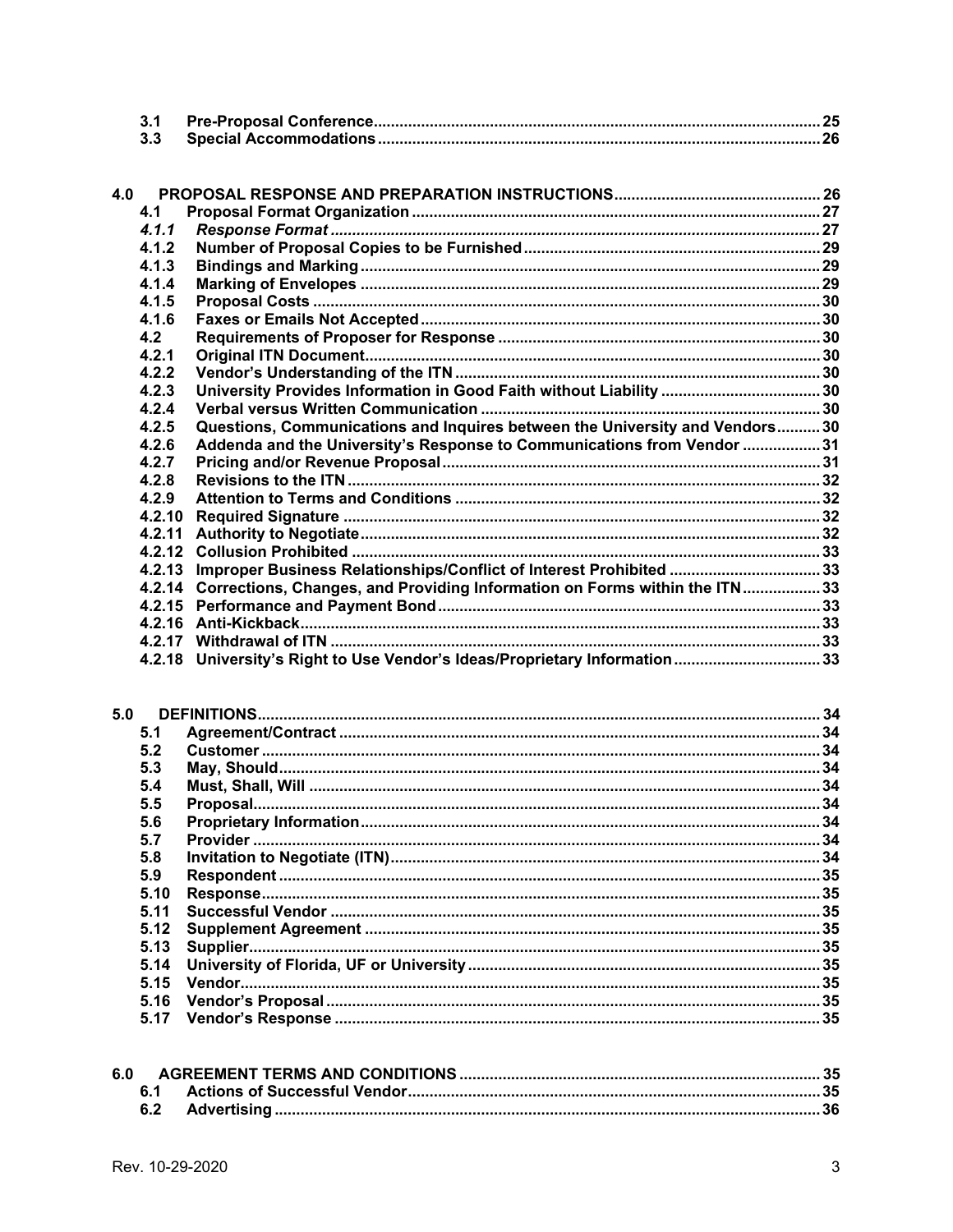| | | |
|---|---|---|
| 3.1 | **Pre-Proposal Conference** | 25 |
| 3.3 | **Special Accommodations** | 26 |

| | | |
|---|---|---|
| **4.0** | **PROPOSAL RESPONSE AND PREPARATION INSTRUCTIONS** | 26 |
| 4.1 | **Proposal Format Organization** | 27 |
| *4.1.1* | ***Response Format*** | 27 |
| 4.1.2 | **Number of Proposal Copies to be Furnished** | 29 |
| 4.1.3 | **Bindings and Marking** | 29 |
| 4.1.4 | **Marking of Envelopes** | 29 |
| 4.1.5 | **Proposal Costs** | 30 |
| 4.1.6 | **Faxes or Emails Not Accepted** | 30 |
| 4.2 | **Requirements of Proposer for Response** | 30 |
| 4.2.1 | **Original ITN Document** | 30 |
| 4.2.2 | **Vendor's Understanding of the ITN** | 30 |
| 4.2.3 | **University Provides Information in Good Faith without Liability** | 30 |
| 4.2.4 | **Verbal versus Written Communication** | 30 |
| 4.2.5 | **Questions, Communications and Inquires between the University and Vendors** | 30 |
| 4.2.6 | **Addenda and the University's Response to Communications from Vendor** | 31 |
| 4.2.7 | **Pricing and/or Revenue Proposal** | 31 |
| 4.2.8 | **Revisions to the ITN** | 32 |
| 4.2.9 | **Attention to Terms and Conditions** | 32 |
| 4.2.10 | **Required Signature** | 32 |
| 4.2.11 | **Authority to Negotiate** | 32 |
| 4.2.12 | **Collusion Prohibited** | 33 |
| 4.2.13 | **Improper Business Relationships/Conflict of Interest Prohibited** | 33 |
| 4.2.14 | **Corrections, Changes, and Providing Information on Forms within the ITN** | 33 |
| 4.2.15 | **Performance and Payment Bond** | 33 |
| 4.2.16 | **Anti-Kickback** | 33 |
| 4.2.17 | **Withdrawal of ITN** | 33 |
| 4.2.18 | **University's Right to Use Vendor's Ideas/Proprietary Information** | 33 |

| | | |
|---|---|---|
| **5.0** | **DEFINITIONS** | 34 |
| 5.1 | **Agreement/Contract** | 34 |
| 5.2 | **Customer** | 34 |
| 5.3 | **May, Should** | 34 |
| 5.4 | **Must, Shall, Will** | 34 |
| 5.5 | **Proposal** | 34 |
| 5.6 | **Proprietary Information** | 34 |
| 5.7 | **Provider** | 34 |
| 5.8 | **Invitation to Negotiate (ITN)** | 34 |
| 5.9 | **Respondent** | 35 |
| 5.10 | **Response** | 35 |
| 5.11 | **Successful Vendor** | 35 |
| 5.12 | **Supplement Agreement** | 35 |
| 5.13 | **Supplier** | 35 |
| 5.14 | **University of Florida, UF or University** | 35 |
| 5.15 | **Vendor** | 35 |
| 5.16 | **Vendor's Proposal** | 35 |
| 5.17 | **Vendor's Response** | 35 |

| | | |
|---|---|---|
| **6.0** | **AGREEMENT TERMS AND CONDITIONS** | 35 |
| 6.1 | **Actions of Successful Vendor** | 35 |
| 6.2 | **Advertising** | 36 |

Rev. 10-29-2020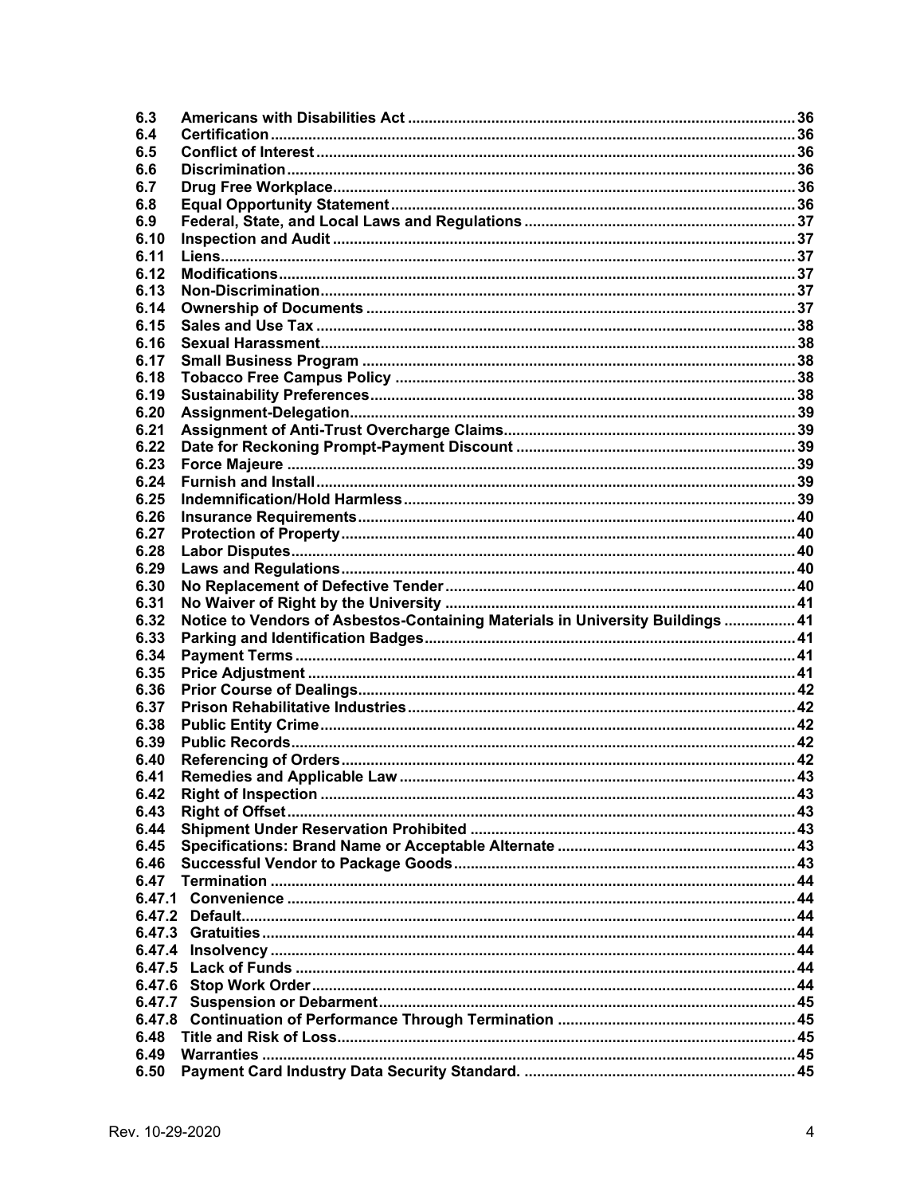| | | |
|---|---|---|
| 6.3 | Americans with Disabilities Act | 36 |
| 6.4 | Certification | 36 |
| 6.5 | Conflict of Interest | 36 |
| 6.6 | Discrimination | 36 |
| 6.7 | Drug Free Workplace | 36 |
| 6.8 | Equal Opportunity Statement | 36 |
| 6.9 | Federal, State, and Local Laws and Regulations | 37 |
| 6.10 | Inspection and Audit | 37 |
| 6.11 | Liens | 37 |
| 6.12 | Modifications | 37 |
| 6.13 | Non-Discrimination | 37 |
| 6.14 | Ownership of Documents | 37 |
| 6.15 | Sales and Use Tax | 38 |
| 6.16 | Sexual Harassment | 38 |
| 6.17 | Small Business Program | 38 |
| 6.18 | Tobacco Free Campus Policy | 38 |
| 6.19 | Sustainability Preferences | 38 |
| 6.20 | Assignment-Delegation | 39 |
| 6.21 | Assignment of Anti-Trust Overcharge Claims | 39 |
| 6.22 | Date for Reckoning Prompt-Payment Discount | 39 |
| 6.23 | Force Majeure | 39 |
| 6.24 | Furnish and Install | 39 |
| 6.25 | Indemnification/Hold Harmless | 39 |
| 6.26 | Insurance Requirements | 40 |
| 6.27 | Protection of Property | 40 |
| 6.28 | Labor Disputes | 40 |
| 6.29 | Laws and Regulations | 40 |
| 6.30 | No Replacement of Defective Tender | 40 |
| 6.31 | No Waiver of Right by the University | 41 |
| 6.32 | Notice to Vendors of Asbestos-Containing Materials in University Buildings | 41 |
| 6.33 | Parking and Identification Badges | 41 |
| 6.34 | Payment Terms | 41 |
| 6.35 | Price Adjustment | 41 |
| 6.36 | Prior Course of Dealings | 42 |
| 6.37 | Prison Rehabilitative Industries | 42 |
| 6.38 | Public Entity Crime | 42 |
| 6.39 | Public Records | 42 |
| 6.40 | Referencing of Orders | 42 |
| 6.41 | Remedies and Applicable Law | 43 |
| 6.42 | Right of Inspection | 43 |
| 6.43 | Right of Offset | 43 |
| 6.44 | Shipment Under Reservation Prohibited | 43 |
| 6.45 | Specifications: Brand Name or Acceptable Alternate | 43 |
| 6.46 | Successful Vendor to Package Goods | 43 |
| 6.47 | Termination | 44 |
| 6.47.1 | Convenience | 44 |
| 6.47.2 | Default | 44 |
| 6.47.3 | Gratuities | 44 |
| 6.47.4 | Insolvency | 44 |
| 6.47.5 | Lack of Funds | 44 |
| 6.47.6 | Stop Work Order | 44 |
| 6.47.7 | Suspension or Debarment | 45 |
| 6.47.8 | Continuation of Performance Through Termination | 45 |
| 6.48 | Title and Risk of Loss | 45 |
| 6.49 | Warranties | 45 |
| 6.50 | Payment Card Industry Data Security Standard. | 45 |

Rev. 10-29-2020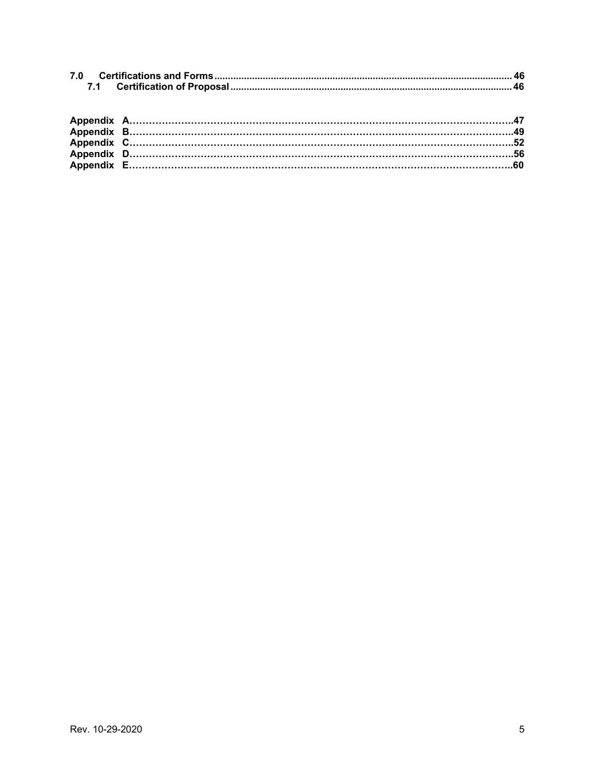**7.0 Certifications and Forms** .......................................................................................................... **46**
**7.1 Certification of Proposal** ....................................................................................................... **46**

**Appendix A**……………………………………………………………………………………………………..**47**
**Appendix B**……………………………………………………………………………………………………..**49**
**Appendix C**……………………………………………………………………………………………………..**52**
**Appendix D**……………………………………………………………………………………………………..**56**
**Appendix E**……………………………………………………………………………………………………..**60**

Rev. 10-29-2020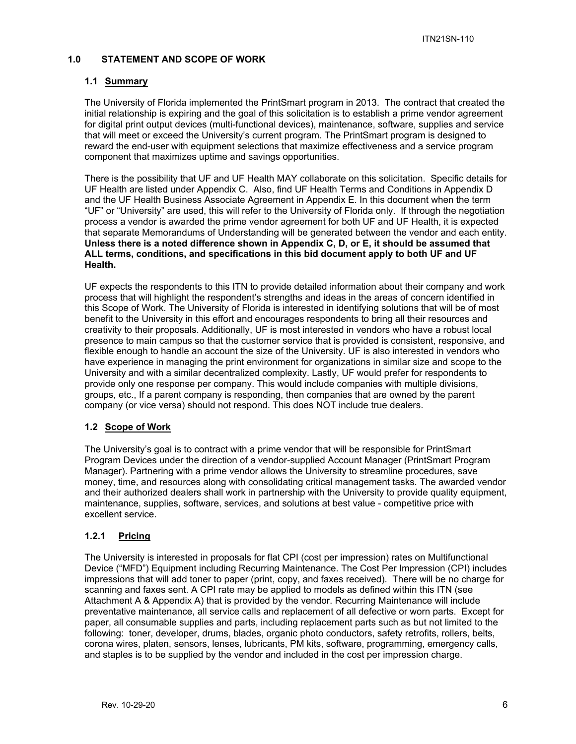## 1.0 STATEMENT AND SCOPE OF WORK

### 1.1 Summary

The University of Florida implemented the PrintSmart program in 2013. The contract that created the initial relationship is expiring and the goal of this solicitation is to establish a prime vendor agreement for digital print output devices (multi-functional devices), maintenance, software, supplies and service that will meet or exceed the University's current program. The PrintSmart program is designed to reward the end-user with equipment selections that maximize effectiveness and a service program component that maximizes uptime and savings opportunities.

There is the possibility that UF and UF Health MAY collaborate on this solicitation. Specific details for UF Health are listed under Appendix C. Also, find UF Health Terms and Conditions in Appendix D and the UF Health Business Associate Agreement in Appendix E. In this document when the term "UF" or "University" are used, this will refer to the University of Florida only. If through the negotiation process a vendor is awarded the prime vendor agreement for both UF and UF Health, it is expected that separate Memorandums of Understanding will be generated between the vendor and each entity. **Unless there is a noted difference shown in Appendix C, D, or E, it should be assumed that ALL terms, conditions, and specifications in this bid document apply to both UF and UF Health.**

UF expects the respondents to this ITN to provide detailed information about their company and work process that will highlight the respondent's strengths and ideas in the areas of concern identified in this Scope of Work. The University of Florida is interested in identifying solutions that will be of most benefit to the University in this effort and encourages respondents to bring all their resources and creativity to their proposals. Additionally, UF is most interested in vendors who have a robust local presence to main campus so that the customer service that is provided is consistent, responsive, and flexible enough to handle an account the size of the University. UF is also interested in vendors who have experience in managing the print environment for organizations in similar size and scope to the University and with a similar decentralized complexity. Lastly, UF would prefer for respondents to provide only one response per company. This would include companies with multiple divisions, groups, etc., If a parent company is responding, then companies that are owned by the parent company (or vice versa) should not respond. This does NOT include true dealers.

### 1.2 Scope of Work

The University's goal is to contract with a prime vendor that will be responsible for PrintSmart Program Devices under the direction of a vendor-supplied Account Manager (PrintSmart Program Manager). Partnering with a prime vendor allows the University to streamline procedures, save money, time, and resources along with consolidating critical management tasks. The awarded vendor and their authorized dealers shall work in partnership with the University to provide quality equipment, maintenance, supplies, software, services, and solutions at best value - competitive price with excellent service.

#### 1.2.1 Pricing

The University is interested in proposals for flat CPI (cost per impression) rates on Multifunctional Device ("MFD") Equipment including Recurring Maintenance. The Cost Per Impression (CPI) includes impressions that will add toner to paper (print, copy, and faxes received). There will be no charge for scanning and faxes sent. A CPI rate may be applied to models as defined within this ITN (see Attachment A & Appendix A) that is provided by the vendor. Recurring Maintenance will include preventative maintenance, all service calls and replacement of all defective or worn parts. Except for paper, all consumable supplies and parts, including replacement parts such as but not limited to the following: toner, developer, drums, blades, organic photo conductors, safety retrofits, rollers, belts, corona wires, platen, sensors, lenses, lubricants, PM kits, software, programming, emergency calls, and staples is to be supplied by the vendor and included in the cost per impression charge.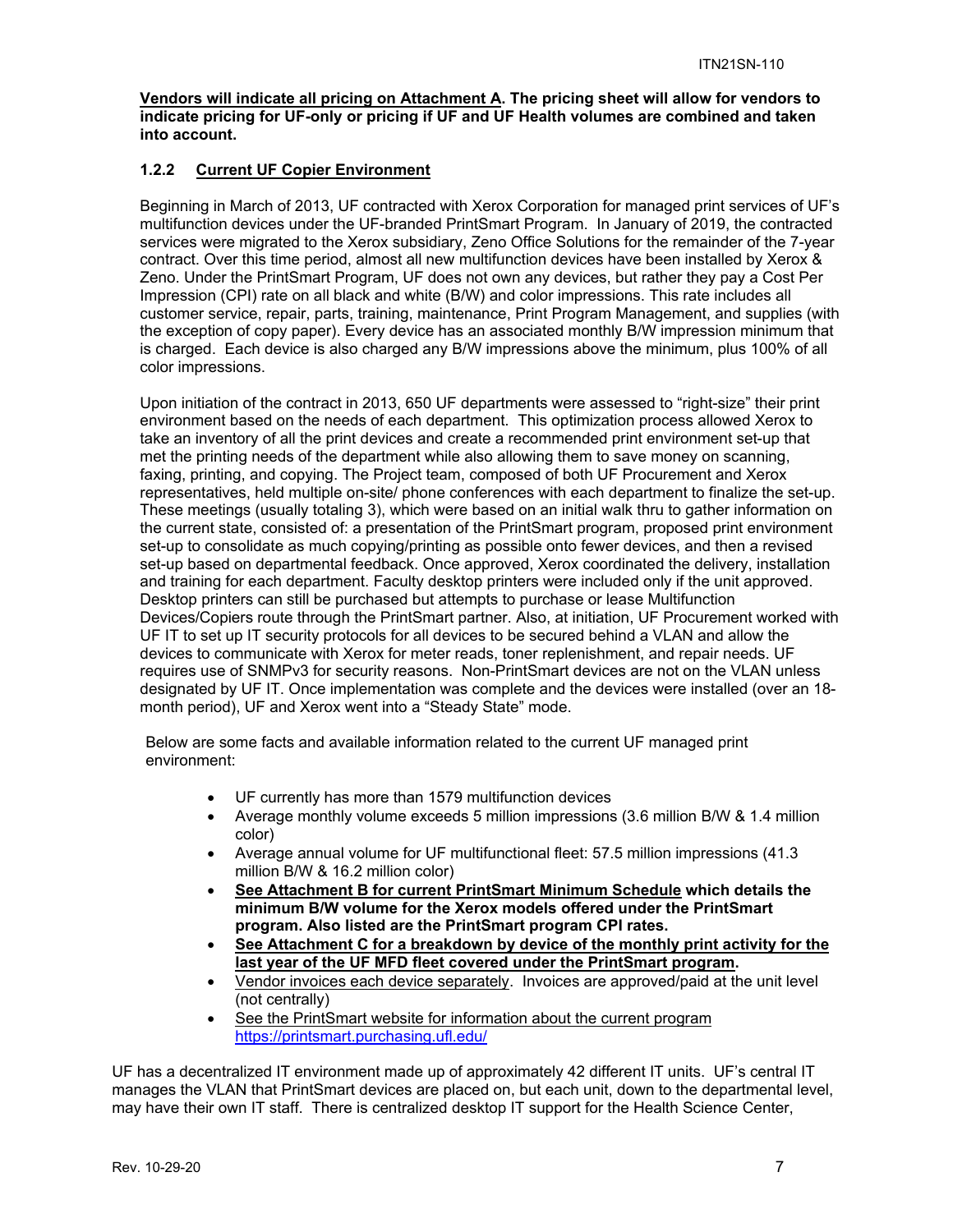**<u>Vendors will indicate all pricing on Attachment A</u>. The pricing sheet will allow for vendors to indicate pricing for UF-only or pricing if UF and UF Health volumes are combined and taken into account.**

### 1.2.2 <u>Current UF Copier Environment</u>

Beginning in March of 2013, UF contracted with Xerox Corporation for managed print services of UF's multifunction devices under the UF-branded PrintSmart Program. In January of 2019, the contracted services were migrated to the Xerox subsidiary, Zeno Office Solutions for the remainder of the 7-year contract. Over this time period, almost all new multifunction devices have been installed by Xerox & Zeno. Under the PrintSmart Program, UF does not own any devices, but rather they pay a Cost Per Impression (CPI) rate on all black and white (B/W) and color impressions. This rate includes all customer service, repair, parts, training, maintenance, Print Program Management, and supplies (with the exception of copy paper). Every device has an associated monthly B/W impression minimum that is charged. Each device is also charged any B/W impressions above the minimum, plus 100% of all color impressions.

Upon initiation of the contract in 2013, 650 UF departments were assessed to "right-size" their print environment based on the needs of each department. This optimization process allowed Xerox to take an inventory of all the print devices and create a recommended print environment set-up that met the printing needs of the department while also allowing them to save money on scanning, faxing, printing, and copying. The Project team, composed of both UF Procurement and Xerox representatives, held multiple on-site/ phone conferences with each department to finalize the set-up. These meetings (usually totaling 3), which were based on an initial walk thru to gather information on the current state, consisted of: a presentation of the PrintSmart program, proposed print environment set-up to consolidate as much copying/printing as possible onto fewer devices, and then a revised set-up based on departmental feedback. Once approved, Xerox coordinated the delivery, installation and training for each department. Faculty desktop printers were included only if the unit approved. Desktop printers can still be purchased but attempts to purchase or lease Multifunction Devices/Copiers route through the PrintSmart partner. Also, at initiation, UF Procurement worked with UF IT to set up IT security protocols for all devices to be secured behind a VLAN and allow the devices to communicate with Xerox for meter reads, toner replenishment, and repair needs. UF requires use of SNMPv3 for security reasons. Non-PrintSmart devices are not on the VLAN unless designated by UF IT. Once implementation was complete and the devices were installed (over an 18-month period), UF and Xerox went into a "Steady State" mode.

Below are some facts and available information related to the current UF managed print environment:

- UF currently has more than 1579 multifunction devices
- Average monthly volume exceeds 5 million impressions (3.6 million B/W & 1.4 million color)
- Average annual volume for UF multifunctional fleet: 57.5 million impressions (41.3 million B/W & 16.2 million color)
- **<u>See Attachment B for current PrintSmart Minimum Schedule</u> which details the minimum B/W volume for the Xerox models offered under the PrintSmart program. Also listed are the PrintSmart program CPI rates.**
- **<u>See Attachment C for a breakdown by device of the monthly print activity for the last year of the UF MFD fleet covered under the PrintSmart program</u>.**
- <u>Vendor invoices each device separately</u>. Invoices are approved/paid at the unit level (not centrally)
- <u>See the PrintSmart website for information about the current program</u> https://printsmart.purchasing.ufl.edu/

UF has a decentralized IT environment made up of approximately 42 different IT units. UF's central IT manages the VLAN that PrintSmart devices are placed on, but each unit, down to the departmental level, may have their own IT staff. There is centralized desktop IT support for the Health Science Center,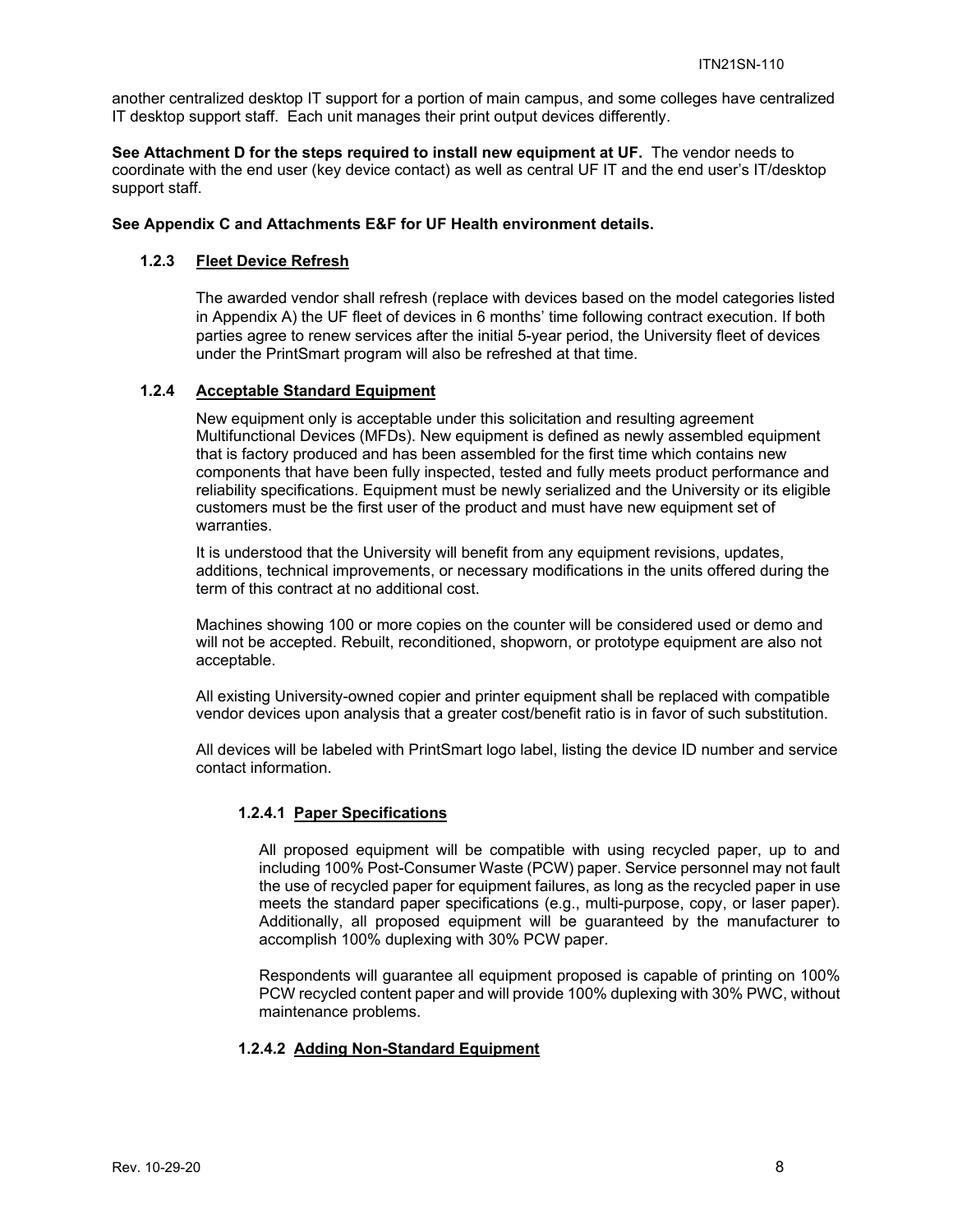another centralized desktop IT support for a portion of main campus, and some colleges have centralized IT desktop support staff. Each unit manages their print output devices differently.

**See Attachment D for the steps required to install new equipment at UF.** The vendor needs to coordinate with the end user (key device contact) as well as central UF IT and the end user's IT/desktop support staff.

**See Appendix C and Attachments E&F for UF Health environment details.**

### 1.2.3 Fleet Device Refresh

The awarded vendor shall refresh (replace with devices based on the model categories listed in Appendix A) the UF fleet of devices in 6 months' time following contract execution. If both parties agree to renew services after the initial 5-year period, the University fleet of devices under the PrintSmart program will also be refreshed at that time.

### 1.2.4 Acceptable Standard Equipment

New equipment only is acceptable under this solicitation and resulting agreement Multifunctional Devices (MFDs). New equipment is defined as newly assembled equipment that is factory produced and has been assembled for the first time which contains new components that have been fully inspected, tested and fully meets product performance and reliability specifications. Equipment must be newly serialized and the University or its eligible customers must be the first user of the product and must have new equipment set of warranties.

It is understood that the University will benefit from any equipment revisions, updates, additions, technical improvements, or necessary modifications in the units offered during the term of this contract at no additional cost.

Machines showing 100 or more copies on the counter will be considered used or demo and will not be accepted. Rebuilt, reconditioned, shopworn, or prototype equipment are also not acceptable.

All existing University-owned copier and printer equipment shall be replaced with compatible vendor devices upon analysis that a greater cost/benefit ratio is in favor of such substitution.

All devices will be labeled with PrintSmart logo label, listing the device ID number and service contact information.

#### 1.2.4.1 Paper Specifications

All proposed equipment will be compatible with using recycled paper, up to and including 100% Post-Consumer Waste (PCW) paper. Service personnel may not fault the use of recycled paper for equipment failures, as long as the recycled paper in use meets the standard paper specifications (e.g., multi-purpose, copy, or laser paper). Additionally, all proposed equipment will be guaranteed by the manufacturer to accomplish 100% duplexing with 30% PCW paper.

Respondents will guarantee all equipment proposed is capable of printing on 100% PCW recycled content paper and will provide 100% duplexing with 30% PWC, without maintenance problems.

#### 1.2.4.2 Adding Non-Standard Equipment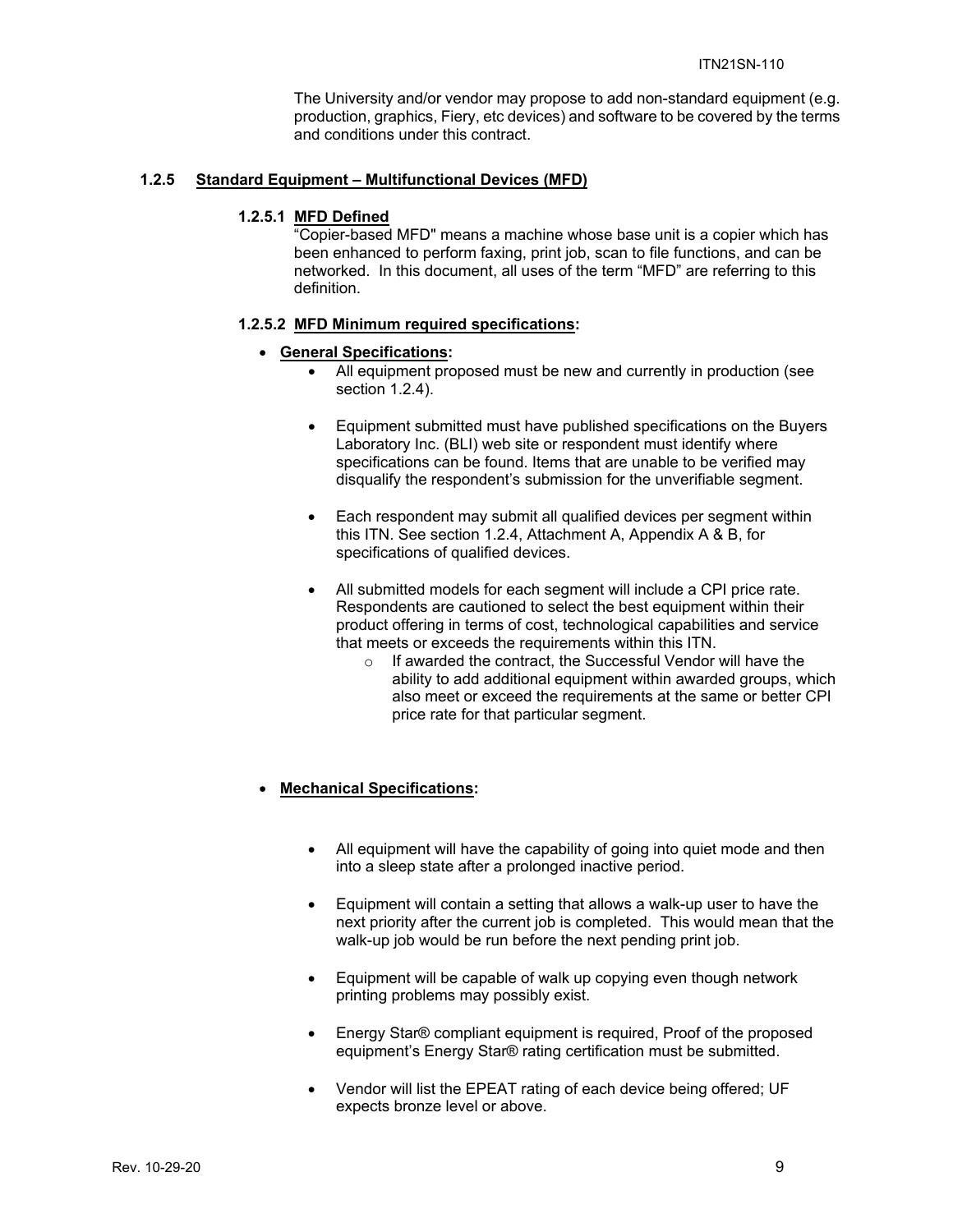The University and/or vendor may propose to add non-standard equipment (e.g. production, graphics, Fiery, etc devices) and software to be covered by the terms and conditions under this contract.

### 1.2.5 Standard Equipment – Multifunctional Devices (MFD)

#### 1.2.5.1 MFD Defined

"Copier-based MFD" means a machine whose base unit is a copier which has been enhanced to perform faxing, print job, scan to file functions, and can be networked. In this document, all uses of the term "MFD" are referring to this definition.

#### 1.2.5.2 MFD Minimum required specifications:

- **General Specifications:**
  - All equipment proposed must be new and currently in production (see section 1.2.4).
  - Equipment submitted must have published specifications on the Buyers Laboratory Inc. (BLI) web site or respondent must identify where specifications can be found. Items that are unable to be verified may disqualify the respondent's submission for the unverifiable segment.
  - Each respondent may submit all qualified devices per segment within this ITN. See section 1.2.4, Attachment A, Appendix A & B, for specifications of qualified devices.
  - All submitted models for each segment will include a CPI price rate. Respondents are cautioned to select the best equipment within their product offering in terms of cost, technological capabilities and service that meets or exceeds the requirements within this ITN.
    - If awarded the contract, the Successful Vendor will have the ability to add additional equipment within awarded groups, which also meet or exceed the requirements at the same or better CPI price rate for that particular segment.

- **Mechanical Specifications:**
  - All equipment will have the capability of going into quiet mode and then into a sleep state after a prolonged inactive period.
  - Equipment will contain a setting that allows a walk-up user to have the next priority after the current job is completed. This would mean that the walk-up job would be run before the next pending print job.
  - Equipment will be capable of walk up copying even though network printing problems may possibly exist.
  - Energy Star® compliant equipment is required, Proof of the proposed equipment's Energy Star® rating certification must be submitted.
  - Vendor will list the EPEAT rating of each device being offered; UF expects bronze level or above.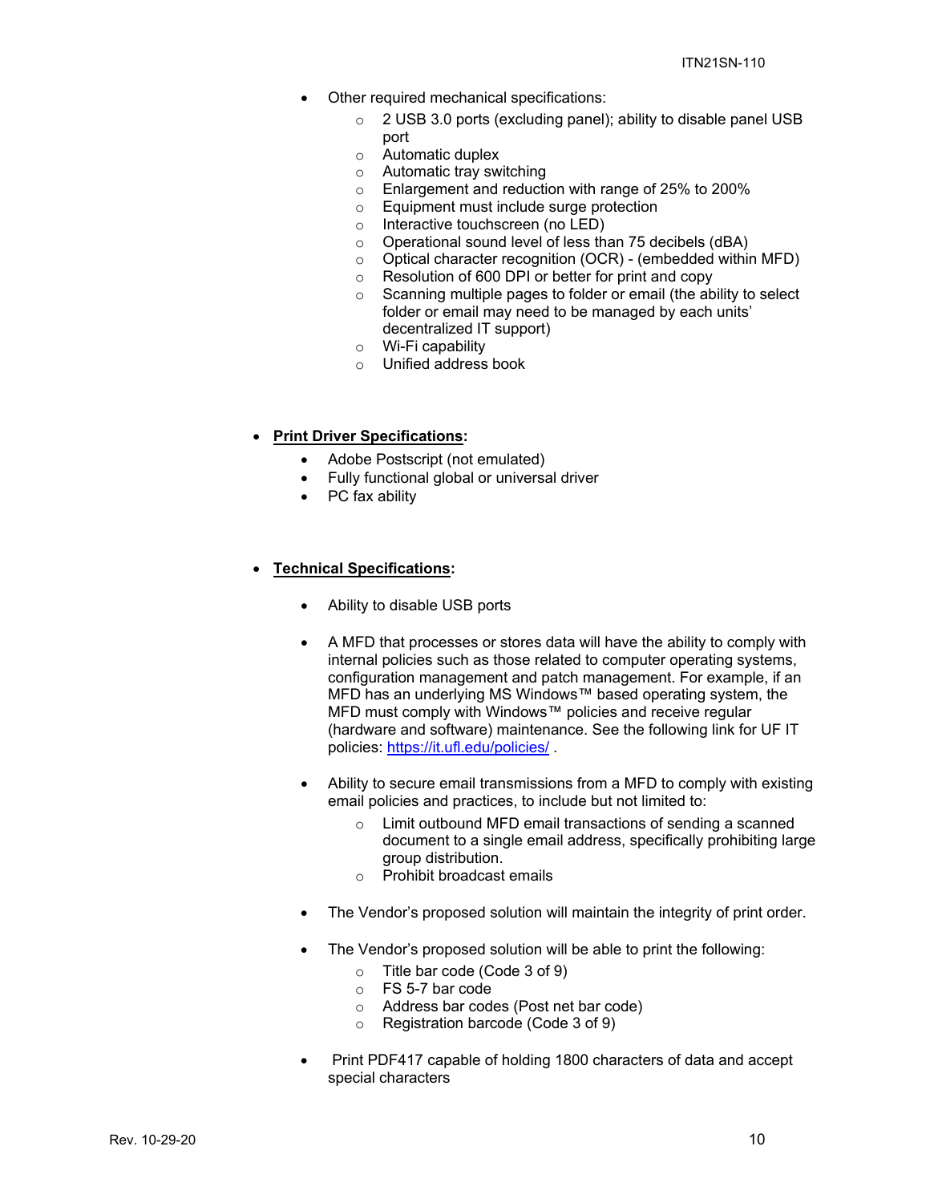- Other required mechanical specifications:
  - 2 USB 3.0 ports (excluding panel); ability to disable panel USB port
  - Automatic duplex
  - Automatic tray switching
  - Enlargement and reduction with range of 25% to 200%
  - Equipment must include surge protection
  - Interactive touchscreen (no LED)
  - Operational sound level of less than 75 decibels (dBA)
  - Optical character recognition (OCR) - (embedded within MFD)
  - Resolution of 600 DPI or better for print and copy
  - Scanning multiple pages to folder or email (the ability to select folder or email may need to be managed by each units' decentralized IT support)
  - Wi-Fi capability
  - Unified address book

- **Print Driver Specifications**:
  - Adobe Postscript (not emulated)
  - Fully functional global or universal driver
  - PC fax ability

- **Technical Specifications**:
  - Ability to disable USB ports
  - A MFD that processes or stores data will have the ability to comply with internal policies such as those related to computer operating systems, configuration management and patch management. For example, if an MFD has an underlying MS Windows™ based operating system, the MFD must comply with Windows™ policies and receive regular (hardware and software) maintenance. See the following link for UF IT policies: https://it.ufl.edu/policies/ .
  - Ability to secure email transmissions from a MFD to comply with existing email policies and practices, to include but not limited to:
    - Limit outbound MFD email transactions of sending a scanned document to a single email address, specifically prohibiting large group distribution.
    - Prohibit broadcast emails
  - The Vendor's proposed solution will maintain the integrity of print order.
  - The Vendor's proposed solution will be able to print the following:
    - Title bar code (Code 3 of 9)
    - FS 5-7 bar code
    - Address bar codes (Post net bar code)
    - Registration barcode (Code 3 of 9)
  - Print PDF417 capable of holding 1800 characters of data and accept special characters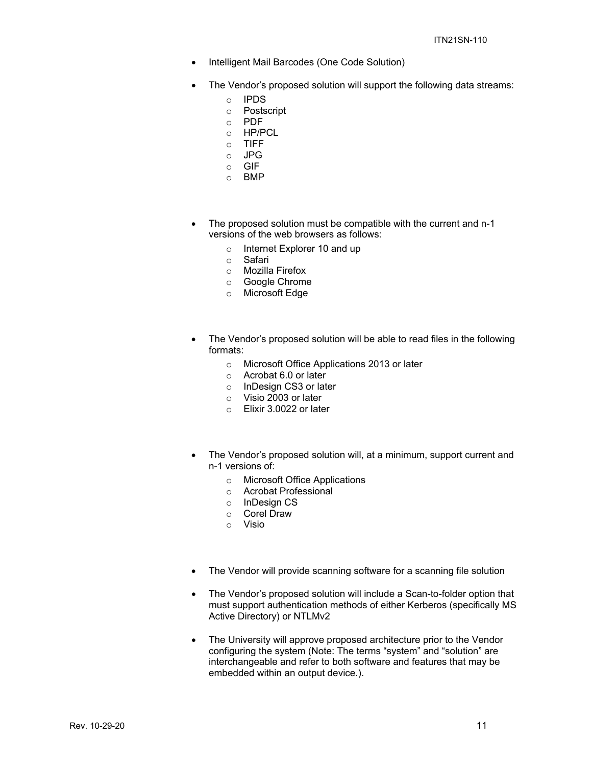- Intelligent Mail Barcodes (One Code Solution)

- The Vendor's proposed solution will support the following data streams:
  - IPDS
  - Postscript
  - PDF
  - HP/PCL
  - TIFF
  - JPG
  - GIF
  - BMP

- The proposed solution must be compatible with the current and n-1 versions of the web browsers as follows:
  - Internet Explorer 10 and up
  - Safari
  - Mozilla Firefox
  - Google Chrome
  - Microsoft Edge

- The Vendor's proposed solution will be able to read files in the following formats:
  - Microsoft Office Applications 2013 or later
  - Acrobat 6.0 or later
  - InDesign CS3 or later
  - Visio 2003 or later
  - Elixir 3.0022 or later

- The Vendor's proposed solution will, at a minimum, support current and n-1 versions of:
  - Microsoft Office Applications
  - Acrobat Professional
  - InDesign CS
  - Corel Draw
  - Visio

- The Vendor will provide scanning software for a scanning file solution

- The Vendor's proposed solution will include a Scan-to-folder option that must support authentication methods of either Kerberos (specifically MS Active Directory) or NTLMv2

- The University will approve proposed architecture prior to the Vendor configuring the system (Note: The terms "system" and "solution" are interchangeable and refer to both software and features that may be embedded within an output device.).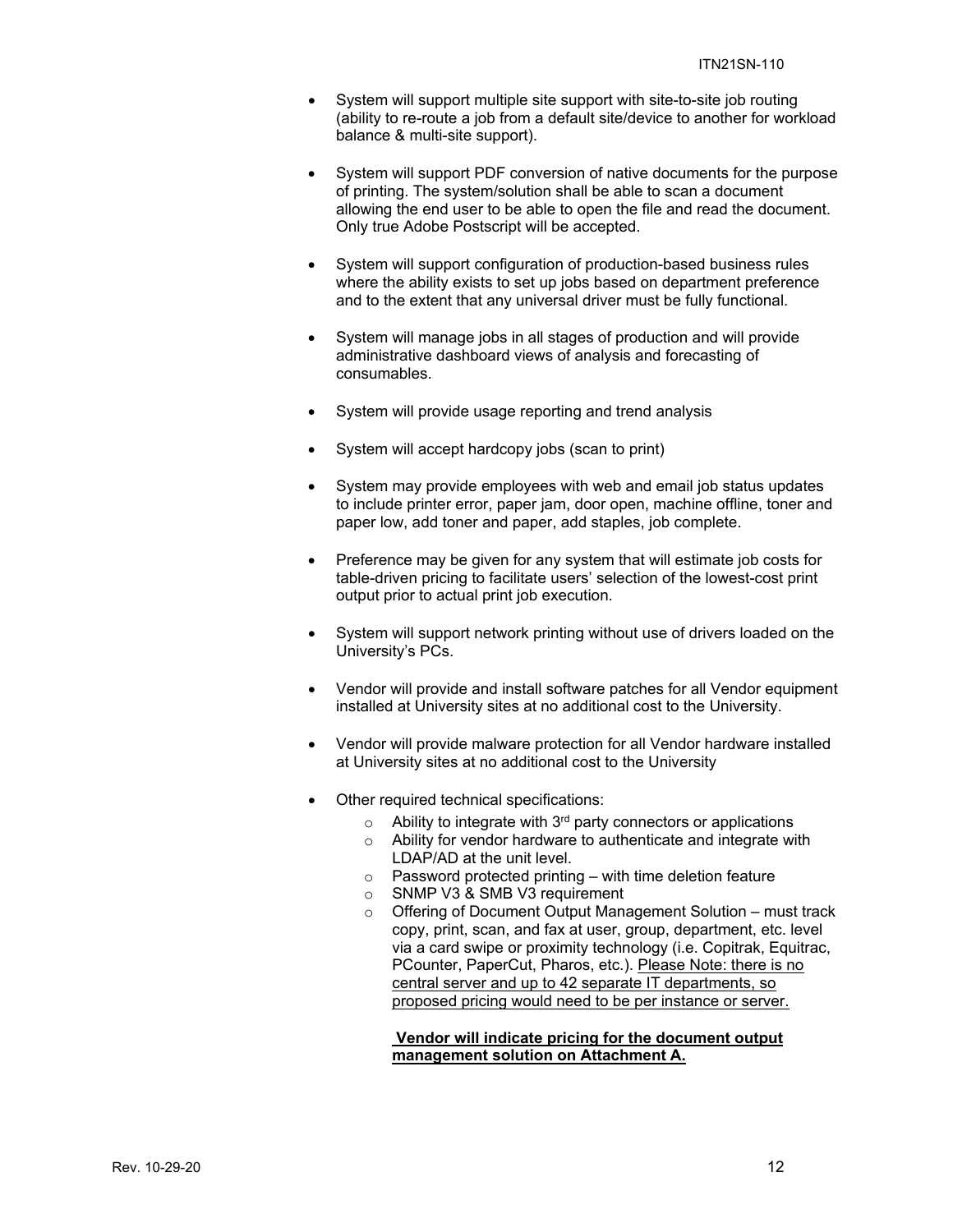- System will support multiple site support with site-to-site job routing (ability to re-route a job from a default site/device to another for workload balance & multi-site support).

- System will support PDF conversion of native documents for the purpose of printing. The system/solution shall be able to scan a document allowing the end user to be able to open the file and read the document. Only true Adobe Postscript will be accepted.

- System will support configuration of production-based business rules where the ability exists to set up jobs based on department preference and to the extent that any universal driver must be fully functional.

- System will manage jobs in all stages of production and will provide administrative dashboard views of analysis and forecasting of consumables.

- System will provide usage reporting and trend analysis

- System will accept hardcopy jobs (scan to print)

- System may provide employees with web and email job status updates to include printer error, paper jam, door open, machine offline, toner and paper low, add toner and paper, add staples, job complete.

- Preference may be given for any system that will estimate job costs for table-driven pricing to facilitate users' selection of the lowest-cost print output prior to actual print job execution.

- System will support network printing without use of drivers loaded on the University's PCs.

- Vendor will provide and install software patches for all Vendor equipment installed at University sites at no additional cost to the University.

- Vendor will provide malware protection for all Vendor hardware installed at University sites at no additional cost to the University

- Other required technical specifications:
  - Ability to integrate with 3rd party connectors or applications
  - Ability for vendor hardware to authenticate and integrate with LDAP/AD at the unit level.
  - Password protected printing – with time deletion feature
  - SNMP V3 & SMB V3 requirement
  - Offering of Document Output Management Solution – must track copy, print, scan, and fax at user, group, department, etc. level via a card swipe or proximity technology (i.e. Copitrak, Equitrac, PCounter, PaperCut, Pharos, etc.). Please Note: there is no central server and up to 42 separate IT departments, so proposed pricing would need to be per instance or server.

  **Vendor will indicate pricing for the document output management solution on Attachment A.**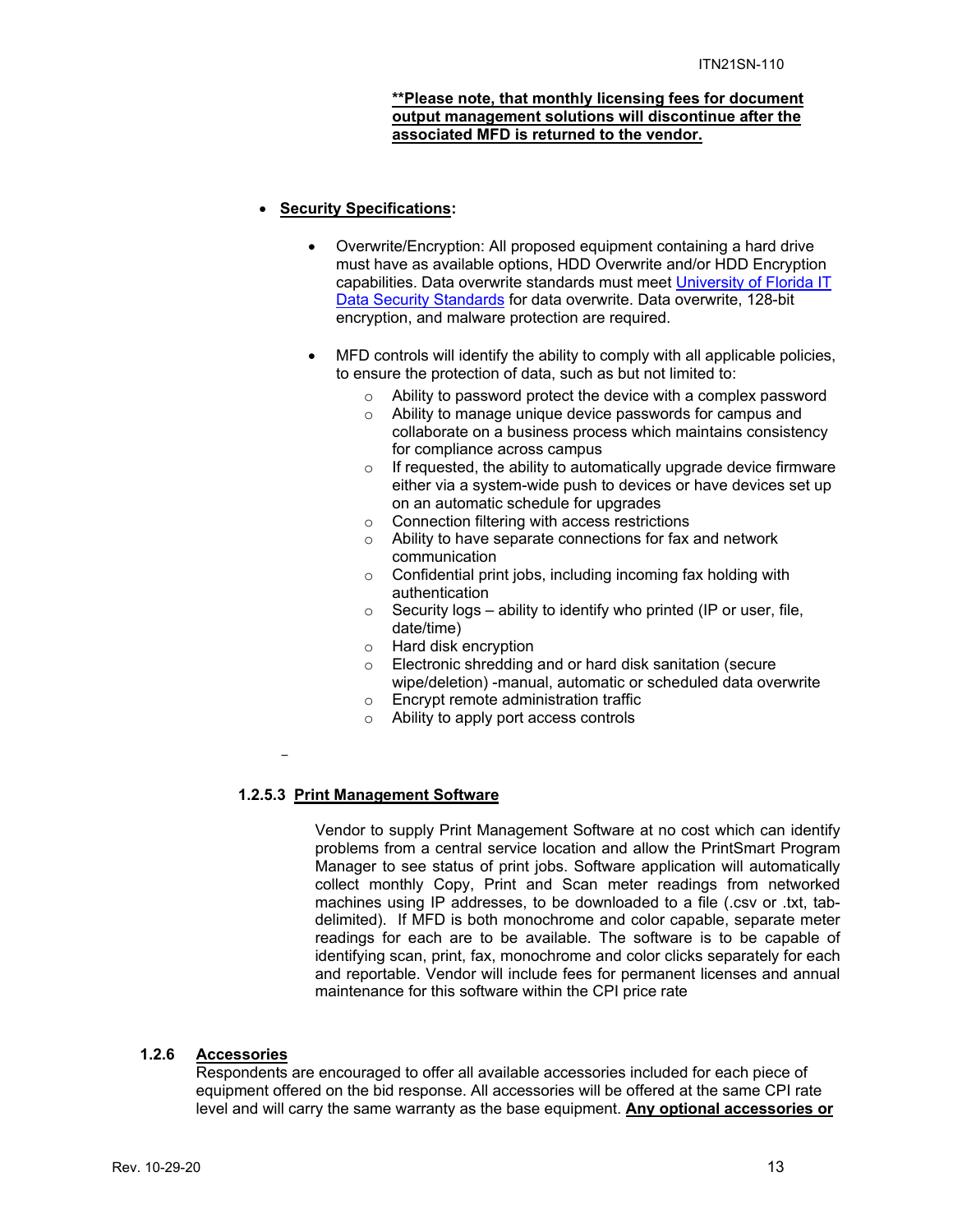**\*\*Please note, that monthly licensing fees for document output management solutions will discontinue after the associated MFD is returned to the vendor.**

- **<u>Security Specifications</u>:**

  - Overwrite/Encryption: All proposed equipment containing a hard drive must have as available options, HDD Overwrite and/or HDD Encryption capabilities. Data overwrite standards must meet [University of Florida IT Data Security Standards](#) for data overwrite. Data overwrite, 128-bit encryption, and malware protection are required.

  - MFD controls will identify the ability to comply with all applicable policies, to ensure the protection of data, such as but not limited to:
    - Ability to password protect the device with a complex password
    - Ability to manage unique device passwords for campus and collaborate on a business process which maintains consistency for compliance across campus
    - If requested, the ability to automatically upgrade device firmware either via a system-wide push to devices or have devices set up on an automatic schedule for upgrades
    - Connection filtering with access restrictions
    - Ability to have separate connections for fax and network communication
    - Confidential print jobs, including incoming fax holding with authentication
    - Security logs – ability to identify who printed (IP or user, file, date/time)
    - Hard disk encryption
    - Electronic shredding and or hard disk sanitation (secure wipe/deletion) -manual, automatic or scheduled data overwrite
    - Encrypt remote administration traffic
    - Ability to apply port access controls

#### 1.2.5.3 <u>Print Management Software</u>

Vendor to supply Print Management Software at no cost which can identify problems from a central service location and allow the PrintSmart Program Manager to see status of print jobs. Software application will automatically collect monthly Copy, Print and Scan meter readings from networked machines using IP addresses, to be downloaded to a file (.csv or .txt, tab-delimited). If MFD is both monochrome and color capable, separate meter readings for each are to be available. The software is to be capable of identifying scan, print, fax, monochrome and color clicks separately for each and reportable. Vendor will include fees for permanent licenses and annual maintenance for this software within the CPI price rate

### 1.2.6 <u>Accessories</u>

Respondents are encouraged to offer all available accessories included for each piece of equipment offered on the bid response. All accessories will be offered at the same CPI rate level and will carry the same warranty as the base equipment. **<u>Any optional accessories or</u>**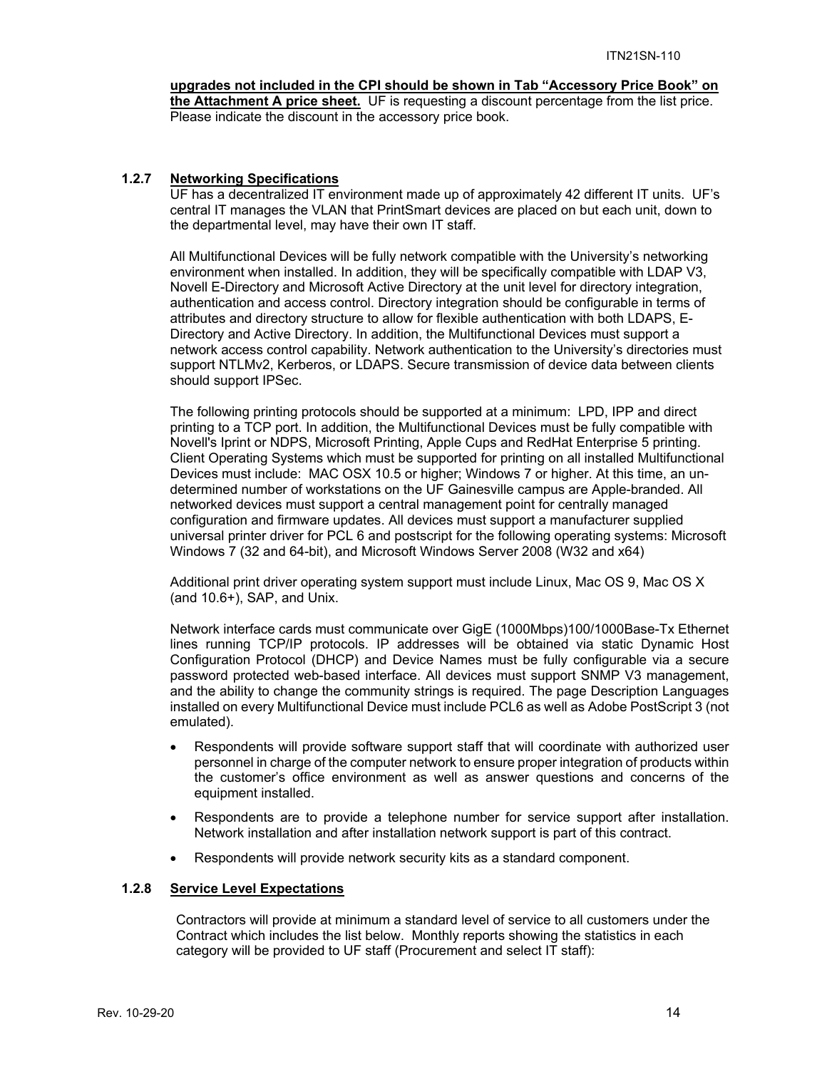**upgrades not included in the CPI should be shown in Tab "Accessory Price Book" on the Attachment A price sheet.** UF is requesting a discount percentage from the list price. Please indicate the discount in the accessory price book.

### 1.2.7 Networking Specifications

UF has a decentralized IT environment made up of approximately 42 different IT units. UF's central IT manages the VLAN that PrintSmart devices are placed on but each unit, down to the departmental level, may have their own IT staff.

All Multifunctional Devices will be fully network compatible with the University's networking environment when installed. In addition, they will be specifically compatible with LDAP V3, Novell E-Directory and Microsoft Active Directory at the unit level for directory integration, authentication and access control. Directory integration should be configurable in terms of attributes and directory structure to allow for flexible authentication with both LDAPS, E-Directory and Active Directory. In addition, the Multifunctional Devices must support a network access control capability. Network authentication to the University's directories must support NTLMv2, Kerberos, or LDAPS. Secure transmission of device data between clients should support IPSec.

The following printing protocols should be supported at a minimum: LPD, IPP and direct printing to a TCP port. In addition, the Multifunctional Devices must be fully compatible with Novell's Iprint or NDPS, Microsoft Printing, Apple Cups and RedHat Enterprise 5 printing. Client Operating Systems which must be supported for printing on all installed Multifunctional Devices must include: MAC OSX 10.5 or higher; Windows 7 or higher. At this time, an un-determined number of workstations on the UF Gainesville campus are Apple-branded. All networked devices must support a central management point for centrally managed configuration and firmware updates. All devices must support a manufacturer supplied universal printer driver for PCL 6 and postscript for the following operating systems: Microsoft Windows 7 (32 and 64-bit), and Microsoft Windows Server 2008 (W32 and x64)

Additional print driver operating system support must include Linux, Mac OS 9, Mac OS X (and 10.6+), SAP, and Unix.

Network interface cards must communicate over GigE (1000Mbps)100/1000Base-Tx Ethernet lines running TCP/IP protocols. IP addresses will be obtained via static Dynamic Host Configuration Protocol (DHCP) and Device Names must be fully configurable via a secure password protected web-based interface. All devices must support SNMP V3 management, and the ability to change the community strings is required. The page Description Languages installed on every Multifunctional Device must include PCL6 as well as Adobe PostScript 3 (not emulated).

- Respondents will provide software support staff that will coordinate with authorized user personnel in charge of the computer network to ensure proper integration of products within the customer's office environment as well as answer questions and concerns of the equipment installed.
- Respondents are to provide a telephone number for service support after installation. Network installation and after installation network support is part of this contract.
- Respondents will provide network security kits as a standard component.

### 1.2.8 Service Level Expectations

Contractors will provide at minimum a standard level of service to all customers under the Contract which includes the list below. Monthly reports showing the statistics in each category will be provided to UF staff (Procurement and select IT staff):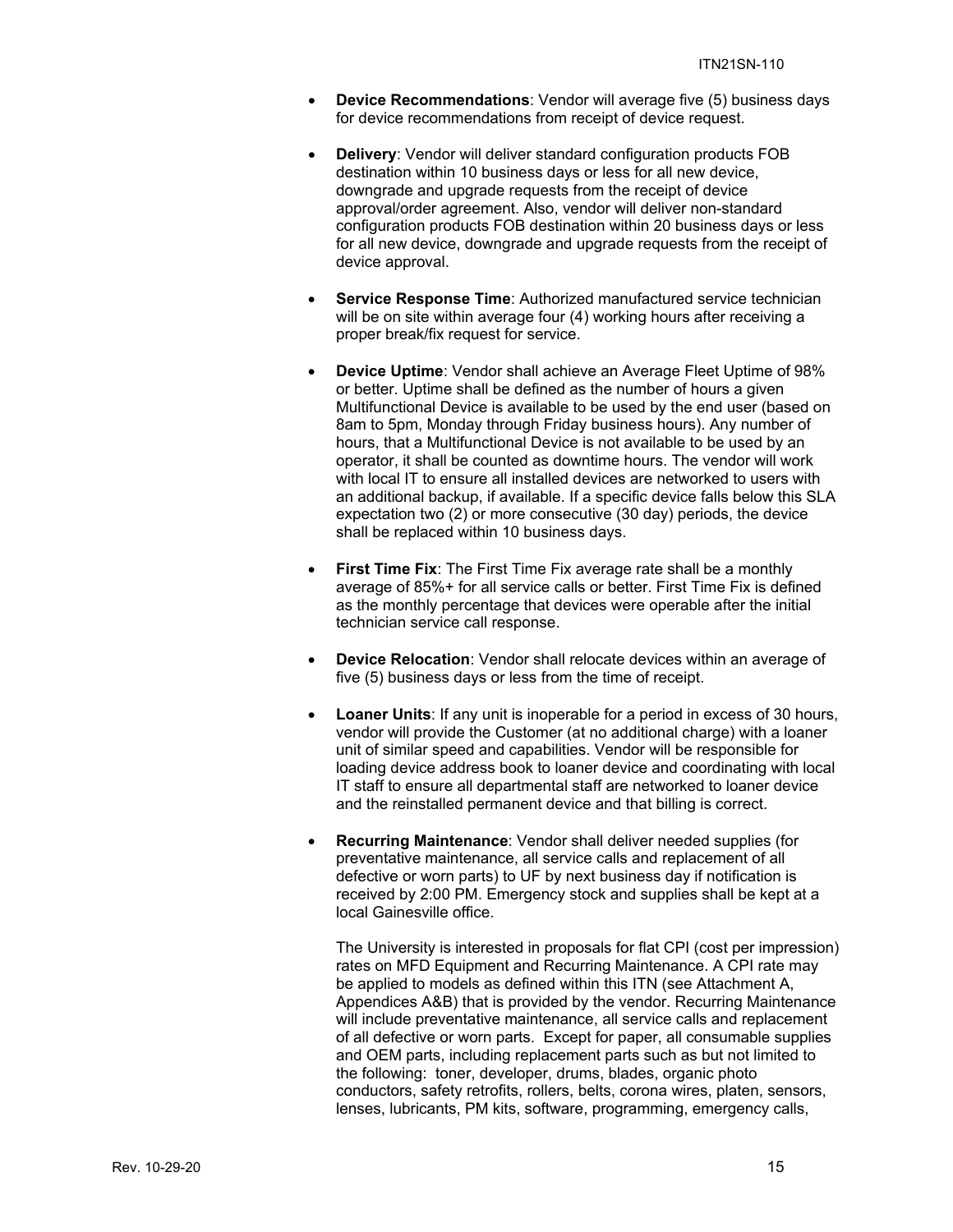- **Device Recommendations**: Vendor will average five (5) business days for device recommendations from receipt of device request.

- **Delivery**: Vendor will deliver standard configuration products FOB destination within 10 business days or less for all new device, downgrade and upgrade requests from the receipt of device approval/order agreement. Also, vendor will deliver non-standard configuration products FOB destination within 20 business days or less for all new device, downgrade and upgrade requests from the receipt of device approval.

- **Service Response Time**: Authorized manufactured service technician will be on site within average four (4) working hours after receiving a proper break/fix request for service.

- **Device Uptime**: Vendor shall achieve an Average Fleet Uptime of 98% or better. Uptime shall be defined as the number of hours a given Multifunctional Device is available to be used by the end user (based on 8am to 5pm, Monday through Friday business hours). Any number of hours, that a Multifunctional Device is not available to be used by an operator, it shall be counted as downtime hours. The vendor will work with local IT to ensure all installed devices are networked to users with an additional backup, if available. If a specific device falls below this SLA expectation two (2) or more consecutive (30 day) periods, the device shall be replaced within 10 business days.

- **First Time Fix**: The First Time Fix average rate shall be a monthly average of 85%+ for all service calls or better. First Time Fix is defined as the monthly percentage that devices were operable after the initial technician service call response.

- **Device Relocation**: Vendor shall relocate devices within an average of five (5) business days or less from the time of receipt.

- **Loaner Units**: If any unit is inoperable for a period in excess of 30 hours, vendor will provide the Customer (at no additional charge) with a loaner unit of similar speed and capabilities. Vendor will be responsible for loading device address book to loaner device and coordinating with local IT staff to ensure all departmental staff are networked to loaner device and the reinstalled permanent device and that billing is correct.

- **Recurring Maintenance**: Vendor shall deliver needed supplies (for preventative maintenance, all service calls and replacement of all defective or worn parts) to UF by next business day if notification is received by 2:00 PM. Emergency stock and supplies shall be kept at a local Gainesville office.

  The University is interested in proposals for flat CPI (cost per impression) rates on MFD Equipment and Recurring Maintenance. A CPI rate may be applied to models as defined within this ITN (see Attachment A, Appendices A&B) that is provided by the vendor. Recurring Maintenance will include preventative maintenance, all service calls and replacement of all defective or worn parts. Except for paper, all consumable supplies and OEM parts, including replacement parts such as but not limited to the following: toner, developer, drums, blades, organic photo conductors, safety retrofits, rollers, belts, corona wires, platen, sensors, lenses, lubricants, PM kits, software, programming, emergency calls,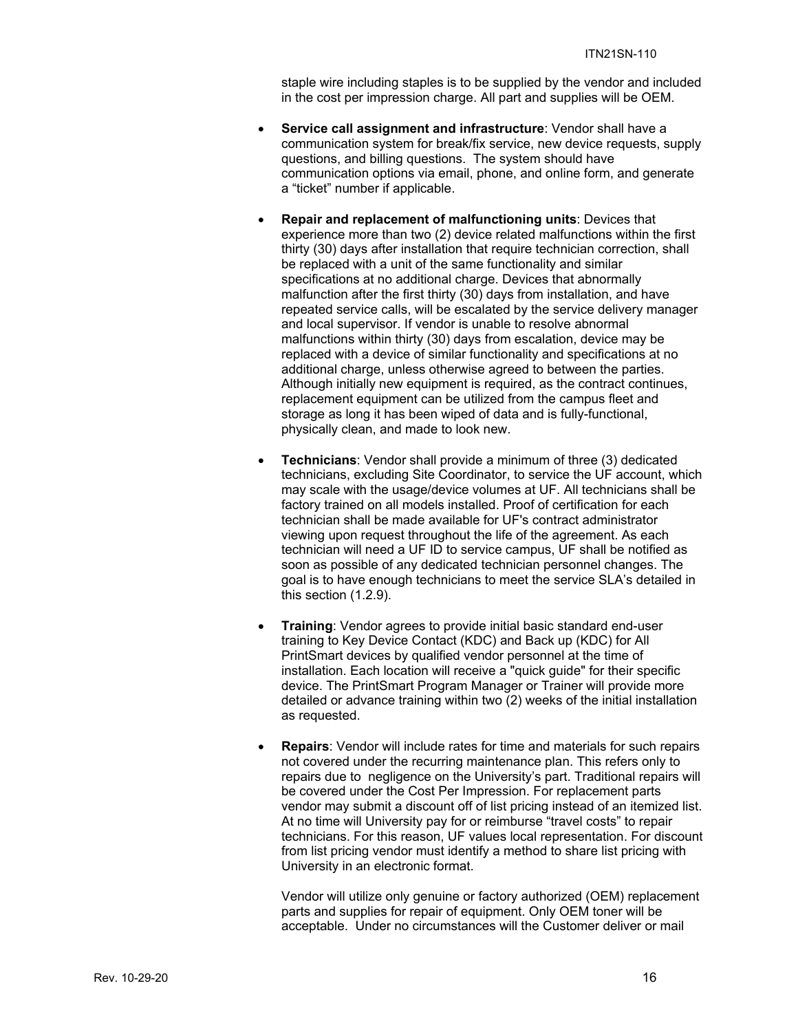staple wire including staples is to be supplied by the vendor and included in the cost per impression charge. All part and supplies will be OEM.

- **Service call assignment and infrastructure**: Vendor shall have a communication system for break/fix service, new device requests, supply questions, and billing questions. The system should have communication options via email, phone, and online form, and generate a "ticket" number if applicable.

- **Repair and replacement of malfunctioning units**: Devices that experience more than two (2) device related malfunctions within the first thirty (30) days after installation that require technician correction, shall be replaced with a unit of the same functionality and similar specifications at no additional charge. Devices that abnormally malfunction after the first thirty (30) days from installation, and have repeated service calls, will be escalated by the service delivery manager and local supervisor. If vendor is unable to resolve abnormal malfunctions within thirty (30) days from escalation, device may be replaced with a device of similar functionality and specifications at no additional charge, unless otherwise agreed to between the parties. Although initially new equipment is required, as the contract continues, replacement equipment can be utilized from the campus fleet and storage as long it has been wiped of data and is fully-functional, physically clean, and made to look new.

- **Technicians**: Vendor shall provide a minimum of three (3) dedicated technicians, excluding Site Coordinator, to service the UF account, which may scale with the usage/device volumes at UF. All technicians shall be factory trained on all models installed. Proof of certification for each technician shall be made available for UF's contract administrator viewing upon request throughout the life of the agreement. As each technician will need a UF ID to service campus, UF shall be notified as soon as possible of any dedicated technician personnel changes. The goal is to have enough technicians to meet the service SLA's detailed in this section (1.2.9).

- **Training**: Vendor agrees to provide initial basic standard end-user training to Key Device Contact (KDC) and Back up (KDC) for All PrintSmart devices by qualified vendor personnel at the time of installation. Each location will receive a "quick guide" for their specific device. The PrintSmart Program Manager or Trainer will provide more detailed or advance training within two (2) weeks of the initial installation as requested.

- **Repairs**: Vendor will include rates for time and materials for such repairs not covered under the recurring maintenance plan. This refers only to repairs due to negligence on the University's part. Traditional repairs will be covered under the Cost Per Impression. For replacement parts vendor may submit a discount off of list pricing instead of an itemized list. At no time will University pay for or reimburse "travel costs" to repair technicians. For this reason, UF values local representation. For discount from list pricing vendor must identify a method to share list pricing with University in an electronic format.

  Vendor will utilize only genuine or factory authorized (OEM) replacement parts and supplies for repair of equipment. Only OEM toner will be acceptable. Under no circumstances will the Customer deliver or mail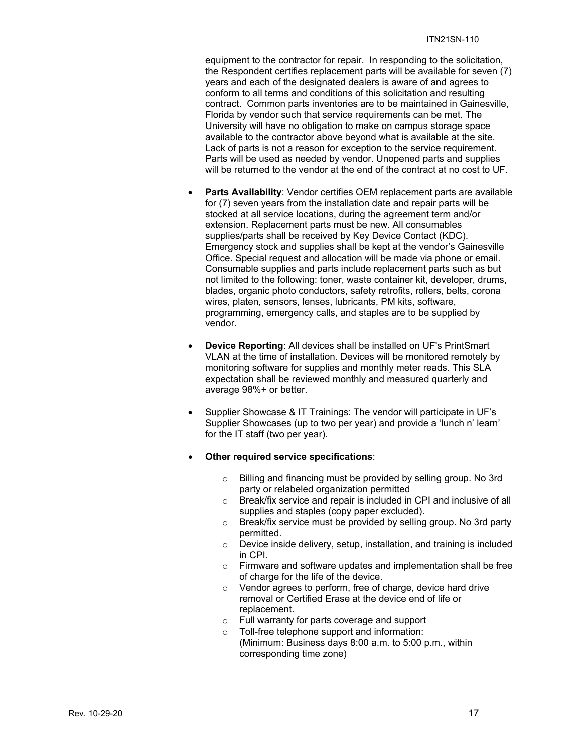equipment to the contractor for repair. In responding to the solicitation, the Respondent certifies replacement parts will be available for seven (7) years and each of the designated dealers is aware of and agrees to conform to all terms and conditions of this solicitation and resulting contract. Common parts inventories are to be maintained in Gainesville, Florida by vendor such that service requirements can be met. The University will have no obligation to make on campus storage space available to the contractor above beyond what is available at the site. Lack of parts is not a reason for exception to the service requirement. Parts will be used as needed by vendor. Unopened parts and supplies will be returned to the vendor at the end of the contract at no cost to UF.

- **Parts Availability**: Vendor certifies OEM replacement parts are available for (7) seven years from the installation date and repair parts will be stocked at all service locations, during the agreement term and/or extension. Replacement parts must be new. All consumables supplies/parts shall be received by Key Device Contact (KDC). Emergency stock and supplies shall be kept at the vendor's Gainesville Office. Special request and allocation will be made via phone or email. Consumable supplies and parts include replacement parts such as but not limited to the following: toner, waste container kit, developer, drums, blades, organic photo conductors, safety retrofits, rollers, belts, corona wires, platen, sensors, lenses, lubricants, PM kits, software, programming, emergency calls, and staples are to be supplied by vendor.

- **Device Reporting**: All devices shall be installed on UF's PrintSmart VLAN at the time of installation. Devices will be monitored remotely by monitoring software for supplies and monthly meter reads. This SLA expectation shall be reviewed monthly and measured quarterly and average 98%+ or better.

- Supplier Showcase & IT Trainings: The vendor will participate in UF's Supplier Showcases (up to two per year) and provide a 'lunch n' learn' for the IT staff (two per year).

- **Other required service specifications**:
  - Billing and financing must be provided by selling group. No 3rd party or relabeled organization permitted
  - Break/fix service and repair is included in CPI and inclusive of all supplies and staples (copy paper excluded).
  - Break/fix service must be provided by selling group. No 3rd party permitted.
  - Device inside delivery, setup, installation, and training is included in CPI.
  - Firmware and software updates and implementation shall be free of charge for the life of the device.
  - Vendor agrees to perform, free of charge, device hard drive removal or Certified Erase at the device end of life or replacement.
  - Full warranty for parts coverage and support
  - Toll-free telephone support and information: (Minimum: Business days 8:00 a.m. to 5:00 p.m., within corresponding time zone)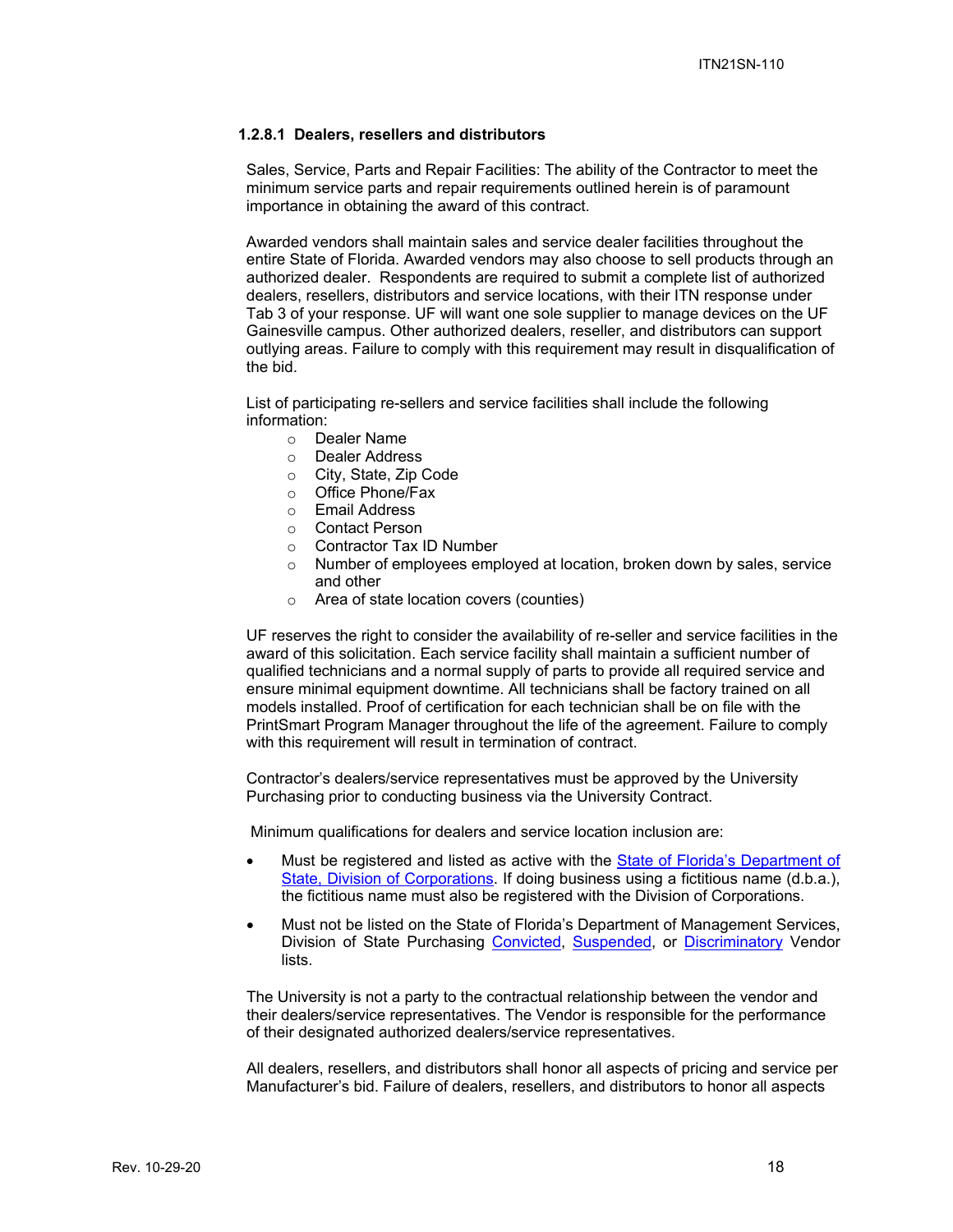#### 1.2.8.1 Dealers, resellers and distributors

Sales, Service, Parts and Repair Facilities: The ability of the Contractor to meet the minimum service parts and repair requirements outlined herein is of paramount importance in obtaining the award of this contract.

Awarded vendors shall maintain sales and service dealer facilities throughout the entire State of Florida. Awarded vendors may also choose to sell products through an authorized dealer. Respondents are required to submit a complete list of authorized dealers, resellers, distributors and service locations, with their ITN response under Tab 3 of your response. UF will want one sole supplier to manage devices on the UF Gainesville campus. Other authorized dealers, reseller, and distributors can support outlying areas. Failure to comply with this requirement may result in disqualification of the bid.

List of participating re-sellers and service facilities shall include the following information:

- Dealer Name
- Dealer Address
- City, State, Zip Code
- Office Phone/Fax
- Email Address
- Contact Person
- Contractor Tax ID Number
- Number of employees employed at location, broken down by sales, service and other
- Area of state location covers (counties)

UF reserves the right to consider the availability of re-seller and service facilities in the award of this solicitation. Each service facility shall maintain a sufficient number of qualified technicians and a normal supply of parts to provide all required service and ensure minimal equipment downtime. All technicians shall be factory trained on all models installed. Proof of certification for each technician shall be on file with the PrintSmart Program Manager throughout the life of the agreement. Failure to comply with this requirement will result in termination of contract.

Contractor's dealers/service representatives must be approved by the University Purchasing prior to conducting business via the University Contract.

Minimum qualifications for dealers and service location inclusion are:

- Must be registered and listed as active with the State of Florida's Department of State, Division of Corporations. If doing business using a fictitious name (d.b.a.), the fictitious name must also be registered with the Division of Corporations.
- Must not be listed on the State of Florida's Department of Management Services, Division of State Purchasing Convicted, Suspended, or Discriminatory Vendor lists.

The University is not a party to the contractual relationship between the vendor and their dealers/service representatives. The Vendor is responsible for the performance of their designated authorized dealers/service representatives.

All dealers, resellers, and distributors shall honor all aspects of pricing and service per Manufacturer's bid. Failure of dealers, resellers, and distributors to honor all aspects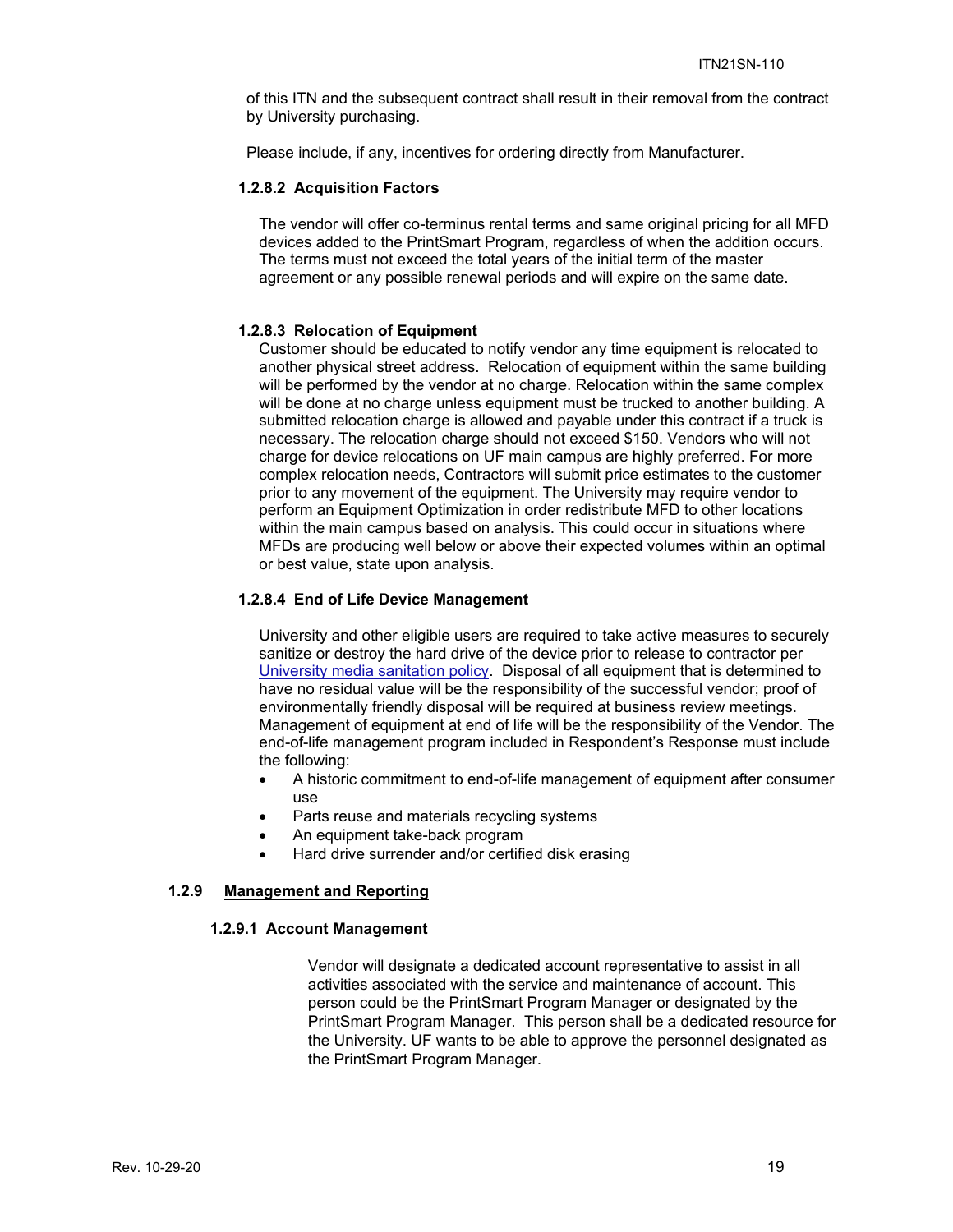of this ITN and the subsequent contract shall result in their removal from the contract by University purchasing.

Please include, if any, incentives for ordering directly from Manufacturer.

#### 1.2.8.2 Acquisition Factors

The vendor will offer co-terminus rental terms and same original pricing for all MFD devices added to the PrintSmart Program, regardless of when the addition occurs. The terms must not exceed the total years of the initial term of the master agreement or any possible renewal periods and will expire on the same date.

#### 1.2.8.3 Relocation of Equipment

Customer should be educated to notify vendor any time equipment is relocated to another physical street address. Relocation of equipment within the same building will be performed by the vendor at no charge. Relocation within the same complex will be done at no charge unless equipment must be trucked to another building. A submitted relocation charge is allowed and payable under this contract if a truck is necessary. The relocation charge should not exceed $150. Vendors who will not charge for device relocations on UF main campus are highly preferred. For more complex relocation needs, Contractors will submit price estimates to the customer prior to any movement of the equipment. The University may require vendor to perform an Equipment Optimization in order redistribute MFD to other locations within the main campus based on analysis. This could occur in situations where MFDs are producing well below or above their expected volumes within an optimal or best value, state upon analysis.

#### 1.2.8.4 End of Life Device Management

University and other eligible users are required to take active measures to securely sanitize or destroy the hard drive of the device prior to release to contractor per University media sanitation policy. Disposal of all equipment that is determined to have no residual value will be the responsibility of the successful vendor; proof of environmentally friendly disposal will be required at business review meetings. Management of equipment at end of life will be the responsibility of the Vendor. The end-of-life management program included in Respondent's Response must include the following:

- A historic commitment to end-of-life management of equipment after consumer use
- Parts reuse and materials recycling systems
- An equipment take-back program
- Hard drive surrender and/or certified disk erasing

### 1.2.9 Management and Reporting

#### 1.2.9.1 Account Management

Vendor will designate a dedicated account representative to assist in all activities associated with the service and maintenance of account. This person could be the PrintSmart Program Manager or designated by the PrintSmart Program Manager. This person shall be a dedicated resource for the University. UF wants to be able to approve the personnel designated as the PrintSmart Program Manager.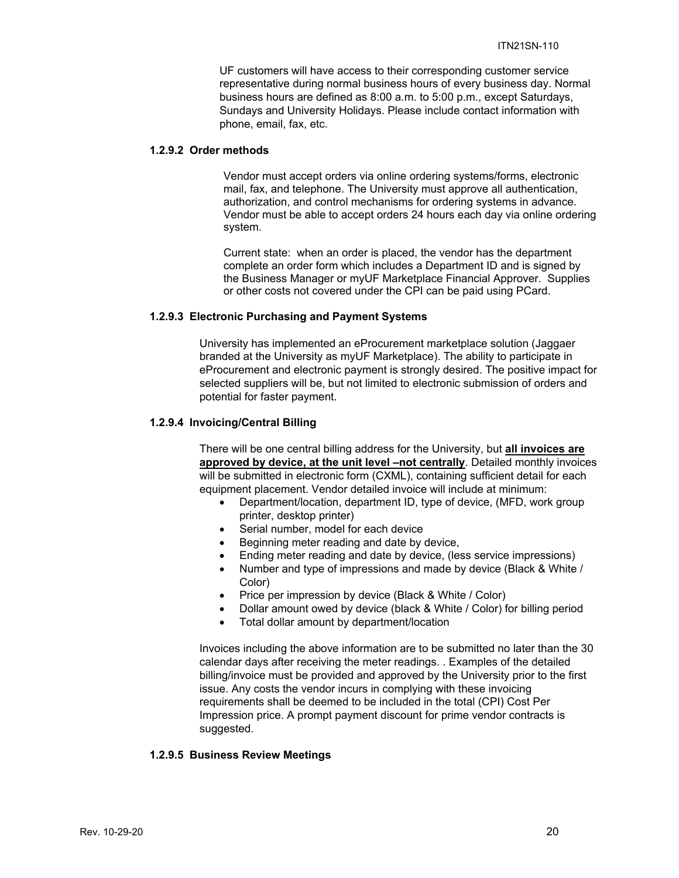UF customers will have access to their corresponding customer service representative during normal business hours of every business day. Normal business hours are defined as 8:00 a.m. to 5:00 p.m., except Saturdays, Sundays and University Holidays. Please include contact information with phone, email, fax, etc.

#### 1.2.9.2 Order methods

Vendor must accept orders via online ordering systems/forms, electronic mail, fax, and telephone. The University must approve all authentication, authorization, and control mechanisms for ordering systems in advance. Vendor must be able to accept orders 24 hours each day via online ordering system.

Current state: when an order is placed, the vendor has the department complete an order form which includes a Department ID and is signed by the Business Manager or myUF Marketplace Financial Approver. Supplies or other costs not covered under the CPI can be paid using PCard.

#### 1.2.9.3 Electronic Purchasing and Payment Systems

University has implemented an eProcurement marketplace solution (Jaggaer branded at the University as myUF Marketplace). The ability to participate in eProcurement and electronic payment is strongly desired. The positive impact for selected suppliers will be, but not limited to electronic submission of orders and potential for faster payment.

#### 1.2.9.4 Invoicing/Central Billing

There will be one central billing address for the University, but **all invoices are approved by device, at the unit level –not centrally**. Detailed monthly invoices will be submitted in electronic form (CXML), containing sufficient detail for each equipment placement. Vendor detailed invoice will include at minimum:

- Department/location, department ID, type of device, (MFD, work group printer, desktop printer)
- Serial number, model for each device
- Beginning meter reading and date by device,
- Ending meter reading and date by device, (less service impressions)
- Number and type of impressions and made by device (Black & White / Color)
- Price per impression by device (Black & White / Color)
- Dollar amount owed by device (black & White / Color) for billing period
- Total dollar amount by department/location

Invoices including the above information are to be submitted no later than the 30 calendar days after receiving the meter readings. . Examples of the detailed billing/invoice must be provided and approved by the University prior to the first issue. Any costs the vendor incurs in complying with these invoicing requirements shall be deemed to be included in the total (CPI) Cost Per Impression price. A prompt payment discount for prime vendor contracts is suggested.

#### 1.2.9.5 Business Review Meetings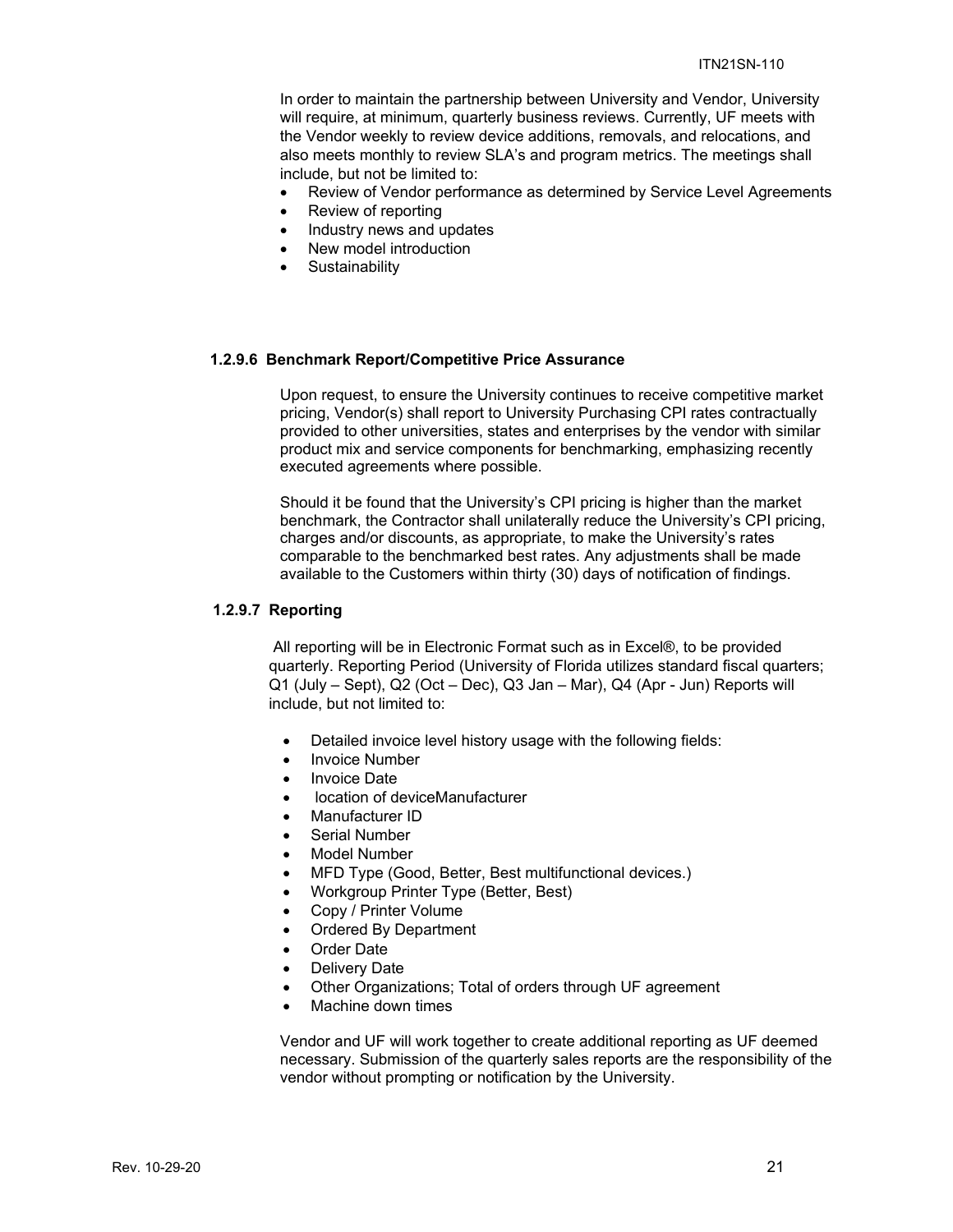In order to maintain the partnership between University and Vendor, University will require, at minimum, quarterly business reviews. Currently, UF meets with the Vendor weekly to review device additions, removals, and relocations, and also meets monthly to review SLA's and program metrics. The meetings shall include, but not be limited to:

- Review of Vendor performance as determined by Service Level Agreements
- Review of reporting
- Industry news and updates
- New model introduction
- Sustainability

#### 1.2.9.6 Benchmark Report/Competitive Price Assurance

Upon request, to ensure the University continues to receive competitive market pricing, Vendor(s) shall report to University Purchasing CPI rates contractually provided to other universities, states and enterprises by the vendor with similar product mix and service components for benchmarking, emphasizing recently executed agreements where possible.

Should it be found that the University's CPI pricing is higher than the market benchmark, the Contractor shall unilaterally reduce the University's CPI pricing, charges and/or discounts, as appropriate, to make the University's rates comparable to the benchmarked best rates. Any adjustments shall be made available to the Customers within thirty (30) days of notification of findings.

#### 1.2.9.7 Reporting

All reporting will be in Electronic Format such as in Excel®, to be provided quarterly. Reporting Period (University of Florida utilizes standard fiscal quarters; Q1 (July – Sept), Q2 (Oct – Dec), Q3 Jan – Mar), Q4 (Apr - Jun) Reports will include, but not limited to:

- Detailed invoice level history usage with the following fields:
- Invoice Number
- Invoice Date
- location of deviceManufacturer
- Manufacturer ID
- Serial Number
- Model Number
- MFD Type (Good, Better, Best multifunctional devices.)
- Workgroup Printer Type (Better, Best)
- Copy / Printer Volume
- Ordered By Department
- Order Date
- Delivery Date
- Other Organizations; Total of orders through UF agreement
- Machine down times

Vendor and UF will work together to create additional reporting as UF deemed necessary. Submission of the quarterly sales reports are the responsibility of the vendor without prompting or notification by the University.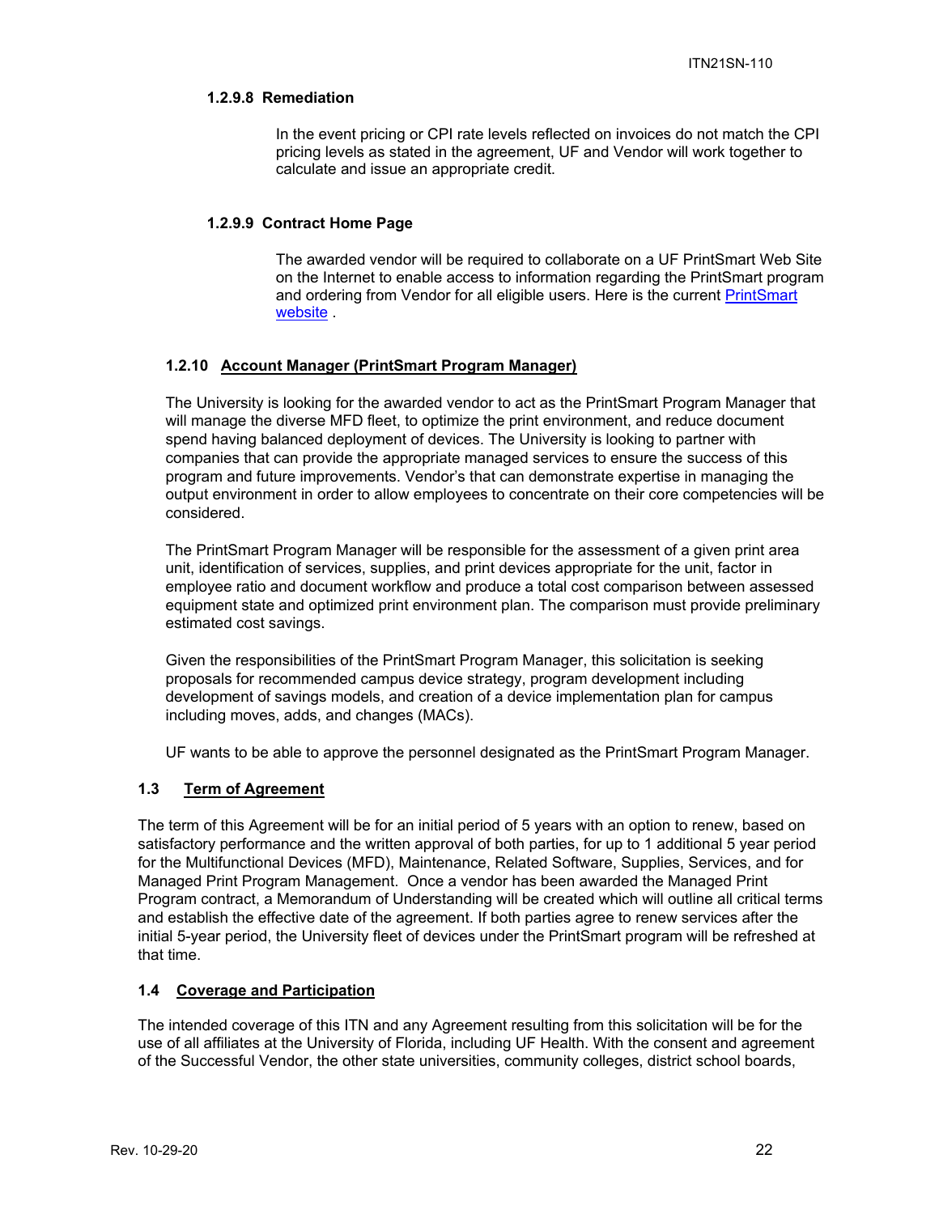#### 1.2.9.8 Remediation

In the event pricing or CPI rate levels reflected on invoices do not match the CPI pricing levels as stated in the agreement, UF and Vendor will work together to calculate and issue an appropriate credit.

#### 1.2.9.9 Contract Home Page

The awarded vendor will be required to collaborate on a UF PrintSmart Web Site on the Internet to enable access to information regarding the PrintSmart program and ordering from Vendor for all eligible users. Here is the current PrintSmart website .

### 1.2.10 Account Manager (PrintSmart Program Manager)

The University is looking for the awarded vendor to act as the PrintSmart Program Manager that will manage the diverse MFD fleet, to optimize the print environment, and reduce document spend having balanced deployment of devices. The University is looking to partner with companies that can provide the appropriate managed services to ensure the success of this program and future improvements. Vendor's that can demonstrate expertise in managing the output environment in order to allow employees to concentrate on their core competencies will be considered.

The PrintSmart Program Manager will be responsible for the assessment of a given print area unit, identification of services, supplies, and print devices appropriate for the unit, factor in employee ratio and document workflow and produce a total cost comparison between assessed equipment state and optimized print environment plan. The comparison must provide preliminary estimated cost savings.

Given the responsibilities of the PrintSmart Program Manager, this solicitation is seeking proposals for recommended campus device strategy, program development including development of savings models, and creation of a device implementation plan for campus including moves, adds, and changes (MACs).

UF wants to be able to approve the personnel designated as the PrintSmart Program Manager.

## 1.3 Term of Agreement

The term of this Agreement will be for an initial period of 5 years with an option to renew, based on satisfactory performance and the written approval of both parties, for up to 1 additional 5 year period for the Multifunctional Devices (MFD), Maintenance, Related Software, Supplies, Services, and for Managed Print Program Management. Once a vendor has been awarded the Managed Print Program contract, a Memorandum of Understanding will be created which will outline all critical terms and establish the effective date of the agreement. If both parties agree to renew services after the initial 5-year period, the University fleet of devices under the PrintSmart program will be refreshed at that time.

## 1.4 Coverage and Participation

The intended coverage of this ITN and any Agreement resulting from this solicitation will be for the use of all affiliates at the University of Florida, including UF Health. With the consent and agreement of the Successful Vendor, the other state universities, community colleges, district school boards,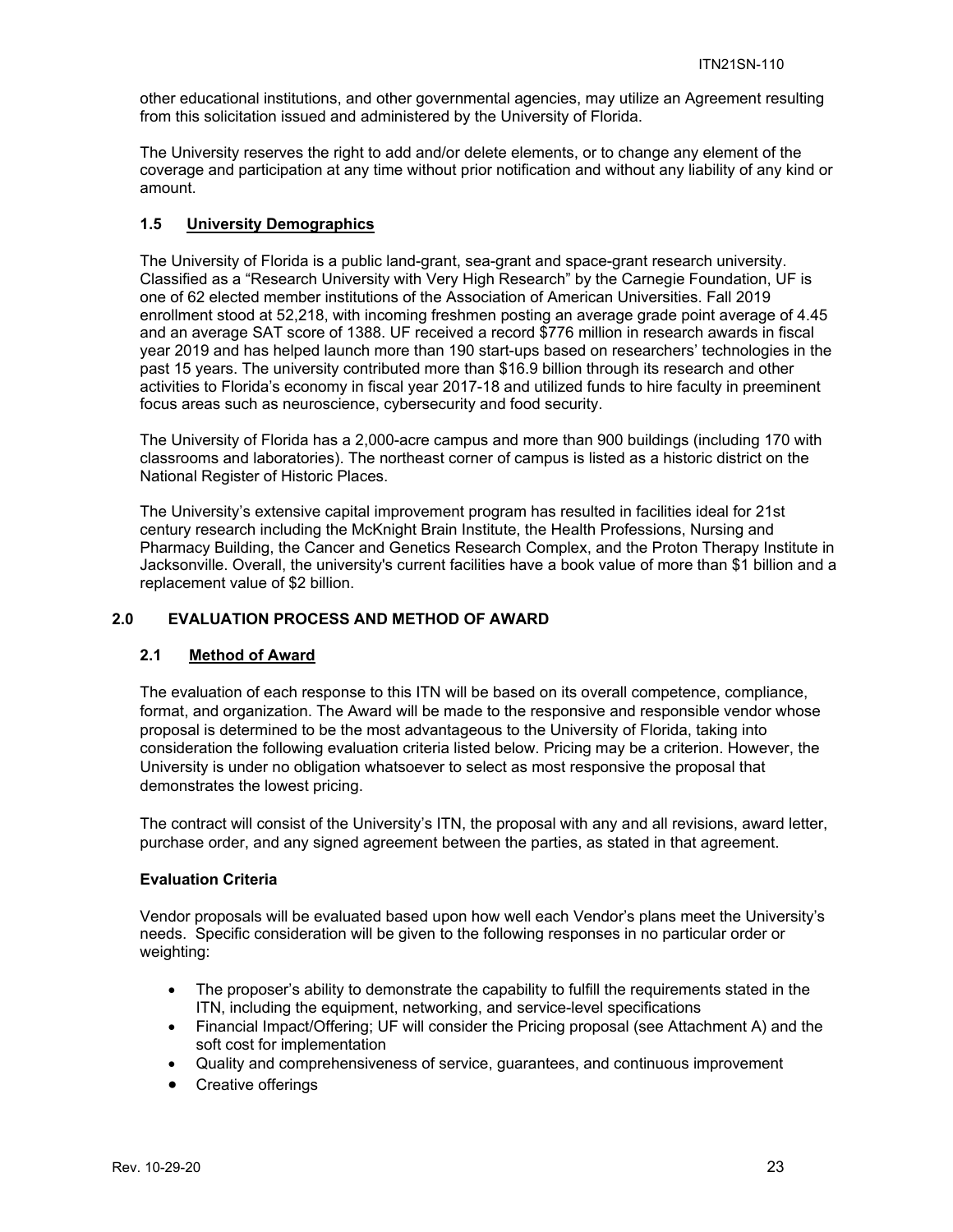other educational institutions, and other governmental agencies, may utilize an Agreement resulting from this solicitation issued and administered by the University of Florida.

The University reserves the right to add and/or delete elements, or to change any element of the coverage and participation at any time without prior notification and without any liability of any kind or amount.

### 1.5 University Demographics

The University of Florida is a public land-grant, sea-grant and space-grant research university. Classified as a "Research University with Very High Research" by the Carnegie Foundation, UF is one of 62 elected member institutions of the Association of American Universities. Fall 2019 enrollment stood at 52,218, with incoming freshmen posting an average grade point average of 4.45 and an average SAT score of 1388. UF received a record $776 million in research awards in fiscal year 2019 and has helped launch more than 190 start-ups based on researchers' technologies in the past 15 years. The university contributed more than $16.9 billion through its research and other activities to Florida's economy in fiscal year 2017-18 and utilized funds to hire faculty in preeminent focus areas such as neuroscience, cybersecurity and food security.

The University of Florida has a 2,000-acre campus and more than 900 buildings (including 170 with classrooms and laboratories). The northeast corner of campus is listed as a historic district on the National Register of Historic Places.

The University's extensive capital improvement program has resulted in facilities ideal for 21st century research including the McKnight Brain Institute, the Health Professions, Nursing and Pharmacy Building, the Cancer and Genetics Research Complex, and the Proton Therapy Institute in Jacksonville. Overall, the university's current facilities have a book value of more than $1 billion and a replacement value of $2 billion.

## 2.0 EVALUATION PROCESS AND METHOD OF AWARD

### 2.1 Method of Award

The evaluation of each response to this ITN will be based on its overall competence, compliance, format, and organization. The Award will be made to the responsive and responsible vendor whose proposal is determined to be the most advantageous to the University of Florida, taking into consideration the following evaluation criteria listed below. Pricing may be a criterion. However, the University is under no obligation whatsoever to select as most responsive the proposal that demonstrates the lowest pricing.

The contract will consist of the University's ITN, the proposal with any and all revisions, award letter, purchase order, and any signed agreement between the parties, as stated in that agreement.

**Evaluation Criteria**

Vendor proposals will be evaluated based upon how well each Vendor's plans meet the University's needs. Specific consideration will be given to the following responses in no particular order or weighting:

- The proposer's ability to demonstrate the capability to fulfill the requirements stated in the ITN, including the equipment, networking, and service-level specifications
- Financial Impact/Offering; UF will consider the Pricing proposal (see Attachment A) and the soft cost for implementation
- Quality and comprehensiveness of service, guarantees, and continuous improvement
- Creative offerings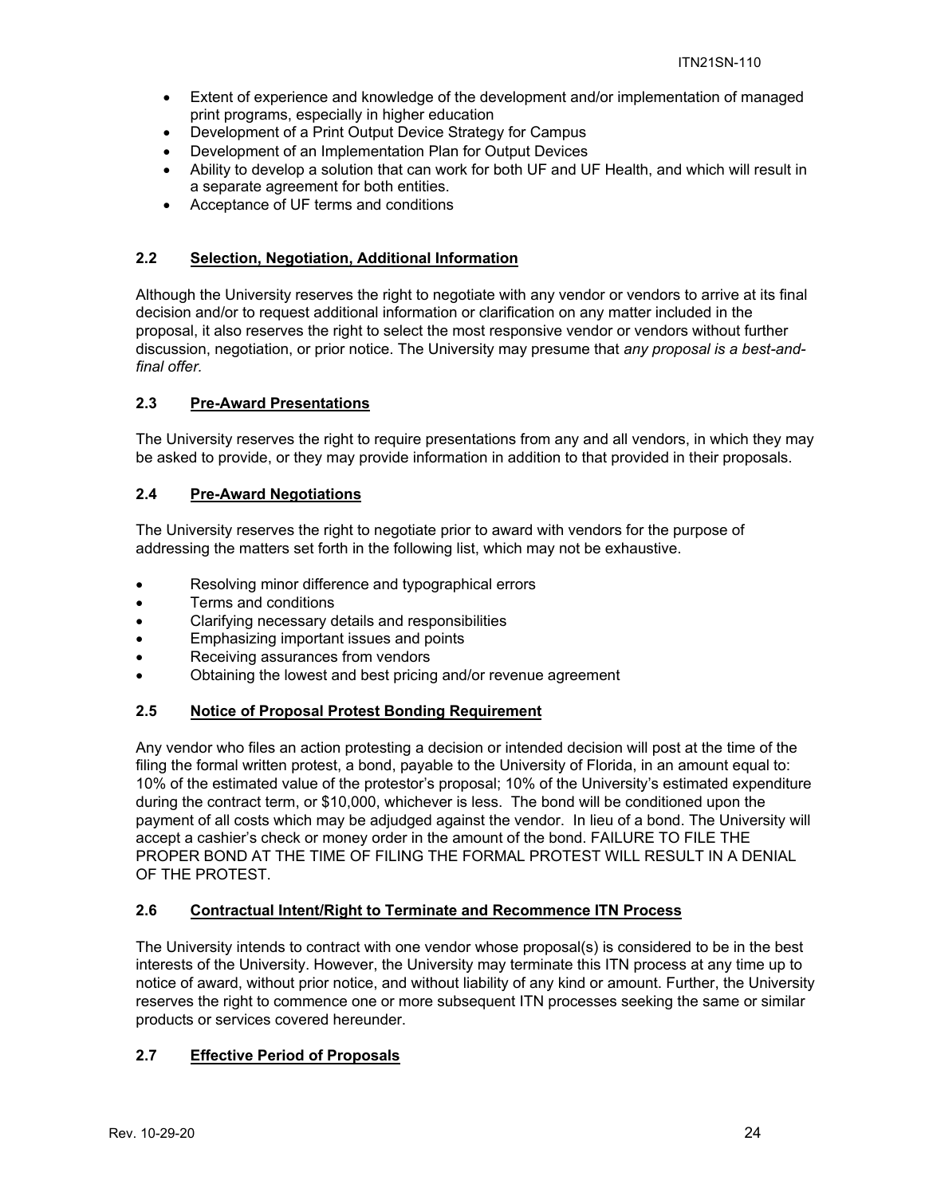- Extent of experience and knowledge of the development and/or implementation of managed print programs, especially in higher education
- Development of a Print Output Device Strategy for Campus
- Development of an Implementation Plan for Output Devices
- Ability to develop a solution that can work for both UF and UF Health, and which will result in a separate agreement for both entities.
- Acceptance of UF terms and conditions

### 2.2 Selection, Negotiation, Additional Information

Although the University reserves the right to negotiate with any vendor or vendors to arrive at its final decision and/or to request additional information or clarification on any matter included in the proposal, it also reserves the right to select the most responsive vendor or vendors without further discussion, negotiation, or prior notice. The University may presume that *any proposal is a best-and-final offer.*

### 2.3 Pre-Award Presentations

The University reserves the right to require presentations from any and all vendors, in which they may be asked to provide, or they may provide information in addition to that provided in their proposals.

### 2.4 Pre-Award Negotiations

The University reserves the right to negotiate prior to award with vendors for the purpose of addressing the matters set forth in the following list, which may not be exhaustive.

- Resolving minor difference and typographical errors
- Terms and conditions
- Clarifying necessary details and responsibilities
- Emphasizing important issues and points
- Receiving assurances from vendors
- Obtaining the lowest and best pricing and/or revenue agreement

### 2.5 Notice of Proposal Protest Bonding Requirement

Any vendor who files an action protesting a decision or intended decision will post at the time of the filing the formal written protest, a bond, payable to the University of Florida, in an amount equal to: 10% of the estimated value of the protestor's proposal; 10% of the University's estimated expenditure during the contract term, or $10,000, whichever is less. The bond will be conditioned upon the payment of all costs which may be adjudged against the vendor. In lieu of a bond. The University will accept a cashier's check or money order in the amount of the bond. FAILURE TO FILE THE PROPER BOND AT THE TIME OF FILING THE FORMAL PROTEST WILL RESULT IN A DENIAL OF THE PROTEST.

### 2.6 Contractual Intent/Right to Terminate and Recommence ITN Process

The University intends to contract with one vendor whose proposal(s) is considered to be in the best interests of the University. However, the University may terminate this ITN process at any time up to notice of award, without prior notice, and without liability of any kind or amount. Further, the University reserves the right to commence one or more subsequent ITN processes seeking the same or similar products or services covered hereunder.

### 2.7 Effective Period of Proposals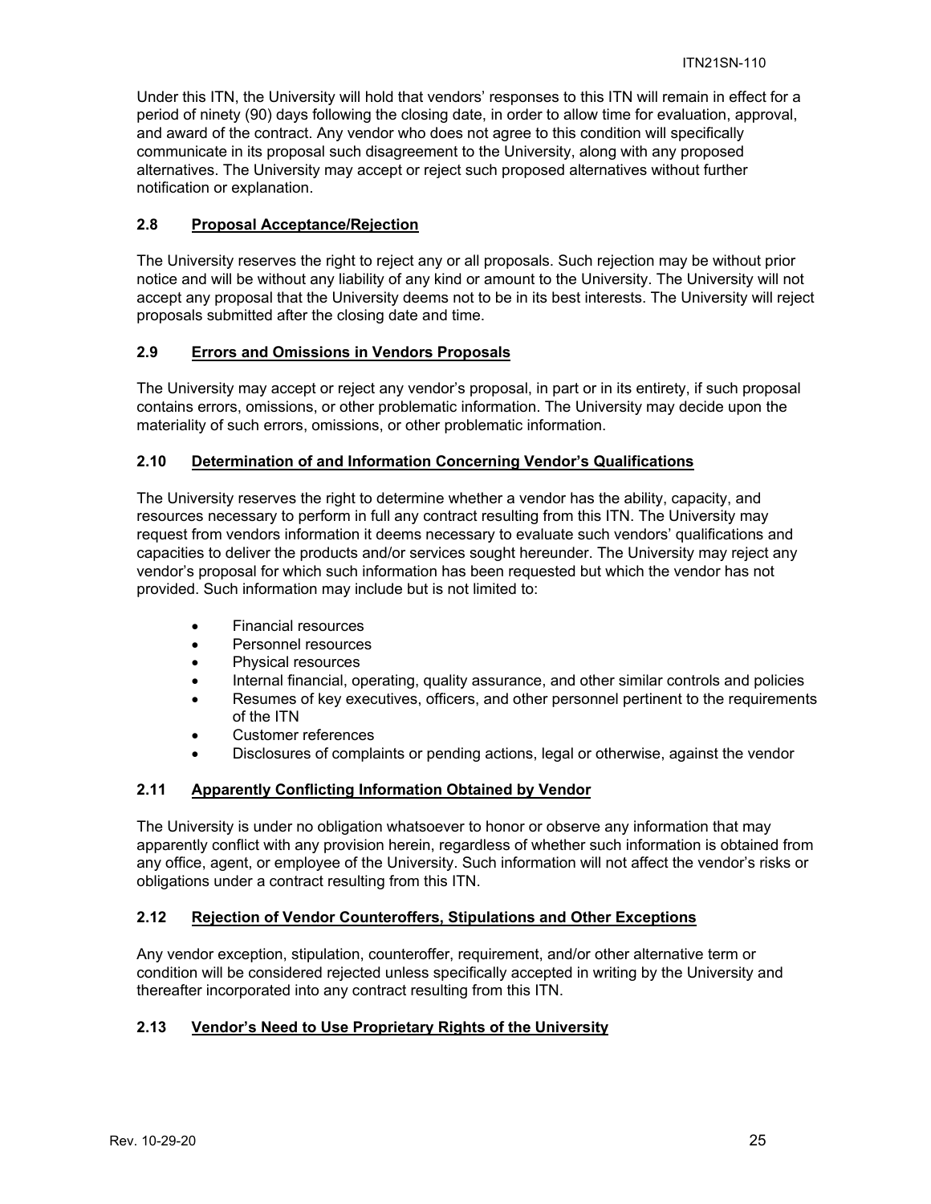Under this ITN, the University will hold that vendors' responses to this ITN will remain in effect for a period of ninety (90) days following the closing date, in order to allow time for evaluation, approval, and award of the contract. Any vendor who does not agree to this condition will specifically communicate in its proposal such disagreement to the University, along with any proposed alternatives. The University may accept or reject such proposed alternatives without further notification or explanation.

### 2.8 Proposal Acceptance/Rejection

The University reserves the right to reject any or all proposals. Such rejection may be without prior notice and will be without any liability of any kind or amount to the University. The University will not accept any proposal that the University deems not to be in its best interests. The University will reject proposals submitted after the closing date and time.

### 2.9 Errors and Omissions in Vendors Proposals

The University may accept or reject any vendor's proposal, in part or in its entirety, if such proposal contains errors, omissions, or other problematic information. The University may decide upon the materiality of such errors, omissions, or other problematic information.

### 2.10 Determination of and Information Concerning Vendor's Qualifications

The University reserves the right to determine whether a vendor has the ability, capacity, and resources necessary to perform in full any contract resulting from this ITN. The University may request from vendors information it deems necessary to evaluate such vendors' qualifications and capacities to deliver the products and/or services sought hereunder. The University may reject any vendor's proposal for which such information has been requested but which the vendor has not provided. Such information may include but is not limited to:

- Financial resources
- Personnel resources
- Physical resources
- Internal financial, operating, quality assurance, and other similar controls and policies
- Resumes of key executives, officers, and other personnel pertinent to the requirements of the ITN
- Customer references
- Disclosures of complaints or pending actions, legal or otherwise, against the vendor

### 2.11 Apparently Conflicting Information Obtained by Vendor

The University is under no obligation whatsoever to honor or observe any information that may apparently conflict with any provision herein, regardless of whether such information is obtained from any office, agent, or employee of the University. Such information will not affect the vendor's risks or obligations under a contract resulting from this ITN.

### 2.12 Rejection of Vendor Counteroffers, Stipulations and Other Exceptions

Any vendor exception, stipulation, counteroffer, requirement, and/or other alternative term or condition will be considered rejected unless specifically accepted in writing by the University and thereafter incorporated into any contract resulting from this ITN.

### 2.13 Vendor's Need to Use Proprietary Rights of the University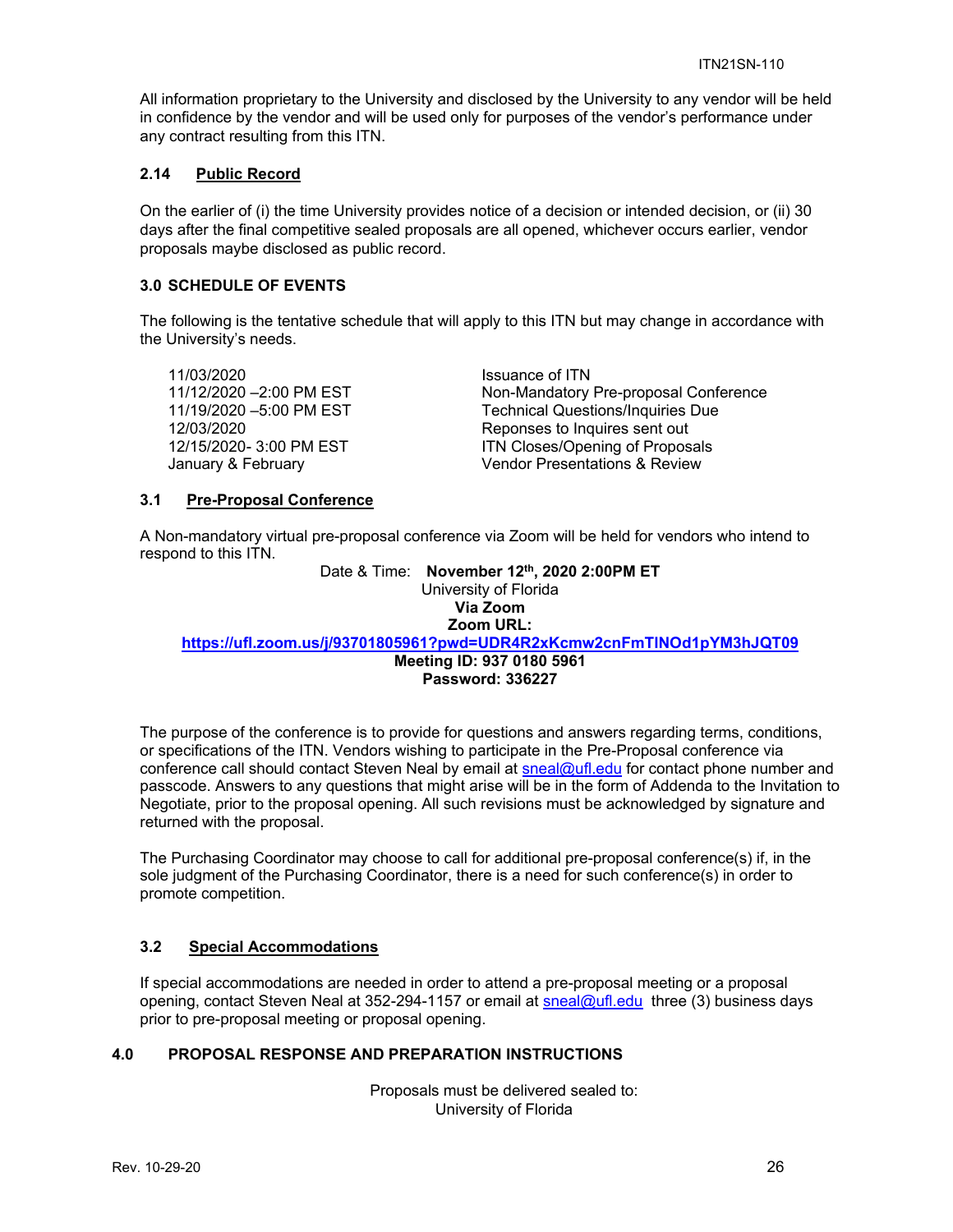All information proprietary to the University and disclosed by the University to any vendor will be held in confidence by the vendor and will be used only for purposes of the vendor's performance under any contract resulting from this ITN.

### 2.14 Public Record

On the earlier of (i) the time University provides notice of a decision or intended decision, or (ii) 30 days after the final competitive sealed proposals are all opened, whichever occurs earlier, vendor proposals maybe disclosed as public record.

### 3.0 SCHEDULE OF EVENTS

The following is the tentative schedule that will apply to this ITN but may change in accordance with the University's needs.

| | |
|---|---|
| 11/03/2020 | Issuance of ITN |
| 11/12/2020 –2:00 PM EST | Non-Mandatory Pre-proposal Conference |
| 11/19/2020 –5:00 PM EST | Technical Questions/Inquiries Due |
| 12/03/2020 | Reponses to Inquires sent out |
| 12/15/2020- 3:00 PM EST | ITN Closes/Opening of Proposals |
| January & February | Vendor Presentations & Review |

### 3.1 Pre-Proposal Conference

A Non-mandatory virtual pre-proposal conference via Zoom will be held for vendors who intend to respond to this ITN.

Date & Time: **November 12th, 2020 2:00PM ET**
University of Florida
**Via Zoom**
**Zoom URL:**
**https://ufl.zoom.us/j/93701805961?pwd=UDR4R2xKcmw2cnFmTlNOd1pYM3hJQT09**
**Meeting ID: 937 0180 5961**
**Password: 336227**

The purpose of the conference is to provide for questions and answers regarding terms, conditions, or specifications of the ITN. Vendors wishing to participate in the Pre-Proposal conference via conference call should contact Steven Neal by email at sneal@ufl.edu for contact phone number and passcode. Answers to any questions that might arise will be in the form of Addenda to the Invitation to Negotiate, prior to the proposal opening. All such revisions must be acknowledged by signature and returned with the proposal.

The Purchasing Coordinator may choose to call for additional pre-proposal conference(s) if, in the sole judgment of the Purchasing Coordinator, there is a need for such conference(s) in order to promote competition.

### 3.2 Special Accommodations

If special accommodations are needed in order to attend a pre-proposal meeting or a proposal opening, contact Steven Neal at 352-294-1157 or email at sneal@ufl.edu three (3) business days prior to pre-proposal meeting or proposal opening.

### 4.0 PROPOSAL RESPONSE AND PREPARATION INSTRUCTIONS

Proposals must be delivered sealed to:
University of Florida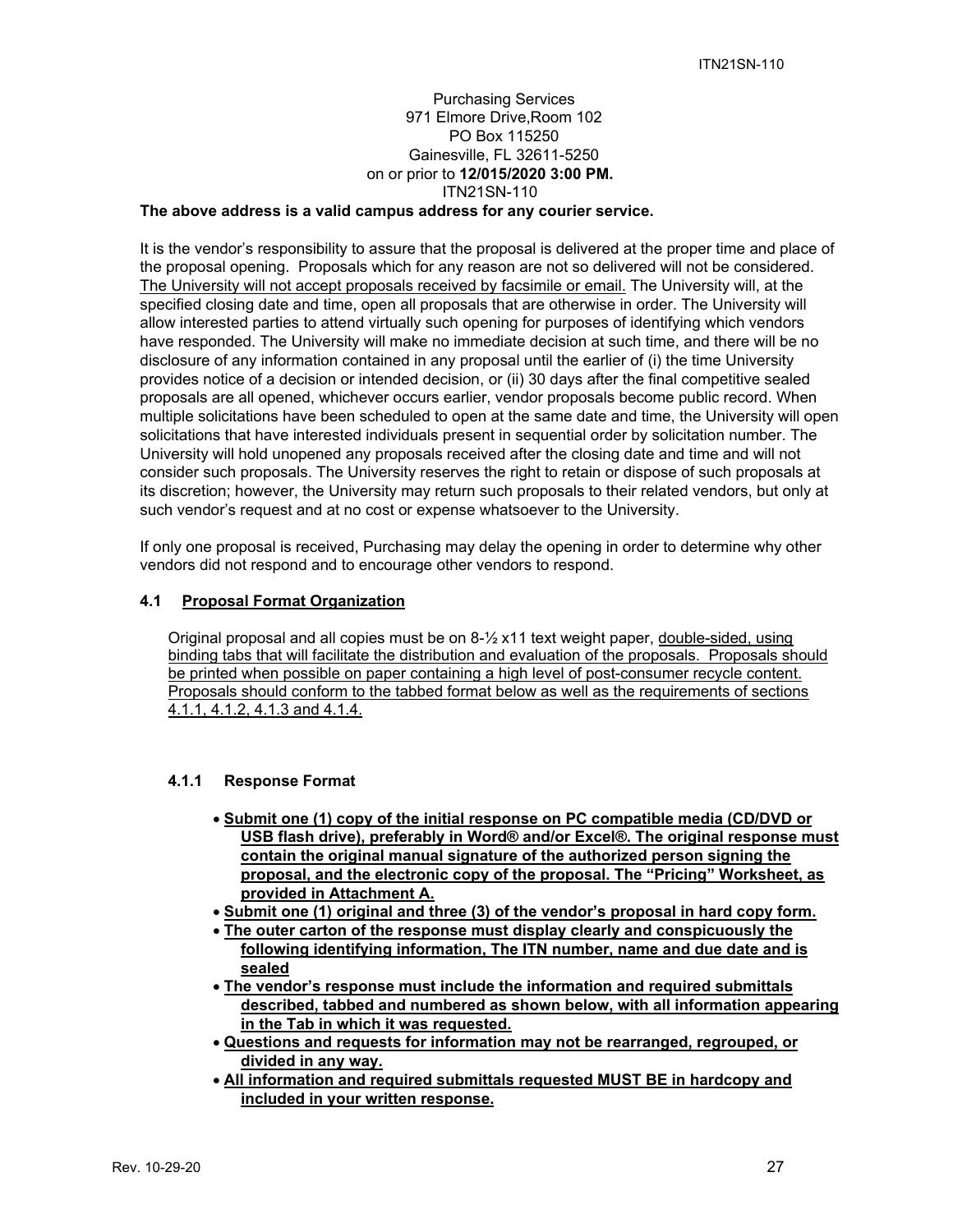Purchasing Services
971 Elmore Drive,Room 102
PO Box 115250
Gainesville, FL 32611-5250
on or prior to **12/015/2020 3:00 PM.**
ITN21SN-110

**The above address is a valid campus address for any courier service.**

It is the vendor's responsibility to assure that the proposal is delivered at the proper time and place of the proposal opening. Proposals which for any reason are not so delivered will not be considered. The University will not accept proposals received by facsimile or email. The University will, at the specified closing date and time, open all proposals that are otherwise in order. The University will allow interested parties to attend virtually such opening for purposes of identifying which vendors have responded. The University will make no immediate decision at such time, and there will be no disclosure of any information contained in any proposal until the earlier of (i) the time University provides notice of a decision or intended decision, or (ii) 30 days after the final competitive sealed proposals are all opened, whichever occurs earlier, vendor proposals become public record. When multiple solicitations have been scheduled to open at the same date and time, the University will open solicitations that have interested individuals present in sequential order by solicitation number. The University will hold unopened any proposals received after the closing date and time and will not consider such proposals. The University reserves the right to retain or dispose of such proposals at its discretion; however, the University may return such proposals to their related vendors, but only at such vendor's request and at no cost or expense whatsoever to the University.

If only one proposal is received, Purchasing may delay the opening in order to determine why other vendors did not respond and to encourage other vendors to respond.

### 4.1 Proposal Format Organization

Original proposal and all copies must be on 8-½ x11 text weight paper, double-sided, using binding tabs that will facilitate the distribution and evaluation of the proposals. Proposals should be printed when possible on paper containing a high level of post-consumer recycle content. Proposals should conform to the tabbed format below as well as the requirements of sections 4.1.1, 4.1.2, 4.1.3 and 4.1.4.

#### 4.1.1 Response Format

- **Submit one (1) copy of the initial response on PC compatible media (CD/DVD or USB flash drive), preferably in Word® and/or Excel®. The original response must contain the original manual signature of the authorized person signing the proposal, and the electronic copy of the proposal. The "Pricing" Worksheet, as provided in Attachment A.**
- **Submit one (1) original and three (3) of the vendor's proposal in hard copy form.**
- **The outer carton of the response must display clearly and conspicuously the following identifying information, The ITN number, name and due date and is sealed**
- **The vendor's response must include the information and required submittals described, tabbed and numbered as shown below, with all information appearing in the Tab in which it was requested.**
- **Questions and requests for information may not be rearranged, regrouped, or divided in any way.**
- **All information and required submittals requested MUST BE in hardcopy and included in your written response.**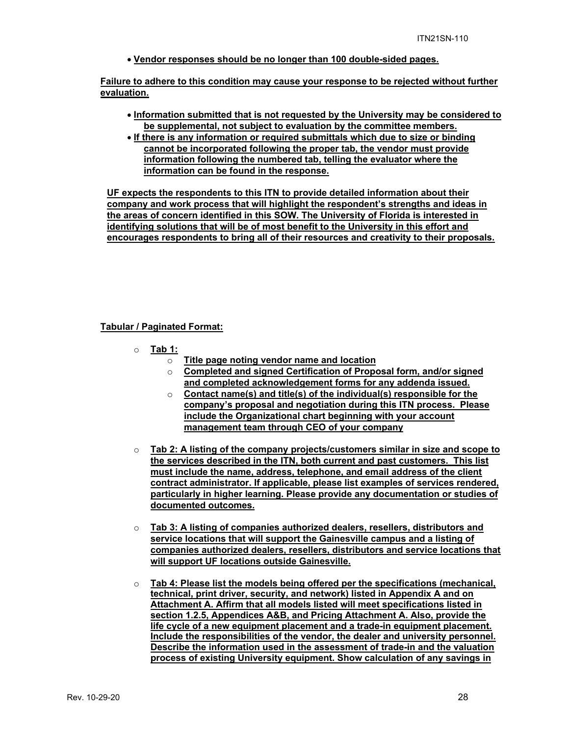- **Vendor responses should be no longer than 100 double-sided pages.**

**Failure to adhere to this condition may cause your response to be rejected without further evaluation.**

- **Information submitted that is not requested by the University may be considered to be supplemental, not subject to evaluation by the committee members.**
- **If there is any information or required submittals which due to size or binding cannot be incorporated following the proper tab, the vendor must provide information following the numbered tab, telling the evaluator where the information can be found in the response.**

**UF expects the respondents to this ITN to provide detailed information about their company and work process that will highlight the respondent's strengths and ideas in the areas of concern identified in this SOW. The University of Florida is interested in identifying solutions that will be of most benefit to the University in this effort and encourages respondents to bring all of their resources and creativity to their proposals.**

**Tabular / Paginated Format:**

- **Tab 1:**
  - **Title page noting vendor name and location**
  - **Completed and signed Certification of Proposal form, and/or signed and completed acknowledgement forms for any addenda issued.**
  - **Contact name(s) and title(s) of the individual(s) responsible for the company's proposal and negotiation during this ITN process. Please include the Organizational chart beginning with your account management team through CEO of your company**

- **Tab 2: A listing of the company projects/customers similar in size and scope to the services described in the ITN, both current and past customers. This list must include the name, address, telephone, and email address of the client contract administrator. If applicable, please list examples of services rendered, particularly in higher learning. Please provide any documentation or studies of documented outcomes.**

- **Tab 3: A listing of companies authorized dealers, resellers, distributors and service locations that will support the Gainesville campus and a listing of companies authorized dealers, resellers, distributors and service locations that will support UF locations outside Gainesville.**

- **Tab 4: Please list the models being offered per the specifications (mechanical, technical, print driver, security, and network) listed in Appendix A and on Attachment A. Affirm that all models listed will meet specifications listed in section 1.2.5, Appendices A&B, and Pricing Attachment A. Also, provide the life cycle of a new equipment placement and a trade-in equipment placement. Include the responsibilities of the vendor, the dealer and university personnel. Describe the information used in the assessment of trade-in and the valuation process of existing University equipment. Show calculation of any savings in**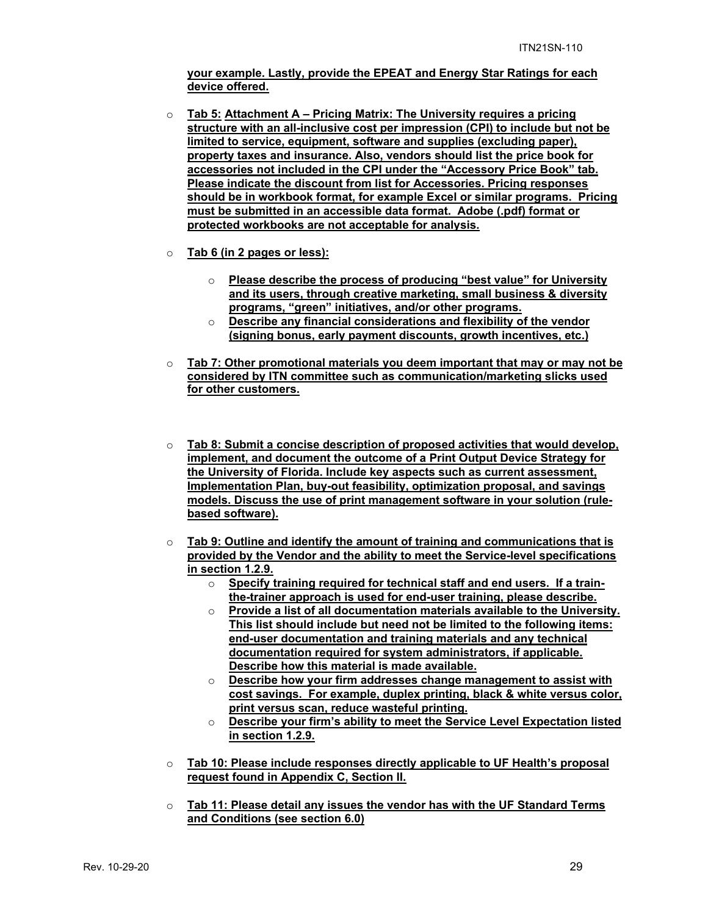**your example. Lastly, provide the EPEAT and Energy Star Ratings for each device offered.**

- **Tab 5: Attachment A – Pricing Matrix: The University requires a pricing structure with an all-inclusive cost per impression (CPI) to include but not be limited to service, equipment, software and supplies (excluding paper), property taxes and insurance. Also, vendors should list the price book for accessories not included in the CPI under the "Accessory Price Book" tab. Please indicate the discount from list for Accessories. Pricing responses should be in workbook format, for example Excel or similar programs. Pricing must be submitted in an accessible data format. Adobe (.pdf) format or protected workbooks are not acceptable for analysis.**

- **Tab 6 (in 2 pages or less):**
  - **Please describe the process of producing "best value" for University and its users, through creative marketing, small business & diversity programs, "green" initiatives, and/or other programs.**
  - **Describe any financial considerations and flexibility of the vendor (signing bonus, early payment discounts, growth incentives, etc.)**

- **Tab 7: Other promotional materials you deem important that may or may not be considered by ITN committee such as communication/marketing slicks used for other customers.**

- **Tab 8: Submit a concise description of proposed activities that would develop, implement, and document the outcome of a Print Output Device Strategy for the University of Florida. Include key aspects such as current assessment, Implementation Plan, buy-out feasibility, optimization proposal, and savings models. Discuss the use of print management software in your solution (rule-based software).**

- **Tab 9: Outline and identify the amount of training and communications that is provided by the Vendor and the ability to meet the Service-level specifications in section 1.2.9.**
  - **Specify training required for technical staff and end users. If a train-the-trainer approach is used for end-user training, please describe.**
  - **Provide a list of all documentation materials available to the University. This list should include but need not be limited to the following items: end-user documentation and training materials and any technical documentation required for system administrators, if applicable. Describe how this material is made available.**
  - **Describe how your firm addresses change management to assist with cost savings. For example, duplex printing, black & white versus color, print versus scan, reduce wasteful printing.**
  - **Describe your firm's ability to meet the Service Level Expectation listed in section 1.2.9.**

- **Tab 10: Please include responses directly applicable to UF Health's proposal request found in Appendix C, Section II.**

- **Tab 11: Please detail any issues the vendor has with the UF Standard Terms and Conditions (see section 6.0)**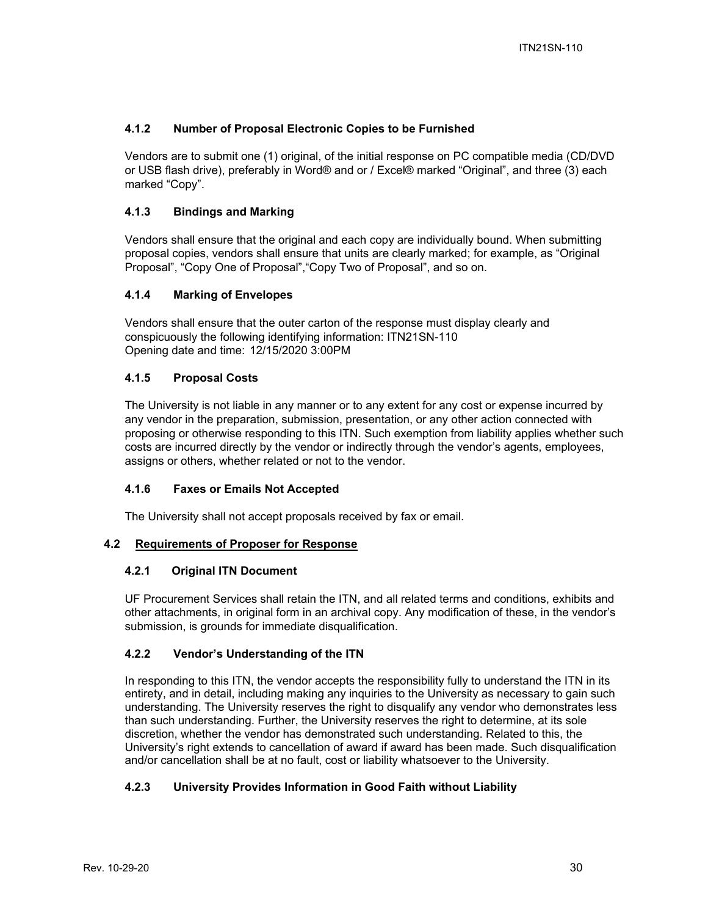#### 4.1.2 Number of Proposal Electronic Copies to be Furnished

Vendors are to submit one (1) original, of the initial response on PC compatible media (CD/DVD or USB flash drive), preferably in Word® and or / Excel® marked "Original", and three (3) each marked "Copy".

#### 4.1.3 Bindings and Marking

Vendors shall ensure that the original and each copy are individually bound. When submitting proposal copies, vendors shall ensure that units are clearly marked; for example, as "Original Proposal", "Copy One of Proposal","Copy Two of Proposal", and so on.

#### 4.1.4 Marking of Envelopes

Vendors shall ensure that the outer carton of the response must display clearly and conspicuously the following identifying information: ITN21SN-110
Opening date and time: 12/15/2020 3:00PM

#### 4.1.5 Proposal Costs

The University is not liable in any manner or to any extent for any cost or expense incurred by any vendor in the preparation, submission, presentation, or any other action connected with proposing or otherwise responding to this ITN. Such exemption from liability applies whether such costs are incurred directly by the vendor or indirectly through the vendor's agents, employees, assigns or others, whether related or not to the vendor.

#### 4.1.6 Faxes or Emails Not Accepted

The University shall not accept proposals received by fax or email.

### 4.2 Requirements of Proposer for Response

#### 4.2.1 Original ITN Document

UF Procurement Services shall retain the ITN, and all related terms and conditions, exhibits and other attachments, in original form in an archival copy. Any modification of these, in the vendor's submission, is grounds for immediate disqualification.

#### 4.2.2 Vendor's Understanding of the ITN

In responding to this ITN, the vendor accepts the responsibility fully to understand the ITN in its entirety, and in detail, including making any inquiries to the University as necessary to gain such understanding. The University reserves the right to disqualify any vendor who demonstrates less than such understanding. Further, the University reserves the right to determine, at its sole discretion, whether the vendor has demonstrated such understanding. Related to this, the University's right extends to cancellation of award if award has been made. Such disqualification and/or cancellation shall be at no fault, cost or liability whatsoever to the University.

#### 4.2.3 University Provides Information in Good Faith without Liability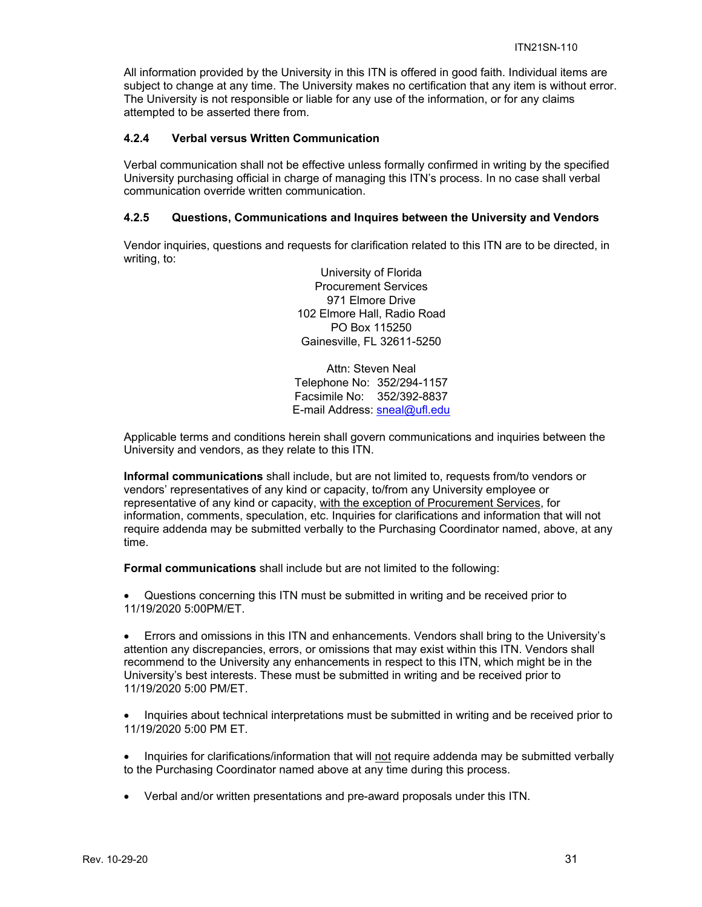All information provided by the University in this ITN is offered in good faith. Individual items are subject to change at any time. The University makes no certification that any item is without error. The University is not responsible or liable for any use of the information, or for any claims attempted to be asserted there from.

#### 4.2.4 Verbal versus Written Communication

Verbal communication shall not be effective unless formally confirmed in writing by the specified University purchasing official in charge of managing this ITN's process. In no case shall verbal communication override written communication.

#### 4.2.5 Questions, Communications and Inquires between the University and Vendors

Vendor inquiries, questions and requests for clarification related to this ITN are to be directed, in writing, to:

University of Florida
Procurement Services
971 Elmore Drive
102 Elmore Hall, Radio Road
PO Box 115250
Gainesville, FL 32611-5250

Attn: Steven Neal
Telephone No: 352/294-1157
Facsimile No: 352/392-8837
E-mail Address: sneal@ufl.edu

Applicable terms and conditions herein shall govern communications and inquiries between the University and vendors, as they relate to this ITN.

**Informal communications** shall include, but are not limited to, requests from/to vendors or vendors' representatives of any kind or capacity, to/from any University employee or representative of any kind or capacity, with the exception of Procurement Services, for information, comments, speculation, etc. Inquiries for clarifications and information that will not require addenda may be submitted verbally to the Purchasing Coordinator named, above, at any time.

**Formal communications** shall include but are not limited to the following:

- Questions concerning this ITN must be submitted in writing and be received prior to 11/19/2020 5:00PM/ET.

- Errors and omissions in this ITN and enhancements. Vendors shall bring to the University's attention any discrepancies, errors, or omissions that may exist within this ITN. Vendors shall recommend to the University any enhancements in respect to this ITN, which might be in the University's best interests. These must be submitted in writing and be received prior to 11/19/2020 5:00 PM/ET.

- Inquiries about technical interpretations must be submitted in writing and be received prior to 11/19/2020 5:00 PM ET.

- Inquiries for clarifications/information that will not require addenda may be submitted verbally to the Purchasing Coordinator named above at any time during this process.

- Verbal and/or written presentations and pre-award proposals under this ITN.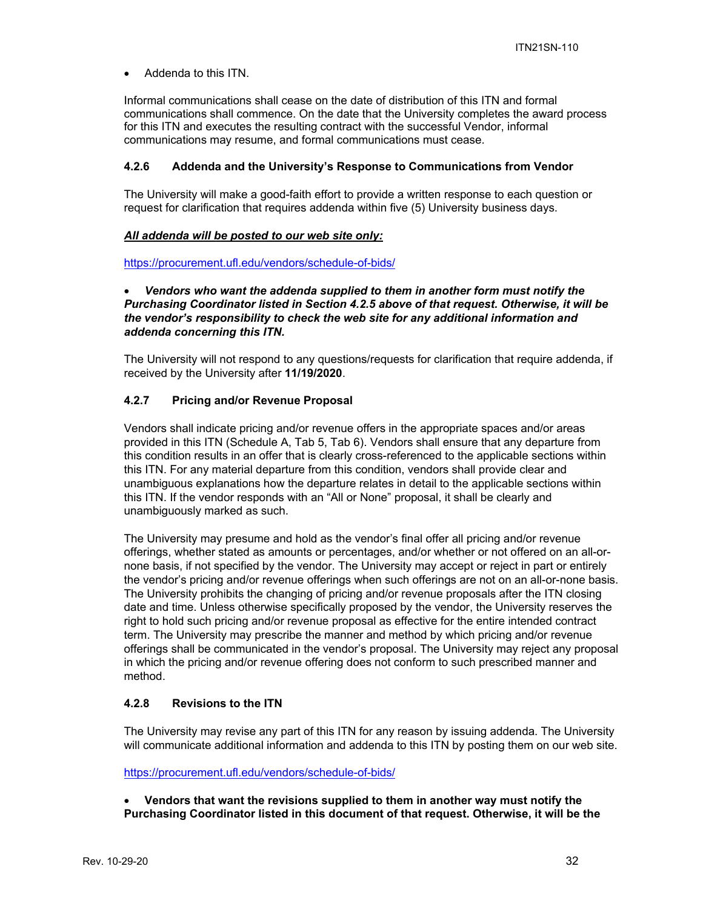- Addenda to this ITN.

Informal communications shall cease on the date of distribution of this ITN and formal communications shall commence. On the date that the University completes the award process for this ITN and executes the resulting contract with the successful Vendor, informal communications may resume, and formal communications must cease.

#### 4.2.6 Addenda and the University's Response to Communications from Vendor

The University will make a good-faith effort to provide a written response to each question or request for clarification that requires addenda within five (5) University business days.

***<u>All addenda will be posted to our web site only:</u>***

https://procurement.ufl.edu/vendors/schedule-of-bids/

- ***Vendors who want the addenda supplied to them in another form must notify the Purchasing Coordinator listed in Section 4.2.5 above of that request. Otherwise, it will be the vendor's responsibility to check the web site for any additional information and addenda concerning this ITN.***

The University will not respond to any questions/requests for clarification that require addenda, if received by the University after **11/19/2020**.

#### 4.2.7 Pricing and/or Revenue Proposal

Vendors shall indicate pricing and/or revenue offers in the appropriate spaces and/or areas provided in this ITN (Schedule A, Tab 5, Tab 6). Vendors shall ensure that any departure from this condition results in an offer that is clearly cross-referenced to the applicable sections within this ITN. For any material departure from this condition, vendors shall provide clear and unambiguous explanations how the departure relates in detail to the applicable sections within this ITN. If the vendor responds with an "All or None" proposal, it shall be clearly and unambiguously marked as such.

The University may presume and hold as the vendor's final offer all pricing and/or revenue offerings, whether stated as amounts or percentages, and/or whether or not offered on an all-or-none basis, if not specified by the vendor. The University may accept or reject in part or entirely the vendor's pricing and/or revenue offerings when such offerings are not on an all-or-none basis. The University prohibits the changing of pricing and/or revenue proposals after the ITN closing date and time. Unless otherwise specifically proposed by the vendor, the University reserves the right to hold such pricing and/or revenue proposal as effective for the entire intended contract term. The University may prescribe the manner and method by which pricing and/or revenue offerings shall be communicated in the vendor's proposal. The University may reject any proposal in which the pricing and/or revenue offering does not conform to such prescribed manner and method.

#### 4.2.8 Revisions to the ITN

The University may revise any part of this ITN for any reason by issuing addenda. The University will communicate additional information and addenda to this ITN by posting them on our web site.

https://procurement.ufl.edu/vendors/schedule-of-bids/

- **Vendors that want the revisions supplied to them in another way must notify the Purchasing Coordinator listed in this document of that request. Otherwise, it will be the**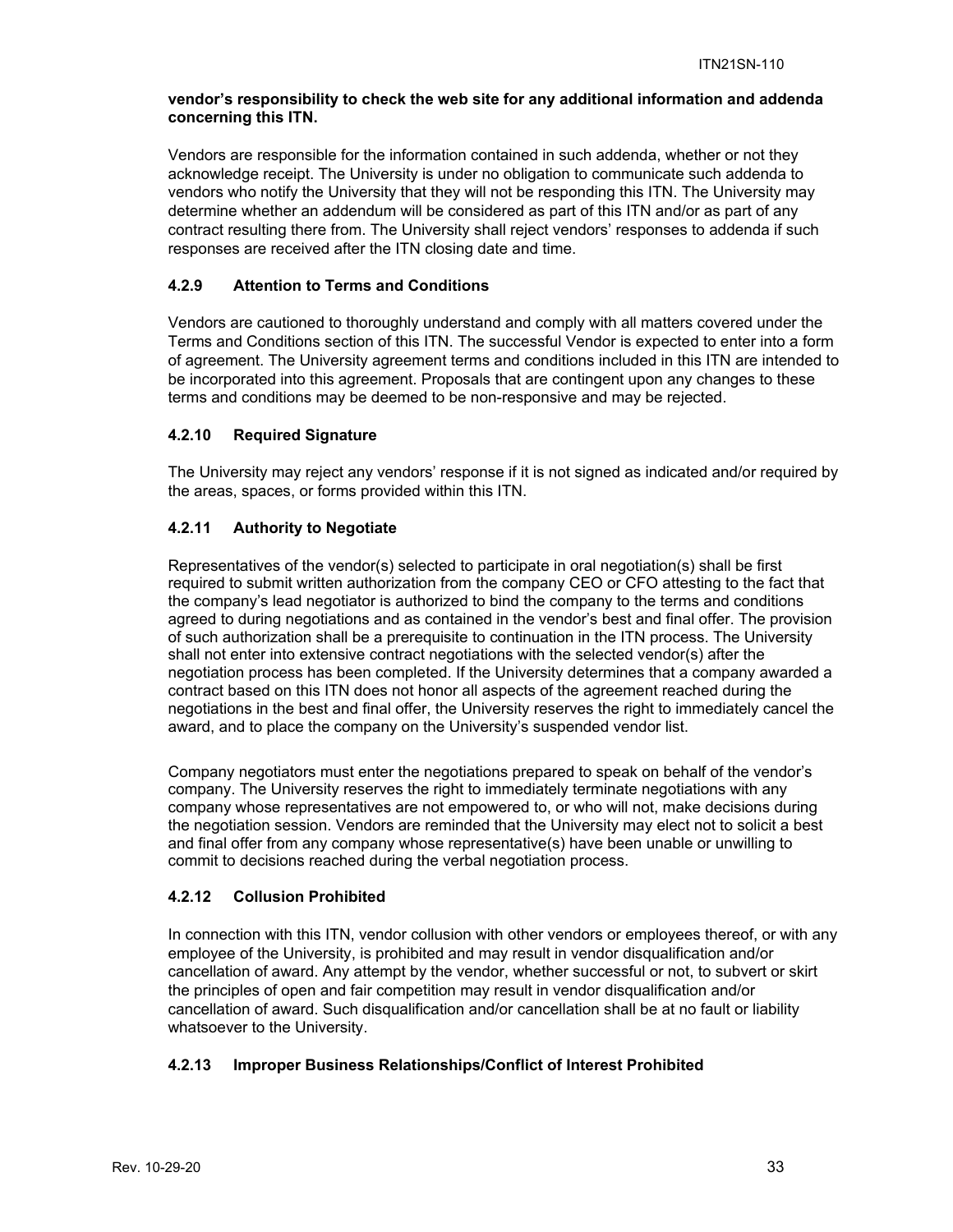**vendor's responsibility to check the web site for any additional information and addenda concerning this ITN.**

Vendors are responsible for the information contained in such addenda, whether or not they acknowledge receipt. The University is under no obligation to communicate such addenda to vendors who notify the University that they will not be responding this ITN. The University may determine whether an addendum will be considered as part of this ITN and/or as part of any contract resulting there from. The University shall reject vendors' responses to addenda if such responses are received after the ITN closing date and time.

### 4.2.9 Attention to Terms and Conditions

Vendors are cautioned to thoroughly understand and comply with all matters covered under the Terms and Conditions section of this ITN. The successful Vendor is expected to enter into a form of agreement. The University agreement terms and conditions included in this ITN are intended to be incorporated into this agreement. Proposals that are contingent upon any changes to these terms and conditions may be deemed to be non-responsive and may be rejected.

### 4.2.10 Required Signature

The University may reject any vendors' response if it is not signed as indicated and/or required by the areas, spaces, or forms provided within this ITN.

### 4.2.11 Authority to Negotiate

Representatives of the vendor(s) selected to participate in oral negotiation(s) shall be first required to submit written authorization from the company CEO or CFO attesting to the fact that the company's lead negotiator is authorized to bind the company to the terms and conditions agreed to during negotiations and as contained in the vendor's best and final offer. The provision of such authorization shall be a prerequisite to continuation in the ITN process. The University shall not enter into extensive contract negotiations with the selected vendor(s) after the negotiation process has been completed. If the University determines that a company awarded a contract based on this ITN does not honor all aspects of the agreement reached during the negotiations in the best and final offer, the University reserves the right to immediately cancel the award, and to place the company on the University's suspended vendor list.

Company negotiators must enter the negotiations prepared to speak on behalf of the vendor's company. The University reserves the right to immediately terminate negotiations with any company whose representatives are not empowered to, or who will not, make decisions during the negotiation session. Vendors are reminded that the University may elect not to solicit a best and final offer from any company whose representative(s) have been unable or unwilling to commit to decisions reached during the verbal negotiation process.

### 4.2.12 Collusion Prohibited

In connection with this ITN, vendor collusion with other vendors or employees thereof, or with any employee of the University, is prohibited and may result in vendor disqualification and/or cancellation of award. Any attempt by the vendor, whether successful or not, to subvert or skirt the principles of open and fair competition may result in vendor disqualification and/or cancellation of award. Such disqualification and/or cancellation shall be at no fault or liability whatsoever to the University.

### 4.2.13 Improper Business Relationships/Conflict of Interest Prohibited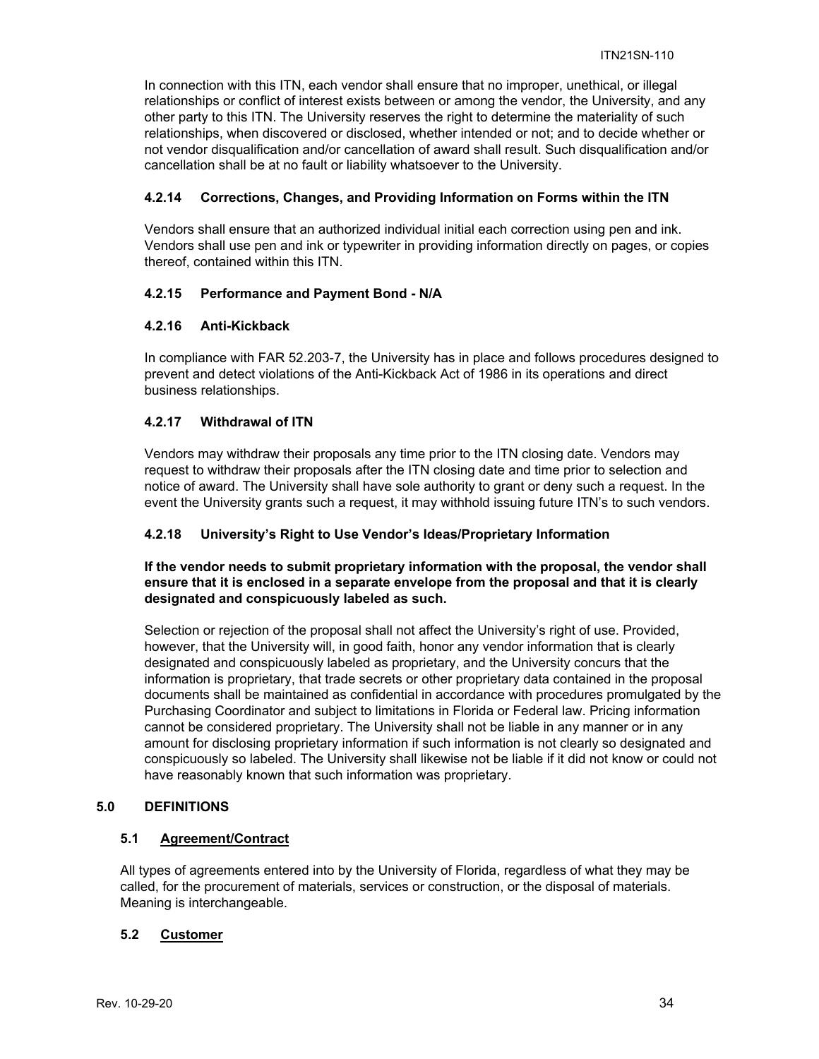In connection with this ITN, each vendor shall ensure that no improper, unethical, or illegal relationships or conflict of interest exists between or among the vendor, the University, and any other party to this ITN. The University reserves the right to determine the materiality of such relationships, when discovered or disclosed, whether intended or not; and to decide whether or not vendor disqualification and/or cancellation of award shall result. Such disqualification and/or cancellation shall be at no fault or liability whatsoever to the University.

### 4.2.14 Corrections, Changes, and Providing Information on Forms within the ITN

Vendors shall ensure that an authorized individual initial each correction using pen and ink. Vendors shall use pen and ink or typewriter in providing information directly on pages, or copies thereof, contained within this ITN.

### 4.2.15 Performance and Payment Bond - N/A

### 4.2.16 Anti-Kickback

In compliance with FAR 52.203-7, the University has in place and follows procedures designed to prevent and detect violations of the Anti-Kickback Act of 1986 in its operations and direct business relationships.

### 4.2.17 Withdrawal of ITN

Vendors may withdraw their proposals any time prior to the ITN closing date. Vendors may request to withdraw their proposals after the ITN closing date and time prior to selection and notice of award. The University shall have sole authority to grant or deny such a request. In the event the University grants such a request, it may withhold issuing future ITN's to such vendors.

### 4.2.18 University's Right to Use Vendor's Ideas/Proprietary Information

**If the vendor needs to submit proprietary information with the proposal, the vendor shall ensure that it is enclosed in a separate envelope from the proposal and that it is clearly designated and conspicuously labeled as such.**

Selection or rejection of the proposal shall not affect the University's right of use. Provided, however, that the University will, in good faith, honor any vendor information that is clearly designated and conspicuously labeled as proprietary, and the University concurs that the information is proprietary, that trade secrets or other proprietary data contained in the proposal documents shall be maintained as confidential in accordance with procedures promulgated by the Purchasing Coordinator and subject to limitations in Florida or Federal law. Pricing information cannot be considered proprietary. The University shall not be liable in any manner or in any amount for disclosing proprietary information if such information is not clearly so designated and conspicuously so labeled. The University shall likewise not be liable if it did not know or could not have reasonably known that such information was proprietary.

## 5.0 DEFINITIONS

### 5.1 Agreement/Contract

All types of agreements entered into by the University of Florida, regardless of what they may be called, for the procurement of materials, services or construction, or the disposal of materials. Meaning is interchangeable.

### 5.2 Customer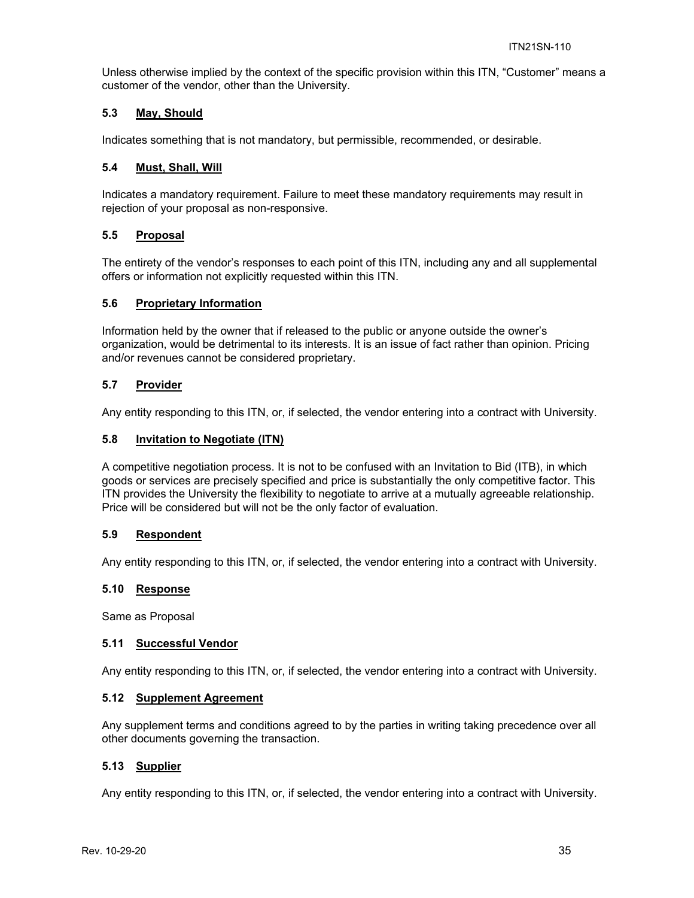Unless otherwise implied by the context of the specific provision within this ITN, "Customer" means a customer of the vendor, other than the University.

### 5.3 May, Should

Indicates something that is not mandatory, but permissible, recommended, or desirable.

### 5.4 Must, Shall, Will

Indicates a mandatory requirement. Failure to meet these mandatory requirements may result in rejection of your proposal as non-responsive.

### 5.5 Proposal

The entirety of the vendor's responses to each point of this ITN, including any and all supplemental offers or information not explicitly requested within this ITN.

### 5.6 Proprietary Information

Information held by the owner that if released to the public or anyone outside the owner's organization, would be detrimental to its interests. It is an issue of fact rather than opinion. Pricing and/or revenues cannot be considered proprietary.

### 5.7 Provider

Any entity responding to this ITN, or, if selected, the vendor entering into a contract with University.

### 5.8 Invitation to Negotiate (ITN)

A competitive negotiation process. It is not to be confused with an Invitation to Bid (ITB), in which goods or services are precisely specified and price is substantially the only competitive factor. This ITN provides the University the flexibility to negotiate to arrive at a mutually agreeable relationship. Price will be considered but will not be the only factor of evaluation.

### 5.9 Respondent

Any entity responding to this ITN, or, if selected, the vendor entering into a contract with University.

### 5.10 Response

Same as Proposal

### 5.11 Successful Vendor

Any entity responding to this ITN, or, if selected, the vendor entering into a contract with University.

### 5.12 Supplement Agreement

Any supplement terms and conditions agreed to by the parties in writing taking precedence over all other documents governing the transaction.

### 5.13 Supplier

Any entity responding to this ITN, or, if selected, the vendor entering into a contract with University.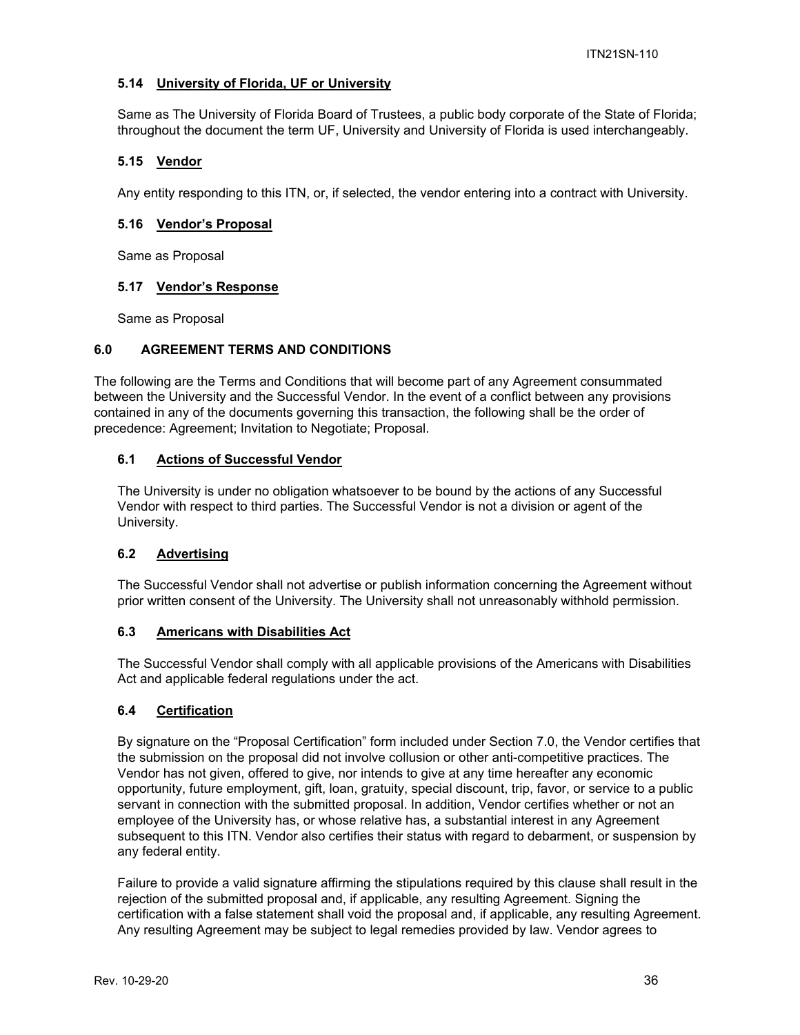### 5.14 University of Florida, UF or University

Same as The University of Florida Board of Trustees, a public body corporate of the State of Florida; throughout the document the term UF, University and University of Florida is used interchangeably.

### 5.15 Vendor

Any entity responding to this ITN, or, if selected, the vendor entering into a contract with University.

### 5.16 Vendor's Proposal

Same as Proposal

### 5.17 Vendor's Response

Same as Proposal

## 6.0 AGREEMENT TERMS AND CONDITIONS

The following are the Terms and Conditions that will become part of any Agreement consummated between the University and the Successful Vendor. In the event of a conflict between any provisions contained in any of the documents governing this transaction, the following shall be the order of precedence: Agreement; Invitation to Negotiate; Proposal.

### 6.1 Actions of Successful Vendor

The University is under no obligation whatsoever to be bound by the actions of any Successful Vendor with respect to third parties. The Successful Vendor is not a division or agent of the University.

### 6.2 Advertising

The Successful Vendor shall not advertise or publish information concerning the Agreement without prior written consent of the University. The University shall not unreasonably withhold permission.

### 6.3 Americans with Disabilities Act

The Successful Vendor shall comply with all applicable provisions of the Americans with Disabilities Act and applicable federal regulations under the act.

### 6.4 Certification

By signature on the "Proposal Certification" form included under Section 7.0, the Vendor certifies that the submission on the proposal did not involve collusion or other anti-competitive practices. The Vendor has not given, offered to give, nor intends to give at any time hereafter any economic opportunity, future employment, gift, loan, gratuity, special discount, trip, favor, or service to a public servant in connection with the submitted proposal. In addition, Vendor certifies whether or not an employee of the University has, or whose relative has, a substantial interest in any Agreement subsequent to this ITN. Vendor also certifies their status with regard to debarment, or suspension by any federal entity.

Failure to provide a valid signature affirming the stipulations required by this clause shall result in the rejection of the submitted proposal and, if applicable, any resulting Agreement. Signing the certification with a false statement shall void the proposal and, if applicable, any resulting Agreement. Any resulting Agreement may be subject to legal remedies provided by law. Vendor agrees to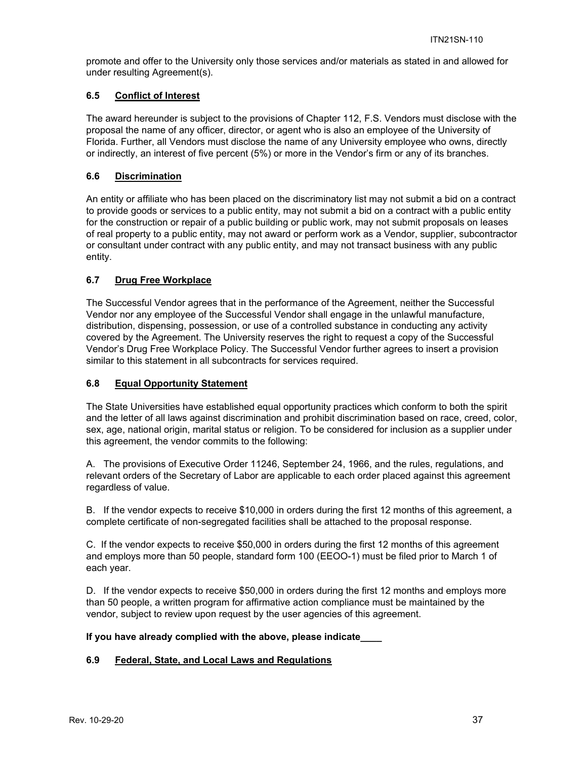promote and offer to the University only those services and/or materials as stated in and allowed for under resulting Agreement(s).

### 6.5 Conflict of Interest

The award hereunder is subject to the provisions of Chapter 112, F.S. Vendors must disclose with the proposal the name of any officer, director, or agent who is also an employee of the University of Florida. Further, all Vendors must disclose the name of any University employee who owns, directly or indirectly, an interest of five percent (5%) or more in the Vendor's firm or any of its branches.

### 6.6 Discrimination

An entity or affiliate who has been placed on the discriminatory list may not submit a bid on a contract to provide goods or services to a public entity, may not submit a bid on a contract with a public entity for the construction or repair of a public building or public work, may not submit proposals on leases of real property to a public entity, may not award or perform work as a Vendor, supplier, subcontractor or consultant under contract with any public entity, and may not transact business with any public entity.

### 6.7 Drug Free Workplace

The Successful Vendor agrees that in the performance of the Agreement, neither the Successful Vendor nor any employee of the Successful Vendor shall engage in the unlawful manufacture, distribution, dispensing, possession, or use of a controlled substance in conducting any activity covered by the Agreement. The University reserves the right to request a copy of the Successful Vendor's Drug Free Workplace Policy. The Successful Vendor further agrees to insert a provision similar to this statement in all subcontracts for services required.

### 6.8 Equal Opportunity Statement

The State Universities have established equal opportunity practices which conform to both the spirit and the letter of all laws against discrimination and prohibit discrimination based on race, creed, color, sex, age, national origin, marital status or religion. To be considered for inclusion as a supplier under this agreement, the vendor commits to the following:

A. The provisions of Executive Order 11246, September 24, 1966, and the rules, regulations, and relevant orders of the Secretary of Labor are applicable to each order placed against this agreement regardless of value.

B. If the vendor expects to receive $10,000 in orders during the first 12 months of this agreement, a complete certificate of non-segregated facilities shall be attached to the proposal response.

C. If the vendor expects to receive $50,000 in orders during the first 12 months of this agreement and employs more than 50 people, standard form 100 (EEOO-1) must be filed prior to March 1 of each year.

D. If the vendor expects to receive $50,000 in orders during the first 12 months and employs more than 50 people, a written program for affirmative action compliance must be maintained by the vendor, subject to review upon request by the user agencies of this agreement.

**If you have already complied with the above, please indicate____**

### 6.9 Federal, State, and Local Laws and Regulations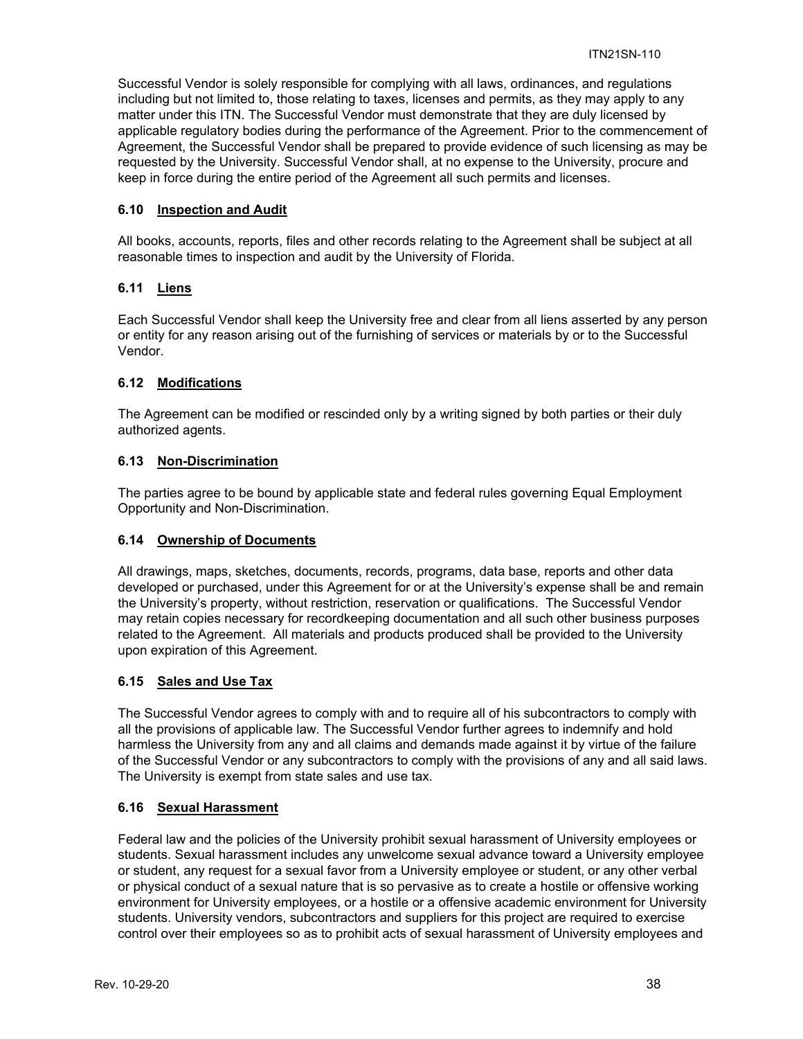Successful Vendor is solely responsible for complying with all laws, ordinances, and regulations including but not limited to, those relating to taxes, licenses and permits, as they may apply to any matter under this ITN. The Successful Vendor must demonstrate that they are duly licensed by applicable regulatory bodies during the performance of the Agreement. Prior to the commencement of Agreement, the Successful Vendor shall be prepared to provide evidence of such licensing as may be requested by the University. Successful Vendor shall, at no expense to the University, procure and keep in force during the entire period of the Agreement all such permits and licenses.

### 6.10 Inspection and Audit

All books, accounts, reports, files and other records relating to the Agreement shall be subject at all reasonable times to inspection and audit by the University of Florida.

### 6.11 Liens

Each Successful Vendor shall keep the University free and clear from all liens asserted by any person or entity for any reason arising out of the furnishing of services or materials by or to the Successful Vendor.

### 6.12 Modifications

The Agreement can be modified or rescinded only by a writing signed by both parties or their duly authorized agents.

### 6.13 Non-Discrimination

The parties agree to be bound by applicable state and federal rules governing Equal Employment Opportunity and Non-Discrimination.

### 6.14 Ownership of Documents

All drawings, maps, sketches, documents, records, programs, data base, reports and other data developed or purchased, under this Agreement for or at the University's expense shall be and remain the University's property, without restriction, reservation or qualifications. The Successful Vendor may retain copies necessary for recordkeeping documentation and all such other business purposes related to the Agreement. All materials and products produced shall be provided to the University upon expiration of this Agreement.

### 6.15 Sales and Use Tax

The Successful Vendor agrees to comply with and to require all of his subcontractors to comply with all the provisions of applicable law. The Successful Vendor further agrees to indemnify and hold harmless the University from any and all claims and demands made against it by virtue of the failure of the Successful Vendor or any subcontractors to comply with the provisions of any and all said laws. The University is exempt from state sales and use tax.

### 6.16 Sexual Harassment

Federal law and the policies of the University prohibit sexual harassment of University employees or students. Sexual harassment includes any unwelcome sexual advance toward a University employee or student, any request for a sexual favor from a University employee or student, or any other verbal or physical conduct of a sexual nature that is so pervasive as to create a hostile or offensive working environment for University employees, or a hostile or a offensive academic environment for University students. University vendors, subcontractors and suppliers for this project are required to exercise control over their employees so as to prohibit acts of sexual harassment of University employees and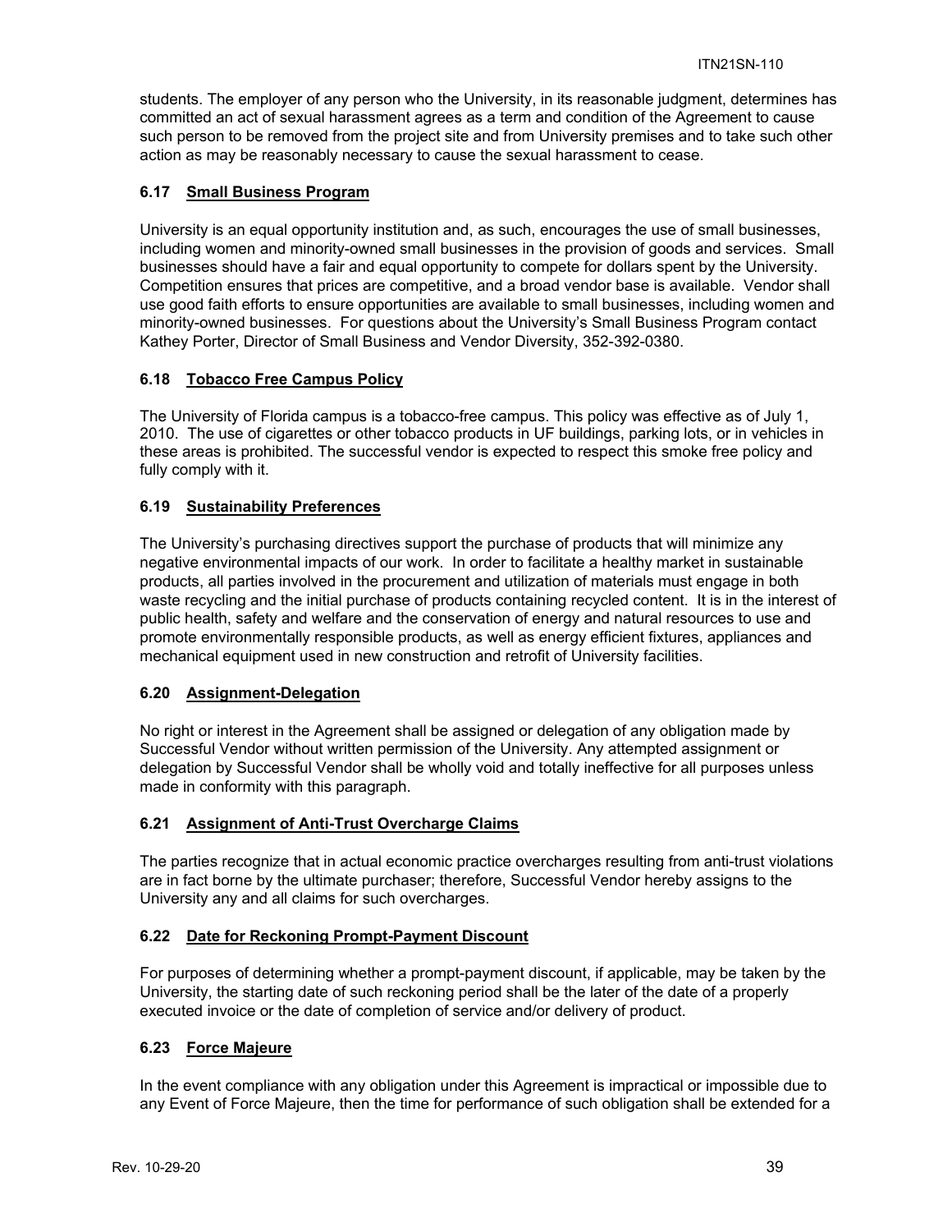students. The employer of any person who the University, in its reasonable judgment, determines has committed an act of sexual harassment agrees as a term and condition of the Agreement to cause such person to be removed from the project site and from University premises and to take such other action as may be reasonably necessary to cause the sexual harassment to cease.

### 6.17 Small Business Program

University is an equal opportunity institution and, as such, encourages the use of small businesses, including women and minority-owned small businesses in the provision of goods and services. Small businesses should have a fair and equal opportunity to compete for dollars spent by the University. Competition ensures that prices are competitive, and a broad vendor base is available. Vendor shall use good faith efforts to ensure opportunities are available to small businesses, including women and minority-owned businesses. For questions about the University's Small Business Program contact Kathey Porter, Director of Small Business and Vendor Diversity, 352-392-0380.

### 6.18 Tobacco Free Campus Policy

The University of Florida campus is a tobacco-free campus. This policy was effective as of July 1, 2010. The use of cigarettes or other tobacco products in UF buildings, parking lots, or in vehicles in these areas is prohibited. The successful vendor is expected to respect this smoke free policy and fully comply with it.

### 6.19 Sustainability Preferences

The University's purchasing directives support the purchase of products that will minimize any negative environmental impacts of our work. In order to facilitate a healthy market in sustainable products, all parties involved in the procurement and utilization of materials must engage in both waste recycling and the initial purchase of products containing recycled content. It is in the interest of public health, safety and welfare and the conservation of energy and natural resources to use and promote environmentally responsible products, as well as energy efficient fixtures, appliances and mechanical equipment used in new construction and retrofit of University facilities.

### 6.20 Assignment-Delegation

No right or interest in the Agreement shall be assigned or delegation of any obligation made by Successful Vendor without written permission of the University. Any attempted assignment or delegation by Successful Vendor shall be wholly void and totally ineffective for all purposes unless made in conformity with this paragraph.

### 6.21 Assignment of Anti-Trust Overcharge Claims

The parties recognize that in actual economic practice overcharges resulting from anti-trust violations are in fact borne by the ultimate purchaser; therefore, Successful Vendor hereby assigns to the University any and all claims for such overcharges.

### 6.22 Date for Reckoning Prompt-Payment Discount

For purposes of determining whether a prompt-payment discount, if applicable, may be taken by the University, the starting date of such reckoning period shall be the later of the date of a properly executed invoice or the date of completion of service and/or delivery of product.

### 6.23 Force Majeure

In the event compliance with any obligation under this Agreement is impractical or impossible due to any Event of Force Majeure, then the time for performance of such obligation shall be extended for a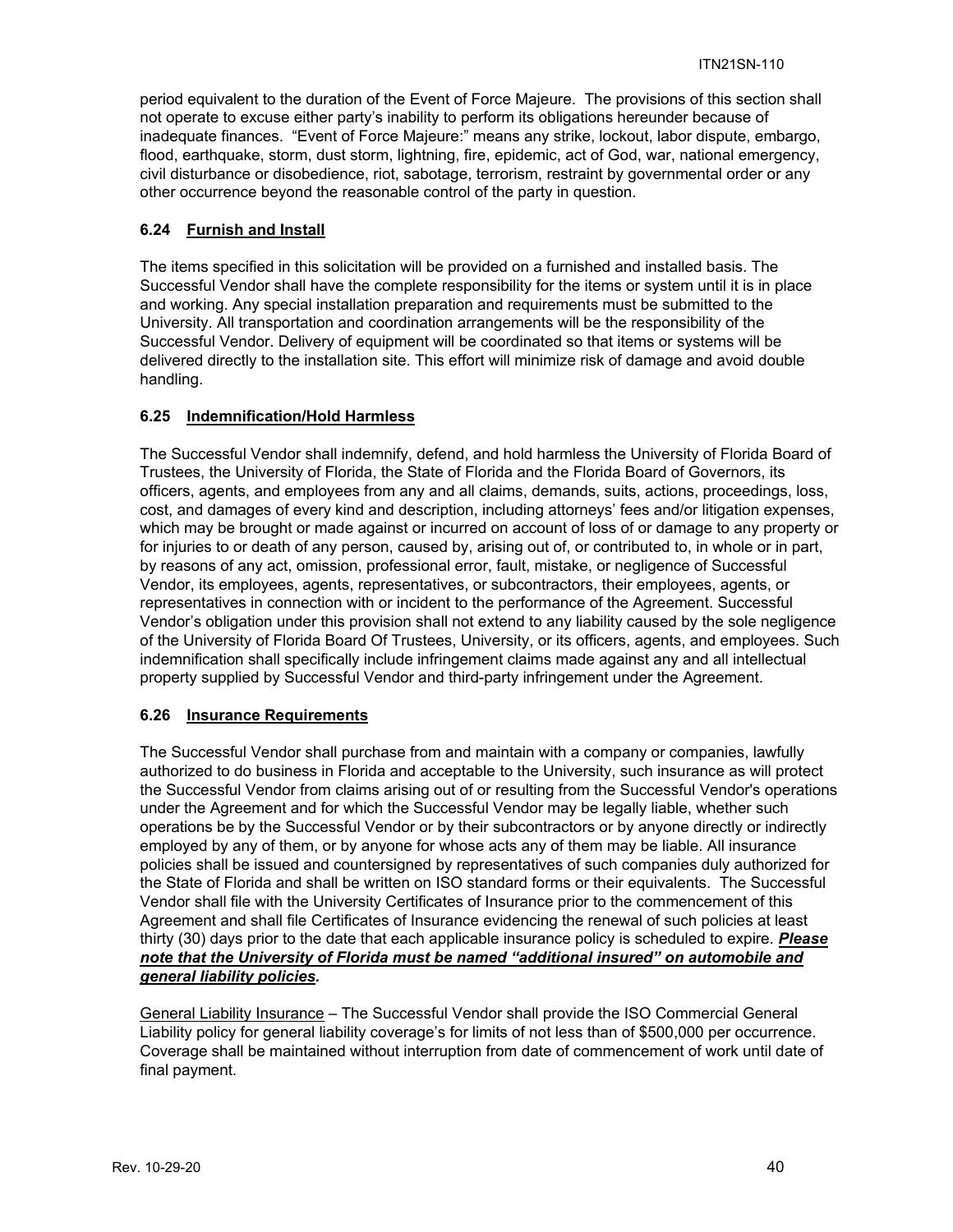period equivalent to the duration of the Event of Force Majeure. The provisions of this section shall not operate to excuse either party's inability to perform its obligations hereunder because of inadequate finances. "Event of Force Majeure:" means any strike, lockout, labor dispute, embargo, flood, earthquake, storm, dust storm, lightning, fire, epidemic, act of God, war, national emergency, civil disturbance or disobedience, riot, sabotage, terrorism, restraint by governmental order or any other occurrence beyond the reasonable control of the party in question.

### 6.24 Furnish and Install

The items specified in this solicitation will be provided on a furnished and installed basis. The Successful Vendor shall have the complete responsibility for the items or system until it is in place and working. Any special installation preparation and requirements must be submitted to the University. All transportation and coordination arrangements will be the responsibility of the Successful Vendor. Delivery of equipment will be coordinated so that items or systems will be delivered directly to the installation site. This effort will minimize risk of damage and avoid double handling.

### 6.25 Indemnification/Hold Harmless

The Successful Vendor shall indemnify, defend, and hold harmless the University of Florida Board of Trustees, the University of Florida, the State of Florida and the Florida Board of Governors, its officers, agents, and employees from any and all claims, demands, suits, actions, proceedings, loss, cost, and damages of every kind and description, including attorneys' fees and/or litigation expenses, which may be brought or made against or incurred on account of loss of or damage to any property or for injuries to or death of any person, caused by, arising out of, or contributed to, in whole or in part, by reasons of any act, omission, professional error, fault, mistake, or negligence of Successful Vendor, its employees, agents, representatives, or subcontractors, their employees, agents, or representatives in connection with or incident to the performance of the Agreement. Successful Vendor's obligation under this provision shall not extend to any liability caused by the sole negligence of the University of Florida Board Of Trustees, University, or its officers, agents, and employees. Such indemnification shall specifically include infringement claims made against any and all intellectual property supplied by Successful Vendor and third-party infringement under the Agreement.

### 6.26 Insurance Requirements

The Successful Vendor shall purchase from and maintain with a company or companies, lawfully authorized to do business in Florida and acceptable to the University, such insurance as will protect the Successful Vendor from claims arising out of or resulting from the Successful Vendor's operations under the Agreement and for which the Successful Vendor may be legally liable, whether such operations be by the Successful Vendor or by their subcontractors or by anyone directly or indirectly employed by any of them, or by anyone for whose acts any of them may be liable. All insurance policies shall be issued and countersigned by representatives of such companies duly authorized for the State of Florida and shall be written on ISO standard forms or their equivalents. The Successful Vendor shall file with the University Certificates of Insurance prior to the commencement of this Agreement and shall file Certificates of Insurance evidencing the renewal of such policies at least thirty (30) days prior to the date that each applicable insurance policy is scheduled to expire. ***Please note that the University of Florida must be named "additional insured" on automobile and general liability policies.***

General Liability Insurance – The Successful Vendor shall provide the ISO Commercial General Liability policy for general liability coverage's for limits of not less than of $500,000 per occurrence. Coverage shall be maintained without interruption from date of commencement of work until date of final payment.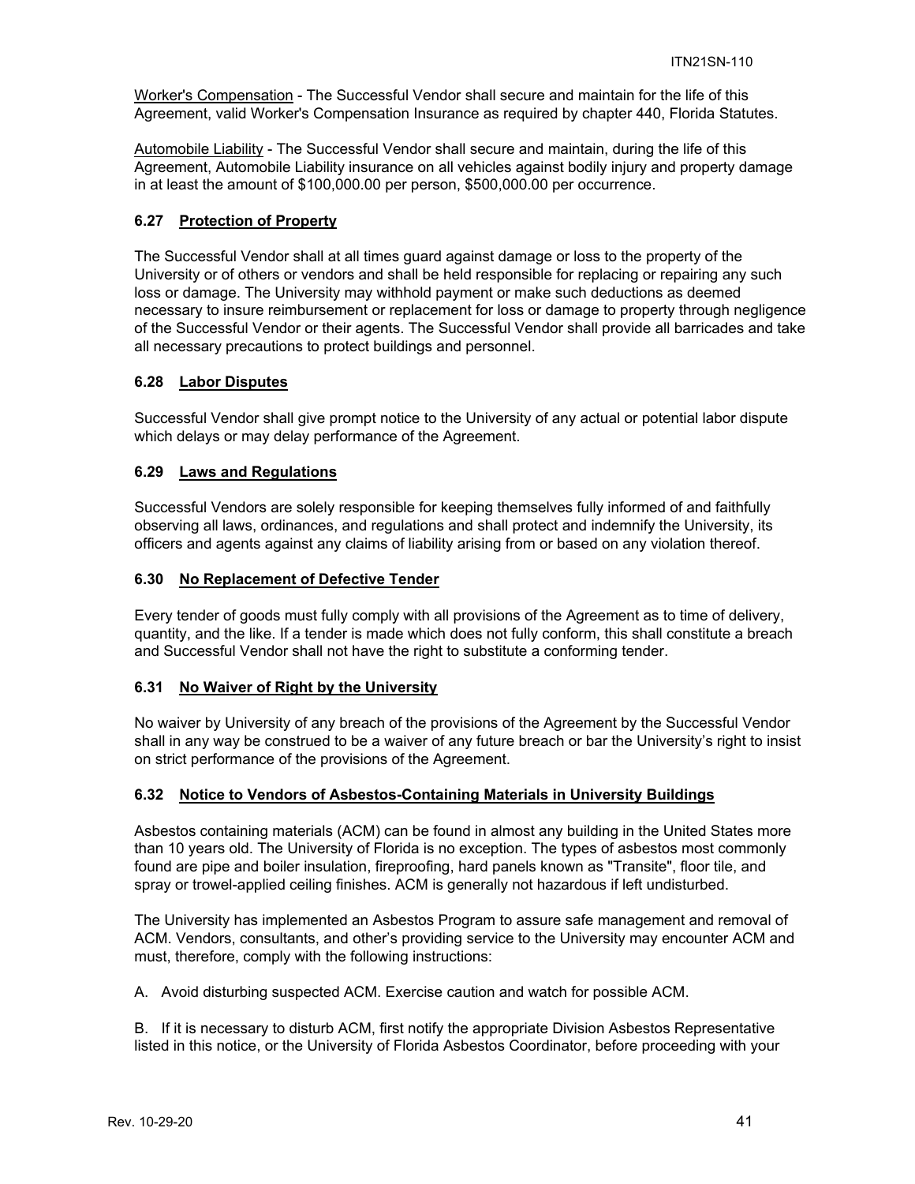Worker's Compensation - The Successful Vendor shall secure and maintain for the life of this Agreement, valid Worker's Compensation Insurance as required by chapter 440, Florida Statutes.

Automobile Liability - The Successful Vendor shall secure and maintain, during the life of this Agreement, Automobile Liability insurance on all vehicles against bodily injury and property damage in at least the amount of $100,000.00 per person, $500,000.00 per occurrence.

### 6.27 Protection of Property

The Successful Vendor shall at all times guard against damage or loss to the property of the University or of others or vendors and shall be held responsible for replacing or repairing any such loss or damage. The University may withhold payment or make such deductions as deemed necessary to insure reimbursement or replacement for loss or damage to property through negligence of the Successful Vendor or their agents. The Successful Vendor shall provide all barricades and take all necessary precautions to protect buildings and personnel.

### 6.28 Labor Disputes

Successful Vendor shall give prompt notice to the University of any actual or potential labor dispute which delays or may delay performance of the Agreement.

### 6.29 Laws and Regulations

Successful Vendors are solely responsible for keeping themselves fully informed of and faithfully observing all laws, ordinances, and regulations and shall protect and indemnify the University, its officers and agents against any claims of liability arising from or based on any violation thereof.

### 6.30 No Replacement of Defective Tender

Every tender of goods must fully comply with all provisions of the Agreement as to time of delivery, quantity, and the like. If a tender is made which does not fully conform, this shall constitute a breach and Successful Vendor shall not have the right to substitute a conforming tender.

### 6.31 No Waiver of Right by the University

No waiver by University of any breach of the provisions of the Agreement by the Successful Vendor shall in any way be construed to be a waiver of any future breach or bar the University's right to insist on strict performance of the provisions of the Agreement.

### 6.32 Notice to Vendors of Asbestos-Containing Materials in University Buildings

Asbestos containing materials (ACM) can be found in almost any building in the United States more than 10 years old. The University of Florida is no exception. The types of asbestos most commonly found are pipe and boiler insulation, fireproofing, hard panels known as "Transite", floor tile, and spray or trowel-applied ceiling finishes. ACM is generally not hazardous if left undisturbed.

The University has implemented an Asbestos Program to assure safe management and removal of ACM. Vendors, consultants, and other's providing service to the University may encounter ACM and must, therefore, comply with the following instructions:

A. Avoid disturbing suspected ACM. Exercise caution and watch for possible ACM.

B. If it is necessary to disturb ACM, first notify the appropriate Division Asbestos Representative listed in this notice, or the University of Florida Asbestos Coordinator, before proceeding with your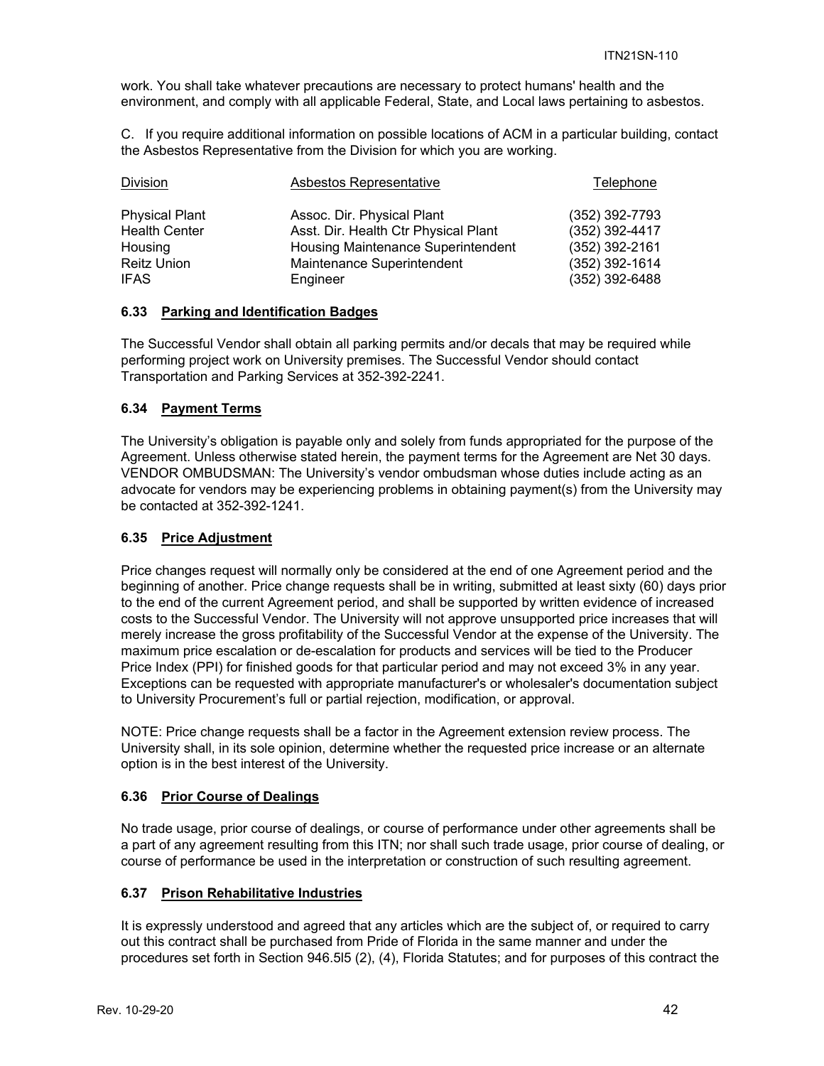work. You shall take whatever precautions are necessary to protect humans' health and the environment, and comply with all applicable Federal, State, and Local laws pertaining to asbestos.

C. If you require additional information on possible locations of ACM in a particular building, contact the Asbestos Representative from the Division for which you are working.

| Division | Asbestos Representative | Telephone |
|---|---|---|
| Physical Plant | Assoc. Dir. Physical Plant | (352) 392-7793 |
| Health Center | Asst. Dir. Health Ctr Physical Plant | (352) 392-4417 |
| Housing | Housing Maintenance Superintendent | (352) 392-2161 |
| Reitz Union | Maintenance Superintendent | (352) 392-1614 |
| IFAS | Engineer | (352) 392-6488 |

### 6.33 Parking and Identification Badges

The Successful Vendor shall obtain all parking permits and/or decals that may be required while performing project work on University premises. The Successful Vendor should contact Transportation and Parking Services at 352-392-2241.

### 6.34 Payment Terms

The University's obligation is payable only and solely from funds appropriated for the purpose of the Agreement. Unless otherwise stated herein, the payment terms for the Agreement are Net 30 days. VENDOR OMBUDSMAN: The University's vendor ombudsman whose duties include acting as an advocate for vendors may be experiencing problems in obtaining payment(s) from the University may be contacted at 352-392-1241.

### 6.35 Price Adjustment

Price changes request will normally only be considered at the end of one Agreement period and the beginning of another. Price change requests shall be in writing, submitted at least sixty (60) days prior to the end of the current Agreement period, and shall be supported by written evidence of increased costs to the Successful Vendor. The University will not approve unsupported price increases that will merely increase the gross profitability of the Successful Vendor at the expense of the University. The maximum price escalation or de-escalation for products and services will be tied to the Producer Price Index (PPI) for finished goods for that particular period and may not exceed 3% in any year. Exceptions can be requested with appropriate manufacturer's or wholesaler's documentation subject to University Procurement's full or partial rejection, modification, or approval.

NOTE: Price change requests shall be a factor in the Agreement extension review process. The University shall, in its sole opinion, determine whether the requested price increase or an alternate option is in the best interest of the University.

### 6.36 Prior Course of Dealings

No trade usage, prior course of dealings, or course of performance under other agreements shall be a part of any agreement resulting from this ITN; nor shall such trade usage, prior course of dealing, or course of performance be used in the interpretation or construction of such resulting agreement.

### 6.37 Prison Rehabilitative Industries

It is expressly understood and agreed that any articles which are the subject of, or required to carry out this contract shall be purchased from Pride of Florida in the same manner and under the procedures set forth in Section 946.5l5 (2), (4), Florida Statutes; and for purposes of this contract the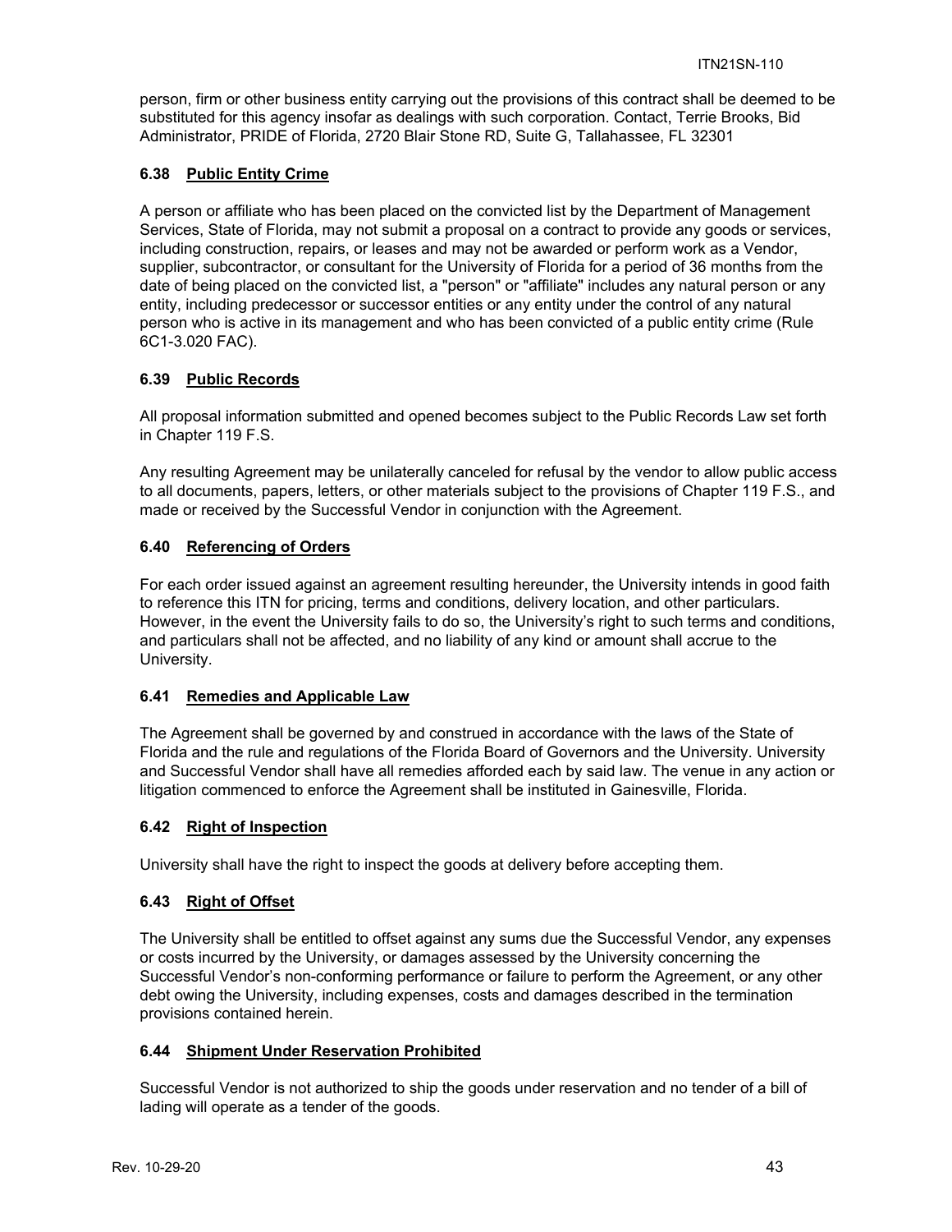person, firm or other business entity carrying out the provisions of this contract shall be deemed to be substituted for this agency insofar as dealings with such corporation. Contact, Terrie Brooks, Bid Administrator, PRIDE of Florida, 2720 Blair Stone RD, Suite G, Tallahassee, FL 32301

### 6.38 Public Entity Crime

A person or affiliate who has been placed on the convicted list by the Department of Management Services, State of Florida, may not submit a proposal on a contract to provide any goods or services, including construction, repairs, or leases and may not be awarded or perform work as a Vendor, supplier, subcontractor, or consultant for the University of Florida for a period of 36 months from the date of being placed on the convicted list, a "person" or "affiliate" includes any natural person or any entity, including predecessor or successor entities or any entity under the control of any natural person who is active in its management and who has been convicted of a public entity crime (Rule 6C1-3.020 FAC).

### 6.39 Public Records

All proposal information submitted and opened becomes subject to the Public Records Law set forth in Chapter 119 F.S.

Any resulting Agreement may be unilaterally canceled for refusal by the vendor to allow public access to all documents, papers, letters, or other materials subject to the provisions of Chapter 119 F.S., and made or received by the Successful Vendor in conjunction with the Agreement.

### 6.40 Referencing of Orders

For each order issued against an agreement resulting hereunder, the University intends in good faith to reference this ITN for pricing, terms and conditions, delivery location, and other particulars. However, in the event the University fails to do so, the University's right to such terms and conditions, and particulars shall not be affected, and no liability of any kind or amount shall accrue to the University.

### 6.41 Remedies and Applicable Law

The Agreement shall be governed by and construed in accordance with the laws of the State of Florida and the rule and regulations of the Florida Board of Governors and the University. University and Successful Vendor shall have all remedies afforded each by said law. The venue in any action or litigation commenced to enforce the Agreement shall be instituted in Gainesville, Florida.

### 6.42 Right of Inspection

University shall have the right to inspect the goods at delivery before accepting them.

### 6.43 Right of Offset

The University shall be entitled to offset against any sums due the Successful Vendor, any expenses or costs incurred by the University, or damages assessed by the University concerning the Successful Vendor's non-conforming performance or failure to perform the Agreement, or any other debt owing the University, including expenses, costs and damages described in the termination provisions contained herein.

### 6.44 Shipment Under Reservation Prohibited

Successful Vendor is not authorized to ship the goods under reservation and no tender of a bill of lading will operate as a tender of the goods.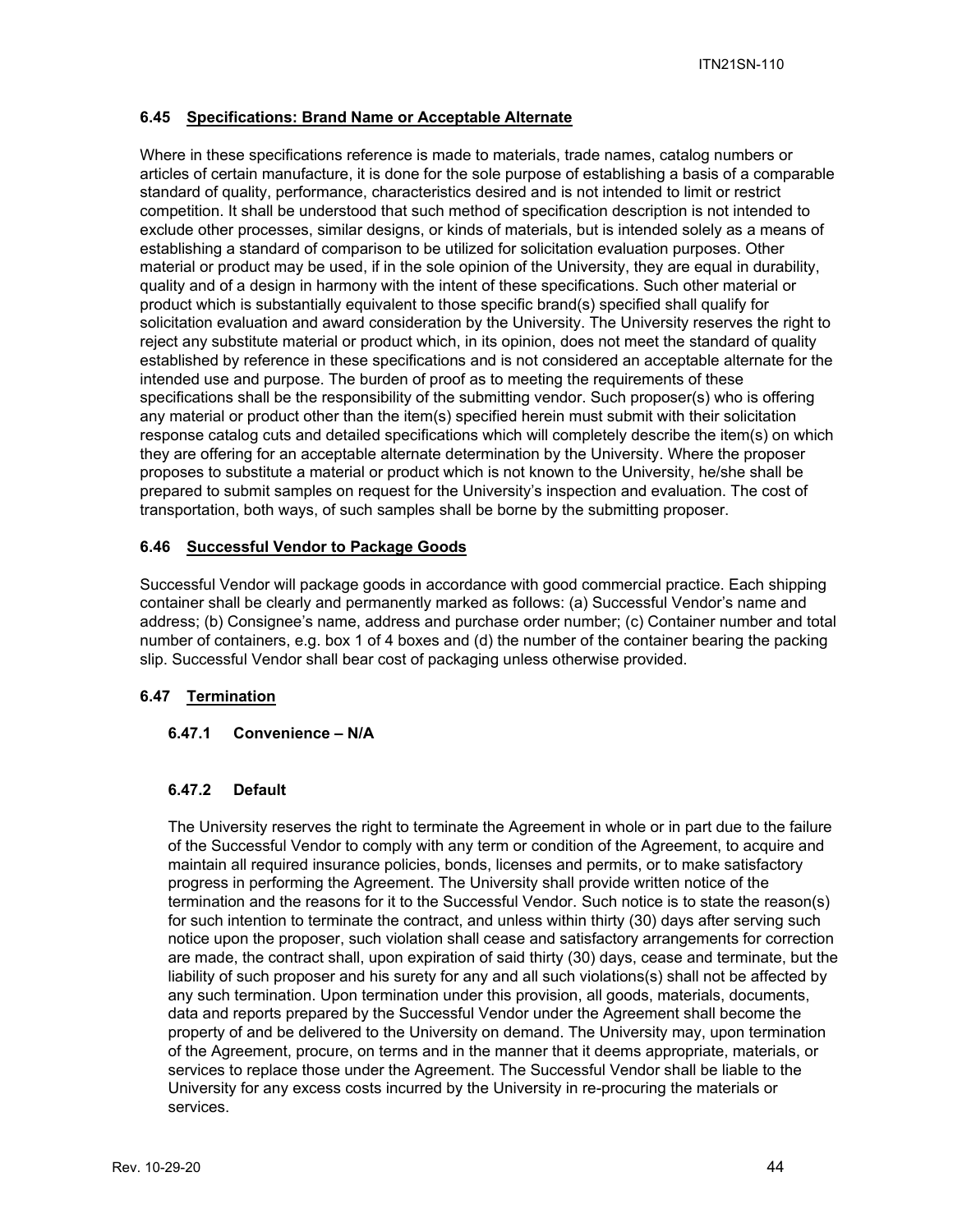### 6.45 Specifications: Brand Name or Acceptable Alternate

Where in these specifications reference is made to materials, trade names, catalog numbers or articles of certain manufacture, it is done for the sole purpose of establishing a basis of a comparable standard of quality, performance, characteristics desired and is not intended to limit or restrict competition. It shall be understood that such method of specification description is not intended to exclude other processes, similar designs, or kinds of materials, but is intended solely as a means of establishing a standard of comparison to be utilized for solicitation evaluation purposes. Other material or product may be used, if in the sole opinion of the University, they are equal in durability, quality and of a design in harmony with the intent of these specifications. Such other material or product which is substantially equivalent to those specific brand(s) specified shall qualify for solicitation evaluation and award consideration by the University. The University reserves the right to reject any substitute material or product which, in its opinion, does not meet the standard of quality established by reference in these specifications and is not considered an acceptable alternate for the intended use and purpose. The burden of proof as to meeting the requirements of these specifications shall be the responsibility of the submitting vendor. Such proposer(s) who is offering any material or product other than the item(s) specified herein must submit with their solicitation response catalog cuts and detailed specifications which will completely describe the item(s) on which they are offering for an acceptable alternate determination by the University. Where the proposer proposes to substitute a material or product which is not known to the University, he/she shall be prepared to submit samples on request for the University's inspection and evaluation. The cost of transportation, both ways, of such samples shall be borne by the submitting proposer.

### 6.46 Successful Vendor to Package Goods

Successful Vendor will package goods in accordance with good commercial practice. Each shipping container shall be clearly and permanently marked as follows: (a) Successful Vendor's name and address; (b) Consignee's name, address and purchase order number; (c) Container number and total number of containers, e.g. box 1 of 4 boxes and (d) the number of the container bearing the packing slip. Successful Vendor shall bear cost of packaging unless otherwise provided.

### 6.47 Termination

#### 6.47.1 Convenience – N/A

#### 6.47.2 Default

The University reserves the right to terminate the Agreement in whole or in part due to the failure of the Successful Vendor to comply with any term or condition of the Agreement, to acquire and maintain all required insurance policies, bonds, licenses and permits, or to make satisfactory progress in performing the Agreement. The University shall provide written notice of the termination and the reasons for it to the Successful Vendor. Such notice is to state the reason(s) for such intention to terminate the contract, and unless within thirty (30) days after serving such notice upon the proposer, such violation shall cease and satisfactory arrangements for correction are made, the contract shall, upon expiration of said thirty (30) days, cease and terminate, but the liability of such proposer and his surety for any and all such violations(s) shall not be affected by any such termination. Upon termination under this provision, all goods, materials, documents, data and reports prepared by the Successful Vendor under the Agreement shall become the property of and be delivered to the University on demand. The University may, upon termination of the Agreement, procure, on terms and in the manner that it deems appropriate, materials, or services to replace those under the Agreement. The Successful Vendor shall be liable to the University for any excess costs incurred by the University in re-procuring the materials or services.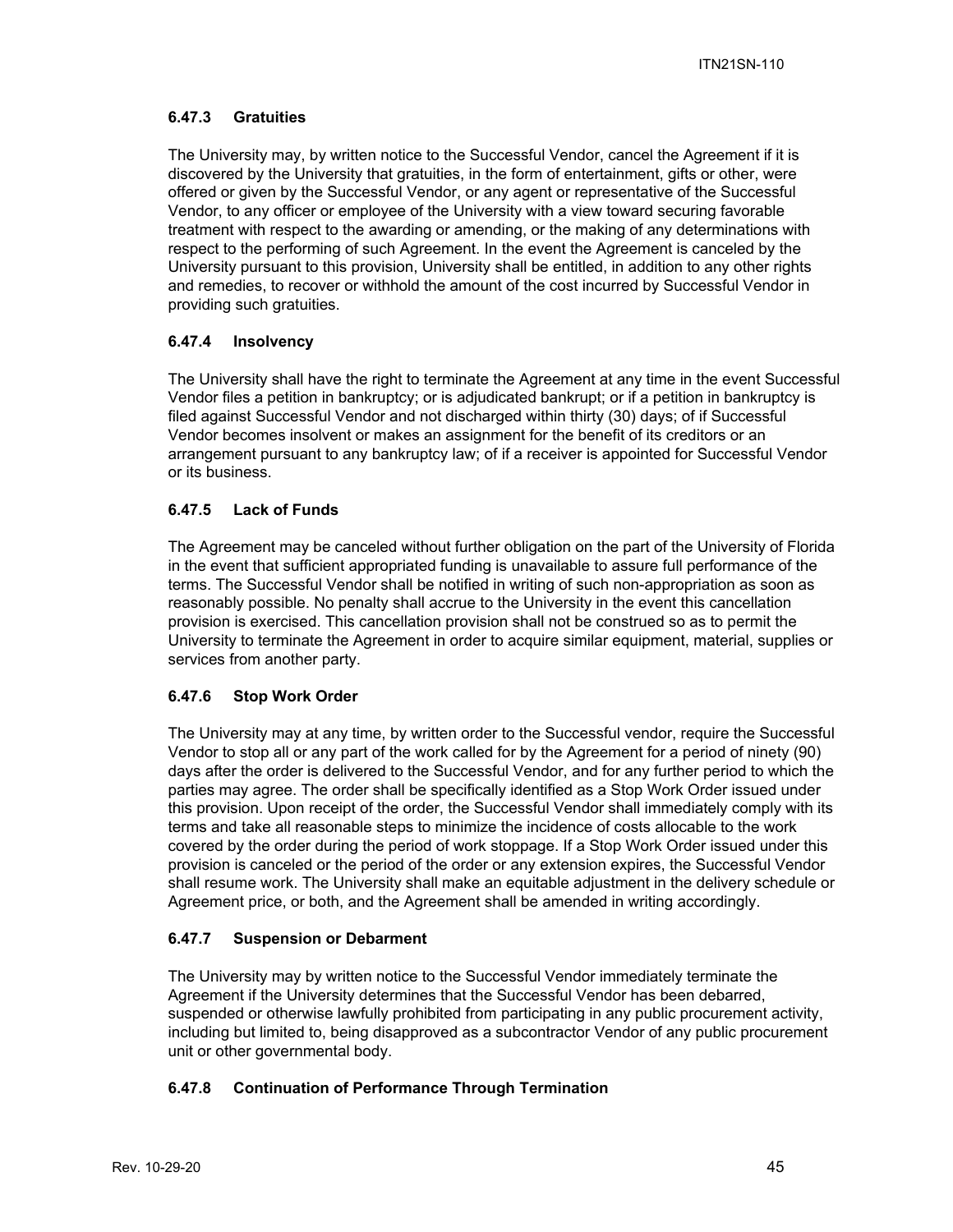#### 6.47.3 Gratuities

The University may, by written notice to the Successful Vendor, cancel the Agreement if it is discovered by the University that gratuities, in the form of entertainment, gifts or other, were offered or given by the Successful Vendor, or any agent or representative of the Successful Vendor, to any officer or employee of the University with a view toward securing favorable treatment with respect to the awarding or amending, or the making of any determinations with respect to the performing of such Agreement. In the event the Agreement is canceled by the University pursuant to this provision, University shall be entitled, in addition to any other rights and remedies, to recover or withhold the amount of the cost incurred by Successful Vendor in providing such gratuities.

#### 6.47.4 Insolvency

The University shall have the right to terminate the Agreement at any time in the event Successful Vendor files a petition in bankruptcy; or is adjudicated bankrupt; or if a petition in bankruptcy is filed against Successful Vendor and not discharged within thirty (30) days; of if Successful Vendor becomes insolvent or makes an assignment for the benefit of its creditors or an arrangement pursuant to any bankruptcy law; of if a receiver is appointed for Successful Vendor or its business.

#### 6.47.5 Lack of Funds

The Agreement may be canceled without further obligation on the part of the University of Florida in the event that sufficient appropriated funding is unavailable to assure full performance of the terms. The Successful Vendor shall be notified in writing of such non-appropriation as soon as reasonably possible. No penalty shall accrue to the University in the event this cancellation provision is exercised. This cancellation provision shall not be construed so as to permit the University to terminate the Agreement in order to acquire similar equipment, material, supplies or services from another party.

#### 6.47.6 Stop Work Order

The University may at any time, by written order to the Successful vendor, require the Successful Vendor to stop all or any part of the work called for by the Agreement for a period of ninety (90) days after the order is delivered to the Successful Vendor, and for any further period to which the parties may agree. The order shall be specifically identified as a Stop Work Order issued under this provision. Upon receipt of the order, the Successful Vendor shall immediately comply with its terms and take all reasonable steps to minimize the incidence of costs allocable to the work covered by the order during the period of work stoppage. If a Stop Work Order issued under this provision is canceled or the period of the order or any extension expires, the Successful Vendor shall resume work. The University shall make an equitable adjustment in the delivery schedule or Agreement price, or both, and the Agreement shall be amended in writing accordingly.

#### 6.47.7 Suspension or Debarment

The University may by written notice to the Successful Vendor immediately terminate the Agreement if the University determines that the Successful Vendor has been debarred, suspended or otherwise lawfully prohibited from participating in any public procurement activity, including but limited to, being disapproved as a subcontractor Vendor of any public procurement unit or other governmental body.

#### 6.47.8 Continuation of Performance Through Termination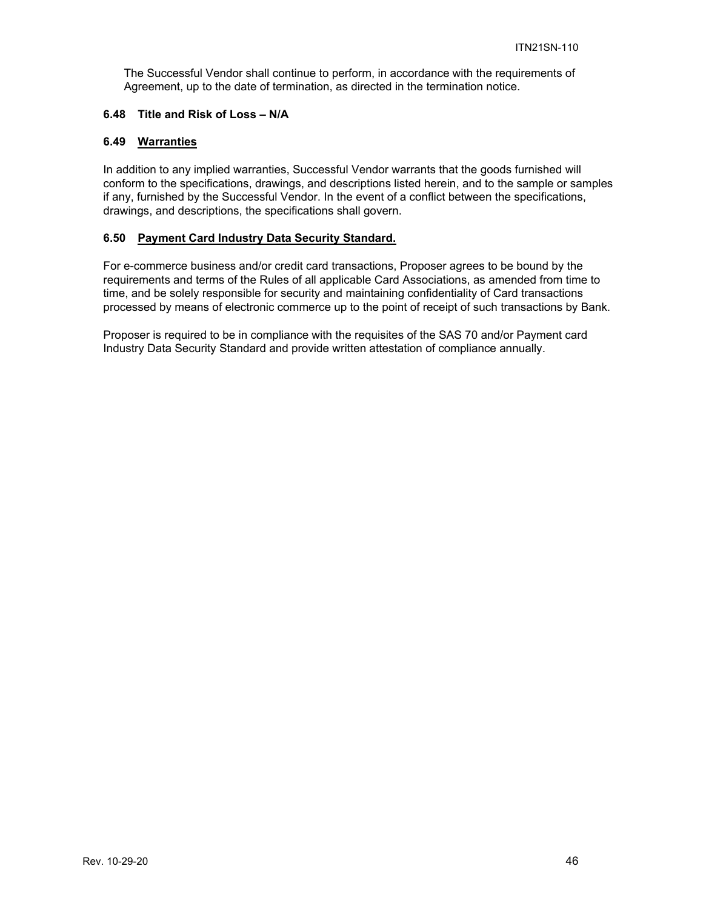The Successful Vendor shall continue to perform, in accordance with the requirements of Agreement, up to the date of termination, as directed in the termination notice.

### 6.48 Title and Risk of Loss – N/A

### 6.49 Warranties

In addition to any implied warranties, Successful Vendor warrants that the goods furnished will conform to the specifications, drawings, and descriptions listed herein, and to the sample or samples if any, furnished by the Successful Vendor. In the event of a conflict between the specifications, drawings, and descriptions, the specifications shall govern.

### 6.50 Payment Card Industry Data Security Standard.

For e-commerce business and/or credit card transactions, Proposer agrees to be bound by the requirements and terms of the Rules of all applicable Card Associations, as amended from time to time, and be solely responsible for security and maintaining confidentiality of Card transactions processed by means of electronic commerce up to the point of receipt of such transactions by Bank.

Proposer is required to be in compliance with the requisites of the SAS 70 and/or Payment card Industry Data Security Standard and provide written attestation of compliance annually.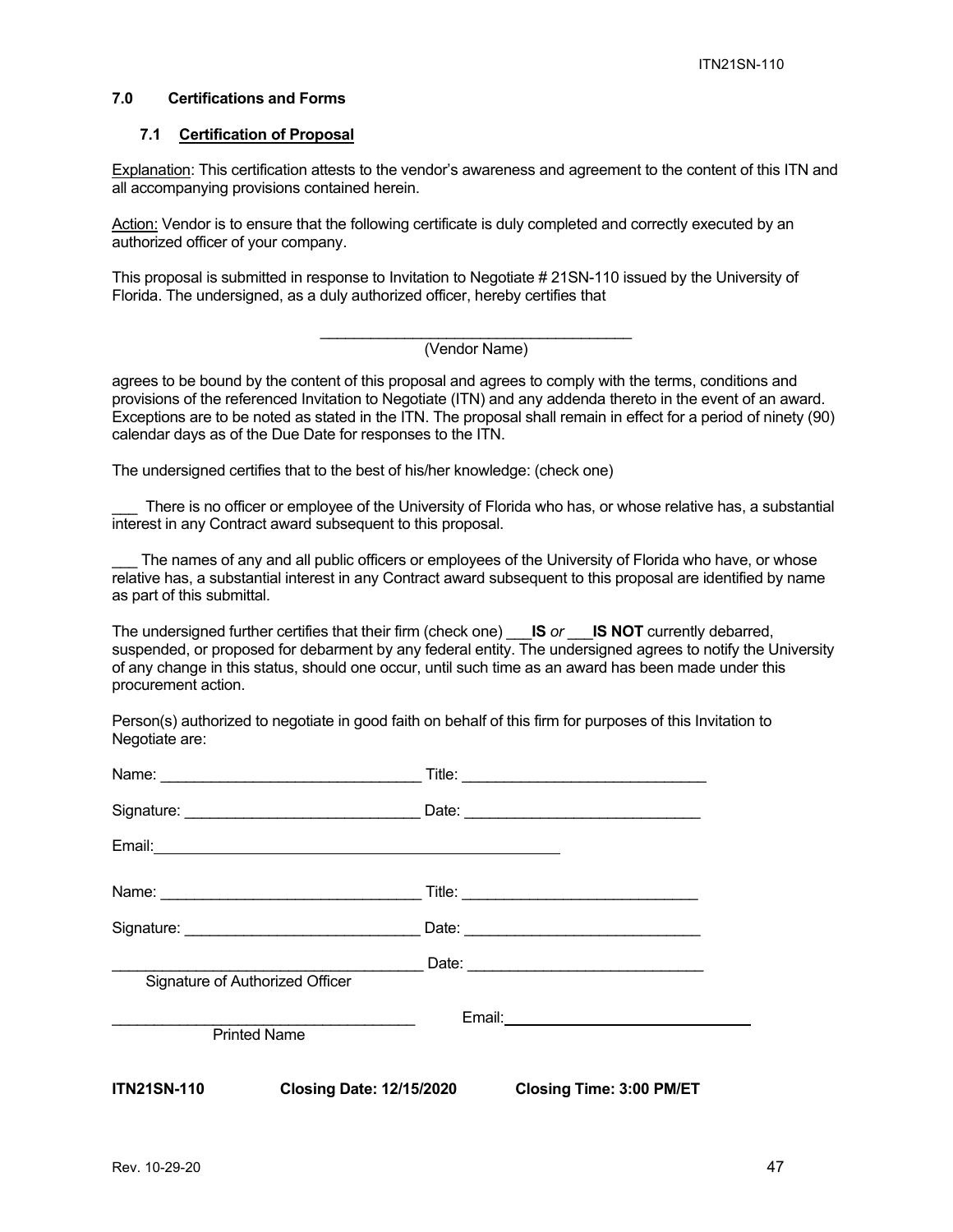## 7.0 Certifications and Forms

### 7.1 Certification of Proposal

Explanation: This certification attests to the vendor's awareness and agreement to the content of this ITN and all accompanying provisions contained herein.

Action: Vendor is to ensure that the following certificate is duly completed and correctly executed by an authorized officer of your company.

This proposal is submitted in response to Invitation to Negotiate # 21SN-110 issued by the University of Florida. The undersigned, as a duly authorized officer, hereby certifies that

\_\_\_\_\_\_\_\_\_\_\_\_\_\_\_\_\_\_\_\_\_\_\_\_\_\_\_\_\_\_\_\_\_\_\_\_\_\_
(Vendor Name)

agrees to be bound by the content of this proposal and agrees to comply with the terms, conditions and provisions of the referenced Invitation to Negotiate (ITN) and any addenda thereto in the event of an award. Exceptions are to be noted as stated in the ITN. The proposal shall remain in effect for a period of ninety (90) calendar days as of the Due Date for responses to the ITN.

The undersigned certifies that to the best of his/her knowledge: (check one)

\_\_\_ There is no officer or employee of the University of Florida who has, or whose relative has, a substantial interest in any Contract award subsequent to this proposal.

\_\_\_ The names of any and all public officers or employees of the University of Florida who have, or whose relative has, a substantial interest in any Contract award subsequent to this proposal are identified by name as part of this submittal.

The undersigned further certifies that their firm (check one) \_\_\_**IS** *or* \_\_\_**IS NOT** currently debarred, suspended, or proposed for debarment by any federal entity. The undersigned agrees to notify the University of any change in this status, should one occur, until such time as an award has been made under this procurement action.

Person(s) authorized to negotiate in good faith on behalf of this firm for purposes of this Invitation to Negotiate are:

Name: \_\_\_\_\_\_\_\_\_\_\_\_\_\_\_\_\_\_\_\_\_\_\_\_\_\_\_\_\_\_ Title: \_\_\_\_\_\_\_\_\_\_\_\_\_\_\_\_\_\_\_\_\_\_\_\_\_\_\_\_\_\_

Signature: \_\_\_\_\_\_\_\_\_\_\_\_\_\_\_\_\_\_\_\_\_\_\_\_\_\_\_ Date: \_\_\_\_\_\_\_\_\_\_\_\_\_\_\_\_\_\_\_\_\_\_\_\_\_\_\_\_

Email: \_\_\_\_\_\_\_\_\_\_\_\_\_\_\_\_\_\_\_\_\_\_\_\_\_\_\_\_\_\_\_\_\_\_\_\_\_\_\_\_\_\_\_\_\_\_\_\_\_\_

Name: \_\_\_\_\_\_\_\_\_\_\_\_\_\_\_\_\_\_\_\_\_\_\_\_\_\_\_\_\_\_ Title: \_\_\_\_\_\_\_\_\_\_\_\_\_\_\_\_\_\_\_\_\_\_\_\_\_\_\_\_\_\_

Signature: \_\_\_\_\_\_\_\_\_\_\_\_\_\_\_\_\_\_\_\_\_\_\_\_\_\_\_ Date: \_\_\_\_\_\_\_\_\_\_\_\_\_\_\_\_\_\_\_\_\_\_\_\_\_\_\_\_

\_\_\_\_\_\_\_\_\_\_\_\_\_\_\_\_\_\_\_\_\_\_\_\_\_\_\_\_\_\_\_\_\_\_\_\_ Date: \_\_\_\_\_\_\_\_\_\_\_\_\_\_\_\_\_\_\_\_\_\_\_\_\_\_\_\_
Signature of Authorized Officer

\_\_\_\_\_\_\_\_\_\_\_\_\_\_\_\_\_\_\_\_\_\_\_\_\_\_\_\_\_\_\_\_\_\_\_\_ Email: \_\_\_\_\_\_\_\_\_\_\_\_\_\_\_\_\_\_\_\_\_\_\_\_\_\_\_\_\_\_
Printed Name

**ITN21SN-110** **Closing Date: 12/15/2020** **Closing Time: 3:00 PM/ET**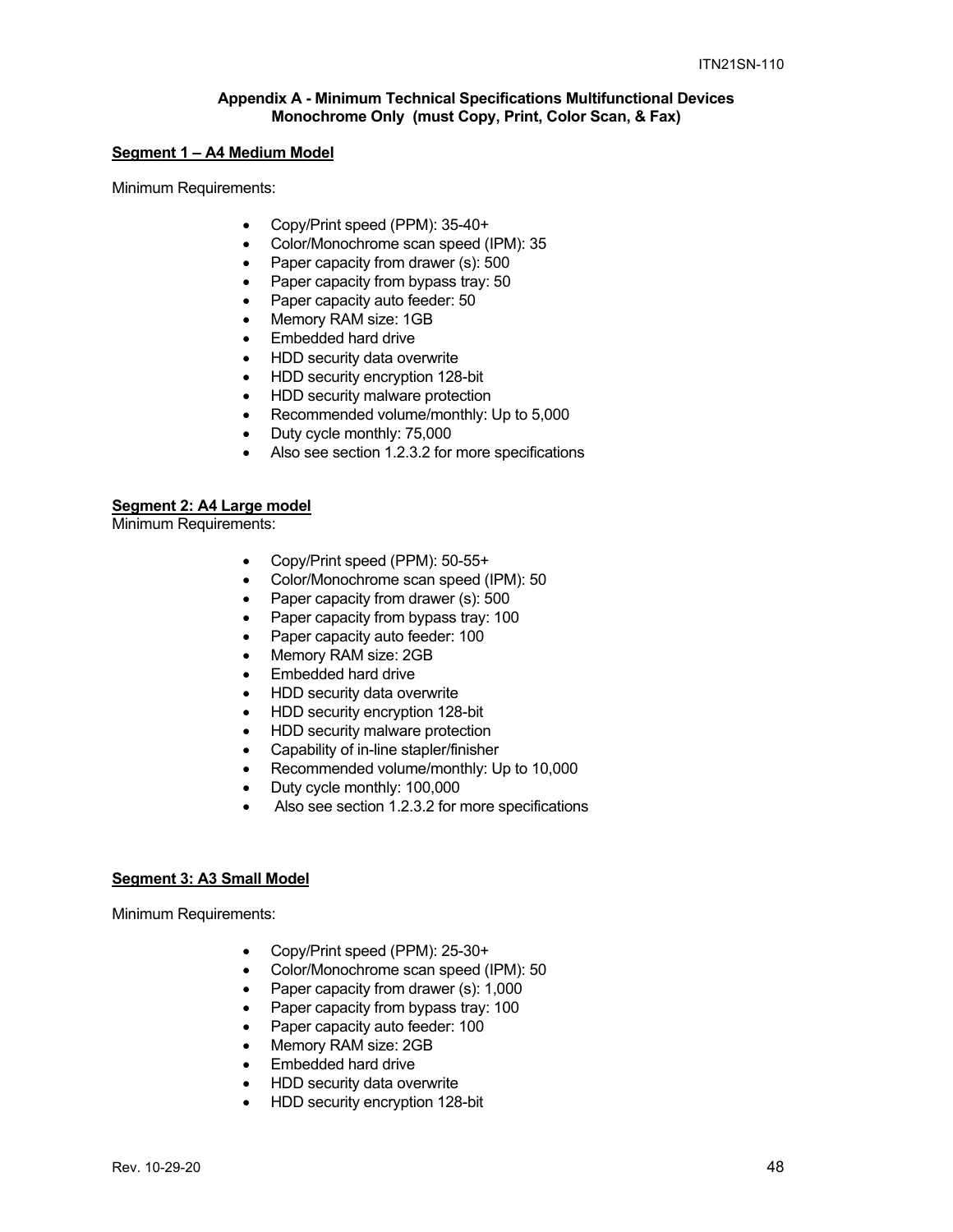## Appendix A - Minimum Technical Specifications Multifunctional Devices Monochrome Only (must Copy, Print, Color Scan, & Fax)

### Segment 1 – A4 Medium Model

Minimum Requirements:

- Copy/Print speed (PPM): 35-40+
- Color/Monochrome scan speed (IPM): 35
- Paper capacity from drawer (s): 500
- Paper capacity from bypass tray: 50
- Paper capacity auto feeder: 50
- Memory RAM size: 1GB
- Embedded hard drive
- HDD security data overwrite
- HDD security encryption 128-bit
- HDD security malware protection
- Recommended volume/monthly: Up to 5,000
- Duty cycle monthly: 75,000
- Also see section 1.2.3.2 for more specifications

### Segment 2: A4 Large model

Minimum Requirements:

- Copy/Print speed (PPM): 50-55+
- Color/Monochrome scan speed (IPM): 50
- Paper capacity from drawer (s): 500
- Paper capacity from bypass tray: 100
- Paper capacity auto feeder: 100
- Memory RAM size: 2GB
- Embedded hard drive
- HDD security data overwrite
- HDD security encryption 128-bit
- HDD security malware protection
- Capability of in-line stapler/finisher
- Recommended volume/monthly: Up to 10,000
- Duty cycle monthly: 100,000
- Also see section 1.2.3.2 for more specifications

### Segment 3: A3 Small Model

Minimum Requirements:

- Copy/Print speed (PPM): 25-30+
- Color/Monochrome scan speed (IPM): 50
- Paper capacity from drawer (s): 1,000
- Paper capacity from bypass tray: 100
- Paper capacity auto feeder: 100
- Memory RAM size: 2GB
- Embedded hard drive
- HDD security data overwrite
- HDD security encryption 128-bit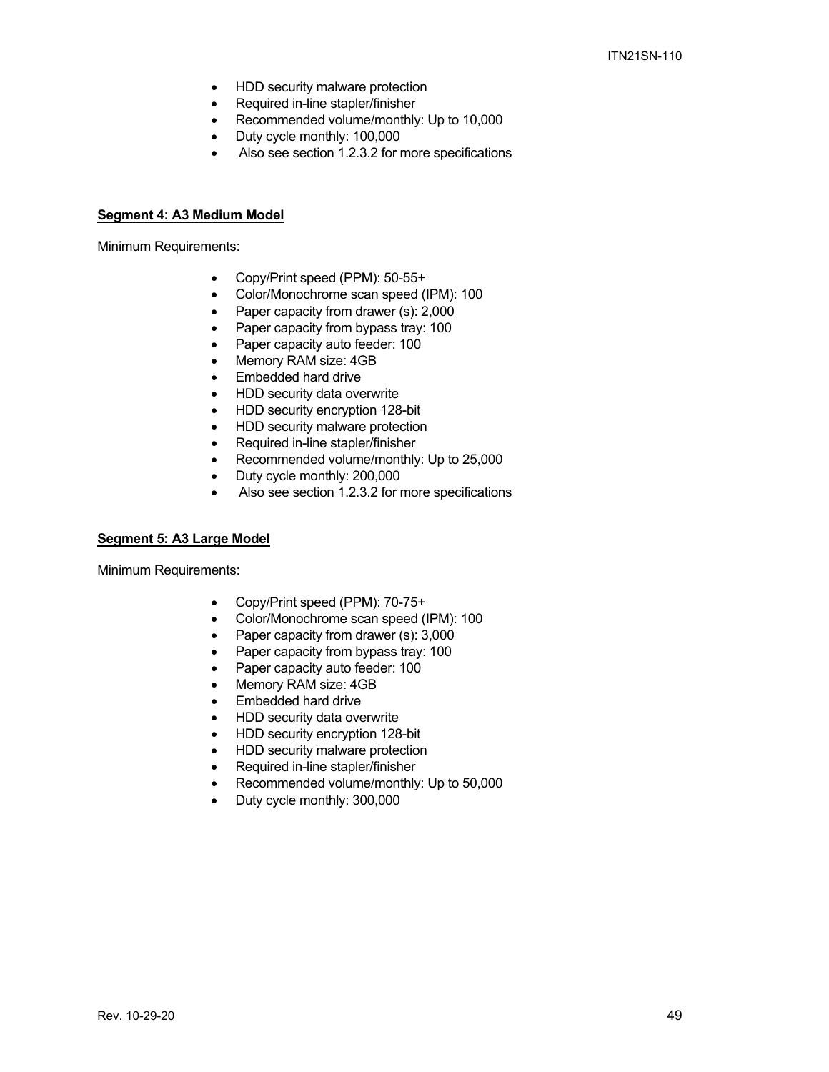- HDD security malware protection
- Required in-line stapler/finisher
- Recommended volume/monthly: Up to 10,000
- Duty cycle monthly: 100,000
- Also see section 1.2.3.2 for more specifications

**<u>Segment 4: A3 Medium Model</u>**

Minimum Requirements:

- Copy/Print speed (PPM): 50-55+
- Color/Monochrome scan speed (IPM): 100
- Paper capacity from drawer (s): 2,000
- Paper capacity from bypass tray: 100
- Paper capacity auto feeder: 100
- Memory RAM size: 4GB
- Embedded hard drive
- HDD security data overwrite
- HDD security encryption 128-bit
- HDD security malware protection
- Required in-line stapler/finisher
- Recommended volume/monthly: Up to 25,000
- Duty cycle monthly: 200,000
- Also see section 1.2.3.2 for more specifications

**<u>Segment 5: A3 Large Model</u>**

Minimum Requirements:

- Copy/Print speed (PPM): 70-75+
- Color/Monochrome scan speed (IPM): 100
- Paper capacity from drawer (s): 3,000
- Paper capacity from bypass tray: 100
- Paper capacity auto feeder: 100
- Memory RAM size: 4GB
- Embedded hard drive
- HDD security data overwrite
- HDD security encryption 128-bit
- HDD security malware protection
- Required in-line stapler/finisher
- Recommended volume/monthly: Up to 50,000
- Duty cycle monthly: 300,000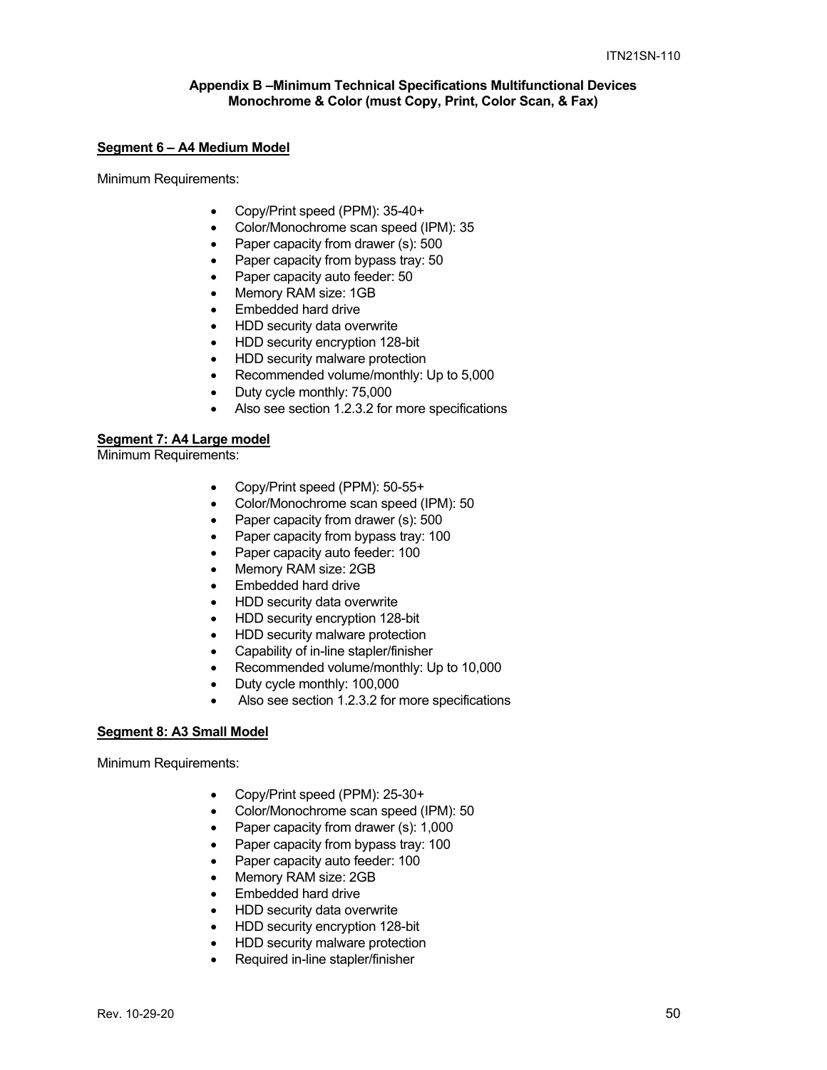## Appendix B –Minimum Technical Specifications Multifunctional Devices Monochrome & Color (must Copy, Print, Color Scan, & Fax)

### Segment 6 – A4 Medium Model

Minimum Requirements:

- Copy/Print speed (PPM): 35-40+
- Color/Monochrome scan speed (IPM): 35
- Paper capacity from drawer (s): 500
- Paper capacity from bypass tray: 50
- Paper capacity auto feeder: 50
- Memory RAM size: 1GB
- Embedded hard drive
- HDD security data overwrite
- HDD security encryption 128-bit
- HDD security malware protection
- Recommended volume/monthly: Up to 5,000
- Duty cycle monthly: 75,000
- Also see section 1.2.3.2 for more specifications

### Segment 7: A4 Large model

Minimum Requirements:

- Copy/Print speed (PPM): 50-55+
- Color/Monochrome scan speed (IPM): 50
- Paper capacity from drawer (s): 500
- Paper capacity from bypass tray: 100
- Paper capacity auto feeder: 100
- Memory RAM size: 2GB
- Embedded hard drive
- HDD security data overwrite
- HDD security encryption 128-bit
- HDD security malware protection
- Capability of in-line stapler/finisher
- Recommended volume/monthly: Up to 10,000
- Duty cycle monthly: 100,000
- Also see section 1.2.3.2 for more specifications

### Segment 8: A3 Small Model

Minimum Requirements:

- Copy/Print speed (PPM): 25-30+
- Color/Monochrome scan speed (IPM): 50
- Paper capacity from drawer (s): 1,000
- Paper capacity from bypass tray: 100
- Paper capacity auto feeder: 100
- Memory RAM size: 2GB
- Embedded hard drive
- HDD security data overwrite
- HDD security encryption 128-bit
- HDD security malware protection
- Required in-line stapler/finisher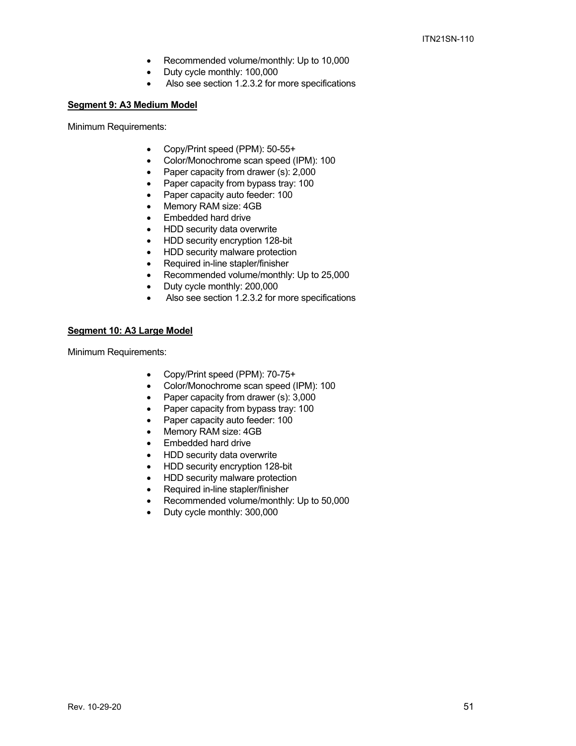- Recommended volume/monthly: Up to 10,000
- Duty cycle monthly: 100,000
- Also see section 1.2.3.2 for more specifications

**Segment 9: A3 Medium Model**

Minimum Requirements:

- Copy/Print speed (PPM): 50-55+
- Color/Monochrome scan speed (IPM): 100
- Paper capacity from drawer (s): 2,000
- Paper capacity from bypass tray: 100
- Paper capacity auto feeder: 100
- Memory RAM size: 4GB
- Embedded hard drive
- HDD security data overwrite
- HDD security encryption 128-bit
- HDD security malware protection
- Required in-line stapler/finisher
- Recommended volume/monthly: Up to 25,000
- Duty cycle monthly: 200,000
- Also see section 1.2.3.2 for more specifications

**Segment 10: A3 Large Model**

Minimum Requirements:

- Copy/Print speed (PPM): 70-75+
- Color/Monochrome scan speed (IPM): 100
- Paper capacity from drawer (s): 3,000
- Paper capacity from bypass tray: 100
- Paper capacity auto feeder: 100
- Memory RAM size: 4GB
- Embedded hard drive
- HDD security data overwrite
- HDD security encryption 128-bit
- HDD security malware protection
- Required in-line stapler/finisher
- Recommended volume/monthly: Up to 50,000
- Duty cycle monthly: 300,000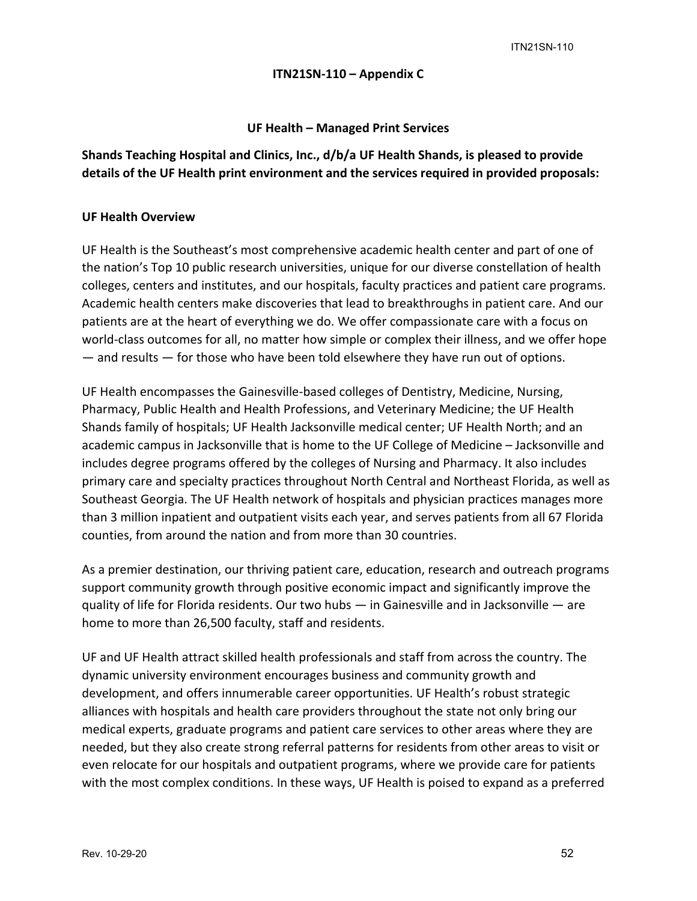## ITN21SN-110 – Appendix C

### UF Health – Managed Print Services

**Shands Teaching Hospital and Clinics, Inc., d/b/a UF Health Shands, is pleased to provide details of the UF Health print environment and the services required in provided proposals:**

**UF Health Overview**

UF Health is the Southeast's most comprehensive academic health center and part of one of the nation's Top 10 public research universities, unique for our diverse constellation of health colleges, centers and institutes, and our hospitals, faculty practices and patient care programs. Academic health centers make discoveries that lead to breakthroughs in patient care. And our patients are at the heart of everything we do. We offer compassionate care with a focus on world-class outcomes for all, no matter how simple or complex their illness, and we offer hope — and results — for those who have been told elsewhere they have run out of options.

UF Health encompasses the Gainesville-based colleges of Dentistry, Medicine, Nursing, Pharmacy, Public Health and Health Professions, and Veterinary Medicine; the UF Health Shands family of hospitals; UF Health Jacksonville medical center; UF Health North; and an academic campus in Jacksonville that is home to the UF College of Medicine – Jacksonville and includes degree programs offered by the colleges of Nursing and Pharmacy. It also includes primary care and specialty practices throughout North Central and Northeast Florida, as well as Southeast Georgia. The UF Health network of hospitals and physician practices manages more than 3 million inpatient and outpatient visits each year, and serves patients from all 67 Florida counties, from around the nation and from more than 30 countries.

As a premier destination, our thriving patient care, education, research and outreach programs support community growth through positive economic impact and significantly improve the quality of life for Florida residents. Our two hubs — in Gainesville and in Jacksonville — are home to more than 26,500 faculty, staff and residents.

UF and UF Health attract skilled health professionals and staff from across the country. The dynamic university environment encourages business and community growth and development, and offers innumerable career opportunities. UF Health's robust strategic alliances with hospitals and health care providers throughout the state not only bring our medical experts, graduate programs and patient care services to other areas where they are needed, but they also create strong referral patterns for residents from other areas to visit or even relocate for our hospitals and outpatient programs, where we provide care for patients with the most complex conditions. In these ways, UF Health is poised to expand as a preferred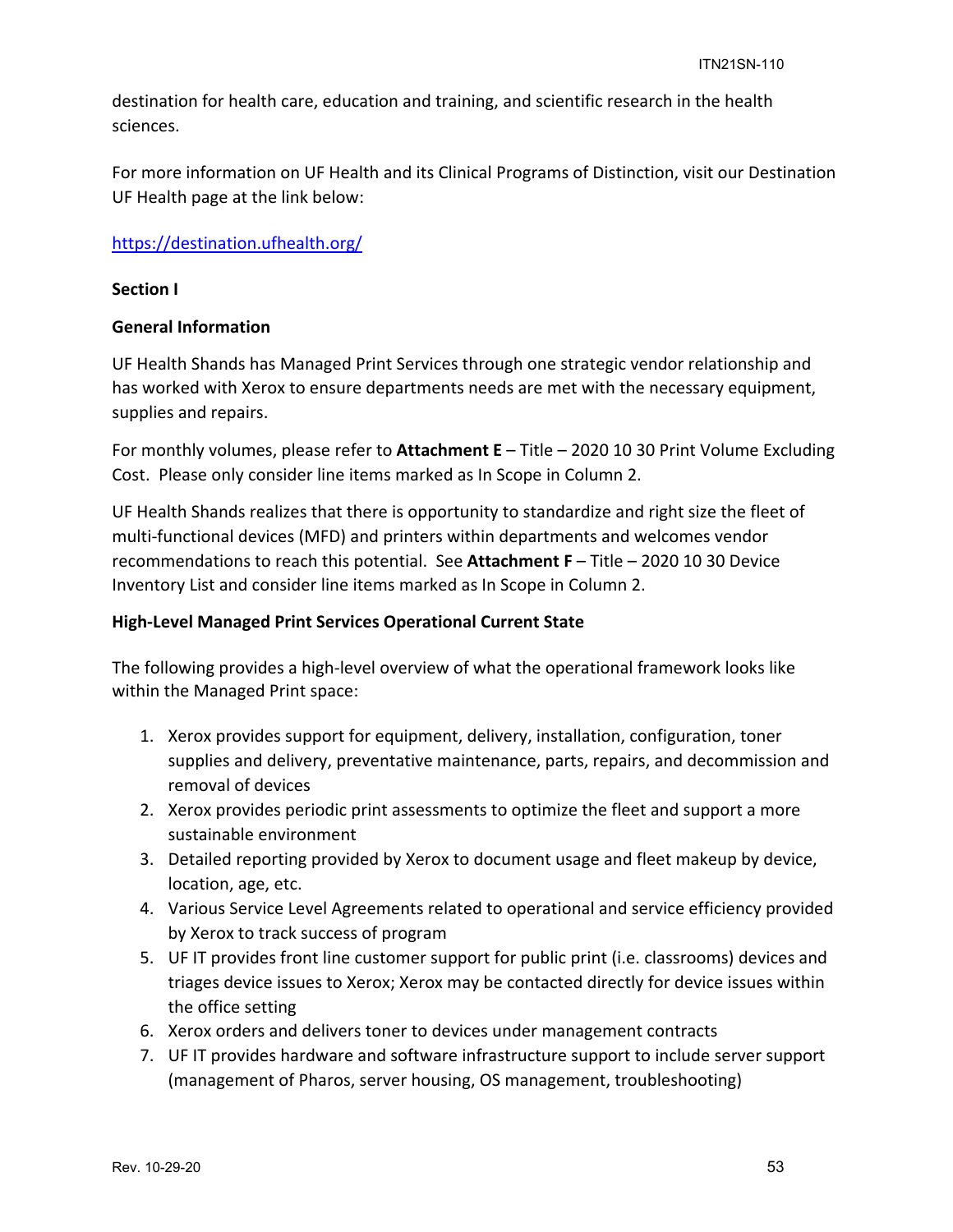destination for health care, education and training, and scientific research in the health sciences.

For more information on UF Health and its Clinical Programs of Distinction, visit our Destination UF Health page at the link below:

https://destination.ufhealth.org/

**Section I**

**General Information**

UF Health Shands has Managed Print Services through one strategic vendor relationship and has worked with Xerox to ensure departments needs are met with the necessary equipment, supplies and repairs.

For monthly volumes, please refer to **Attachment E** – Title – 2020 10 30 Print Volume Excluding Cost. Please only consider line items marked as In Scope in Column 2.

UF Health Shands realizes that there is opportunity to standardize and right size the fleet of multi-functional devices (MFD) and printers within departments and welcomes vendor recommendations to reach this potential. See **Attachment F** – Title – 2020 10 30 Device Inventory List and consider line items marked as In Scope in Column 2.

**High-Level Managed Print Services Operational Current State**

The following provides a high-level overview of what the operational framework looks like within the Managed Print space:

1. Xerox provides support for equipment, delivery, installation, configuration, toner supplies and delivery, preventative maintenance, parts, repairs, and decommission and removal of devices
2. Xerox provides periodic print assessments to optimize the fleet and support a more sustainable environment
3. Detailed reporting provided by Xerox to document usage and fleet makeup by device, location, age, etc.
4. Various Service Level Agreements related to operational and service efficiency provided by Xerox to track success of program
5. UF IT provides front line customer support for public print (i.e. classrooms) devices and triages device issues to Xerox; Xerox may be contacted directly for device issues within the office setting
6. Xerox orders and delivers toner to devices under management contracts
7. UF IT provides hardware and software infrastructure support to include server support (management of Pharos, server housing, OS management, troubleshooting)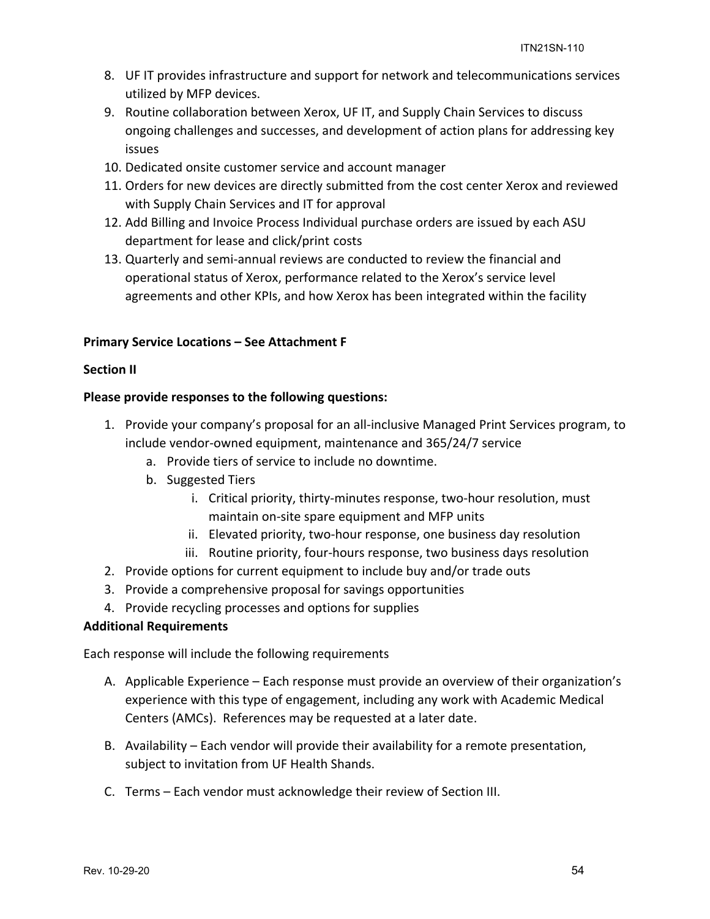8. UF IT provides infrastructure and support for network and telecommunications services utilized by MFP devices.
9. Routine collaboration between Xerox, UF IT, and Supply Chain Services to discuss ongoing challenges and successes, and development of action plans for addressing key issues
10. Dedicated onsite customer service and account manager
11. Orders for new devices are directly submitted from the cost center Xerox and reviewed with Supply Chain Services and IT for approval
12. Add Billing and Invoice Process Individual purchase orders are issued by each ASU department for lease and click/print costs
13. Quarterly and semi-annual reviews are conducted to review the financial and operational status of Xerox, performance related to the Xerox's service level agreements and other KPIs, and how Xerox has been integrated within the facility

**Primary Service Locations – See Attachment F**

**Section II**

**Please provide responses to the following questions:**

1. Provide your company's proposal for an all-inclusive Managed Print Services program, to include vendor-owned equipment, maintenance and 365/24/7 service
    a. Provide tiers of service to include no downtime.
    b. Suggested Tiers
        i. Critical priority, thirty-minutes response, two-hour resolution, must maintain on-site spare equipment and MFP units
        ii. Elevated priority, two-hour response, one business day resolution
        iii. Routine priority, four-hours response, two business days resolution
2. Provide options for current equipment to include buy and/or trade outs
3. Provide a comprehensive proposal for savings opportunities
4. Provide recycling processes and options for supplies

**Additional Requirements**

Each response will include the following requirements

A. Applicable Experience – Each response must provide an overview of their organization's experience with this type of engagement, including any work with Academic Medical Centers (AMCs). References may be requested at a later date.

B. Availability – Each vendor will provide their availability for a remote presentation, subject to invitation from UF Health Shands.

C. Terms – Each vendor must acknowledge their review of Section III.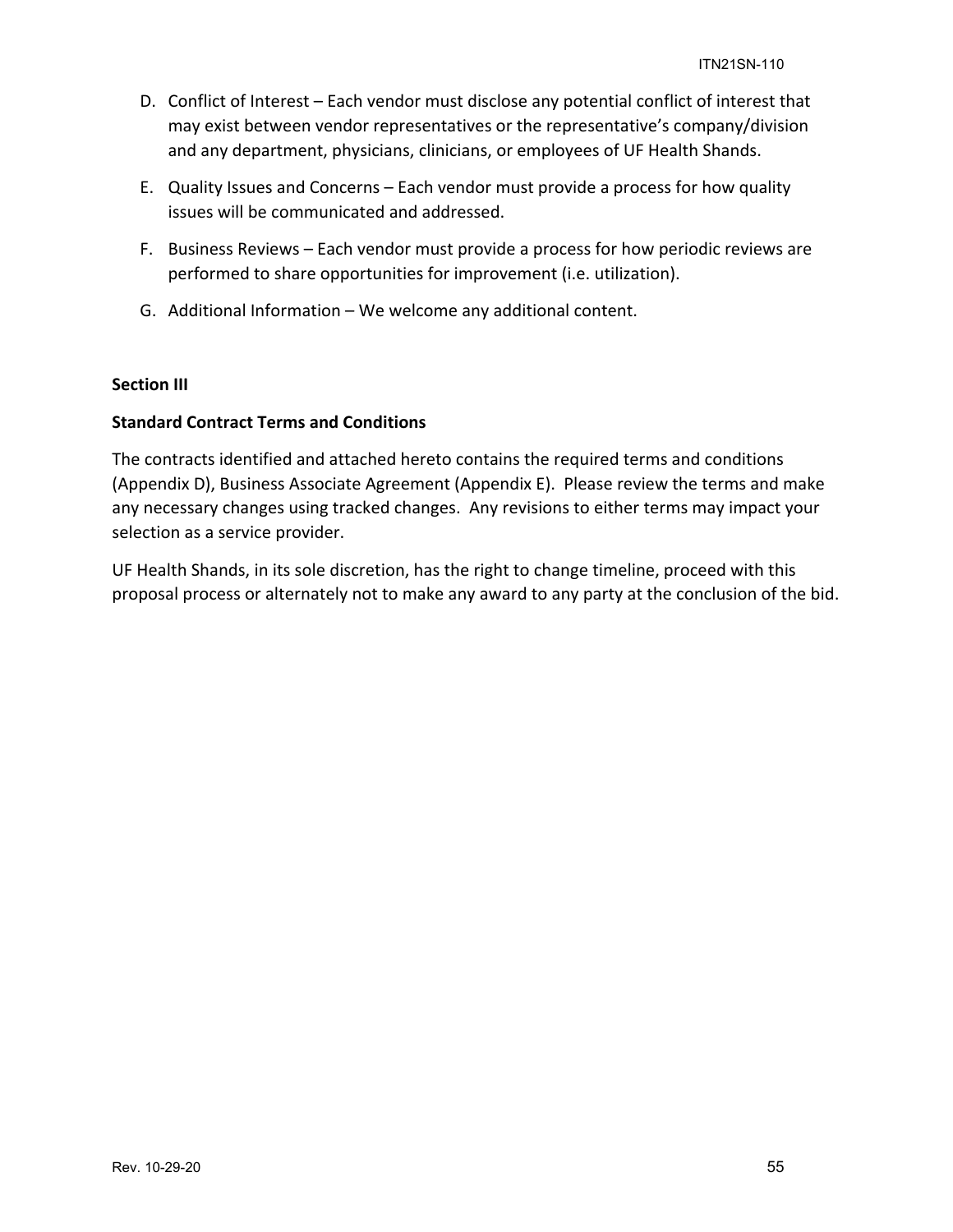D. Conflict of Interest – Each vendor must disclose any potential conflict of interest that may exist between vendor representatives or the representative's company/division and any department, physicians, clinicians, or employees of UF Health Shands.

E. Quality Issues and Concerns – Each vendor must provide a process for how quality issues will be communicated and addressed.

F. Business Reviews – Each vendor must provide a process for how periodic reviews are performed to share opportunities for improvement (i.e. utilization).

G. Additional Information – We welcome any additional content.

**Section III**

**Standard Contract Terms and Conditions**

The contracts identified and attached hereto contains the required terms and conditions (Appendix D), Business Associate Agreement (Appendix E). Please review the terms and make any necessary changes using tracked changes. Any revisions to either terms may impact your selection as a service provider.

UF Health Shands, in its sole discretion, has the right to change timeline, proceed with this proposal process or alternately not to make any award to any party at the conclusion of the bid.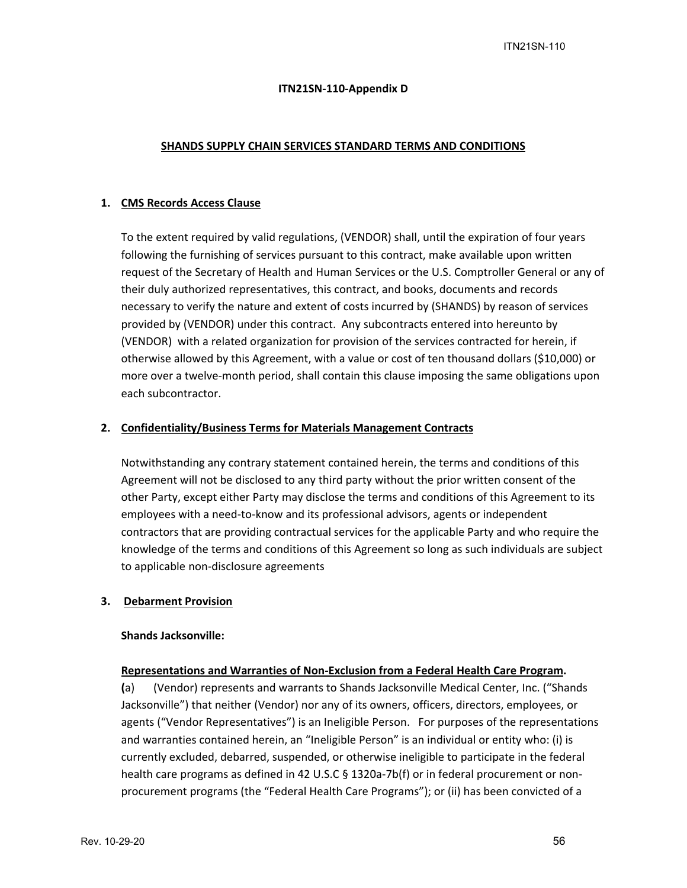**ITN21SN-110-Appendix D**

## SHANDS SUPPLY CHAIN SERVICES STANDARD TERMS AND CONDITIONS

### 1. CMS Records Access Clause

To the extent required by valid regulations, (VENDOR) shall, until the expiration of four years following the furnishing of services pursuant to this contract, make available upon written request of the Secretary of Health and Human Services or the U.S. Comptroller General or any of their duly authorized representatives, this contract, and books, documents and records necessary to verify the nature and extent of costs incurred by (SHANDS) by reason of services provided by (VENDOR) under this contract. Any subcontracts entered into hereunto by (VENDOR) with a related organization for provision of the services contracted for herein, if otherwise allowed by this Agreement, with a value or cost of ten thousand dollars ($10,000) or more over a twelve-month period, shall contain this clause imposing the same obligations upon each subcontractor.

### 2. Confidentiality/Business Terms for Materials Management Contracts

Notwithstanding any contrary statement contained herein, the terms and conditions of this Agreement will not be disclosed to any third party without the prior written consent of the other Party, except either Party may disclose the terms and conditions of this Agreement to its employees with a need-to-know and its professional advisors, agents or independent contractors that are providing contractual services for the applicable Party and who require the knowledge of the terms and conditions of this Agreement so long as such individuals are subject to applicable non-disclosure agreements

### 3. Debarment Provision

**Shands Jacksonville:**

**Representations and Warranties of Non-Exclusion from a Federal Health Care Program.**

**(**a) (Vendor) represents and warrants to Shands Jacksonville Medical Center, Inc. ("Shands Jacksonville") that neither (Vendor) nor any of its owners, officers, directors, employees, or agents ("Vendor Representatives") is an Ineligible Person. For purposes of the representations and warranties contained herein, an "Ineligible Person" is an individual or entity who: (i) is currently excluded, debarred, suspended, or otherwise ineligible to participate in the federal health care programs as defined in 42 U.S.C § 1320a-7b(f) or in federal procurement or non-procurement programs (the "Federal Health Care Programs"); or (ii) has been convicted of a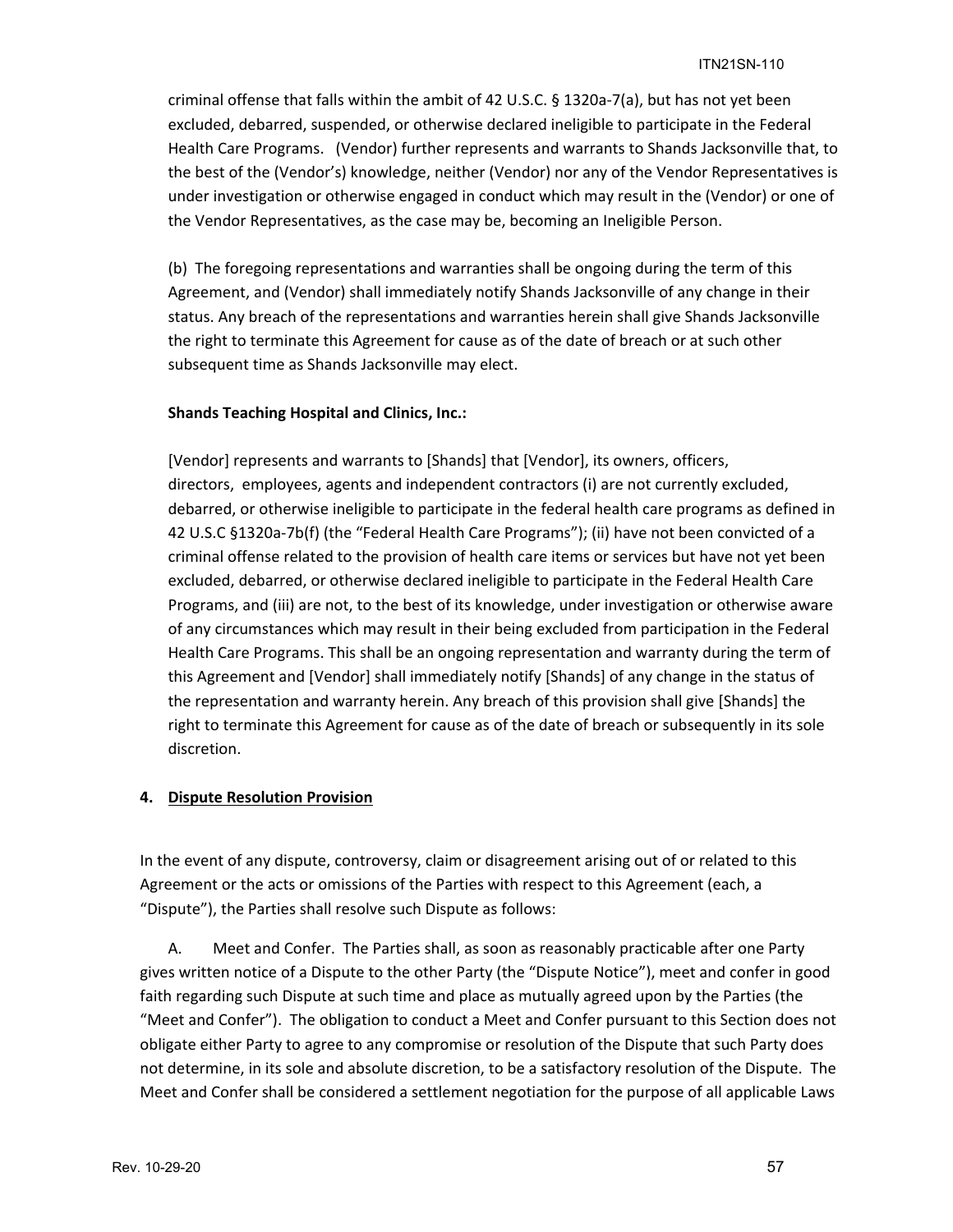criminal offense that falls within the ambit of 42 U.S.C. § 1320a-7(a), but has not yet been excluded, debarred, suspended, or otherwise declared ineligible to participate in the Federal Health Care Programs. (Vendor) further represents and warrants to Shands Jacksonville that, to the best of the (Vendor's) knowledge, neither (Vendor) nor any of the Vendor Representatives is under investigation or otherwise engaged in conduct which may result in the (Vendor) or one of the Vendor Representatives, as the case may be, becoming an Ineligible Person.

(b) The foregoing representations and warranties shall be ongoing during the term of this Agreement, and (Vendor) shall immediately notify Shands Jacksonville of any change in their status. Any breach of the representations and warranties herein shall give Shands Jacksonville the right to terminate this Agreement for cause as of the date of breach or at such other subsequent time as Shands Jacksonville may elect.

**Shands Teaching Hospital and Clinics, Inc.:**

[Vendor] represents and warrants to [Shands] that [Vendor], its owners, officers, directors, employees, agents and independent contractors (i) are not currently excluded, debarred, or otherwise ineligible to participate in the federal health care programs as defined in 42 U.S.C §1320a-7b(f) (the "Federal Health Care Programs"); (ii) have not been convicted of a criminal offense related to the provision of health care items or services but have not yet been excluded, debarred, or otherwise declared ineligible to participate in the Federal Health Care Programs, and (iii) are not, to the best of its knowledge, under investigation or otherwise aware of any circumstances which may result in their being excluded from participation in the Federal Health Care Programs. This shall be an ongoing representation and warranty during the term of this Agreement and [Vendor] shall immediately notify [Shands] of any change in the status of the representation and warranty herein. Any breach of this provision shall give [Shands] the right to terminate this Agreement for cause as of the date of breach or subsequently in its sole discretion.

## 4. Dispute Resolution Provision

In the event of any dispute, controversy, claim or disagreement arising out of or related to this Agreement or the acts or omissions of the Parties with respect to this Agreement (each, a "Dispute"), the Parties shall resolve such Dispute as follows:

A. Meet and Confer. The Parties shall, as soon as reasonably practicable after one Party gives written notice of a Dispute to the other Party (the "Dispute Notice"), meet and confer in good faith regarding such Dispute at such time and place as mutually agreed upon by the Parties (the "Meet and Confer"). The obligation to conduct a Meet and Confer pursuant to this Section does not obligate either Party to agree to any compromise or resolution of the Dispute that such Party does not determine, in its sole and absolute discretion, to be a satisfactory resolution of the Dispute. The Meet and Confer shall be considered a settlement negotiation for the purpose of all applicable Laws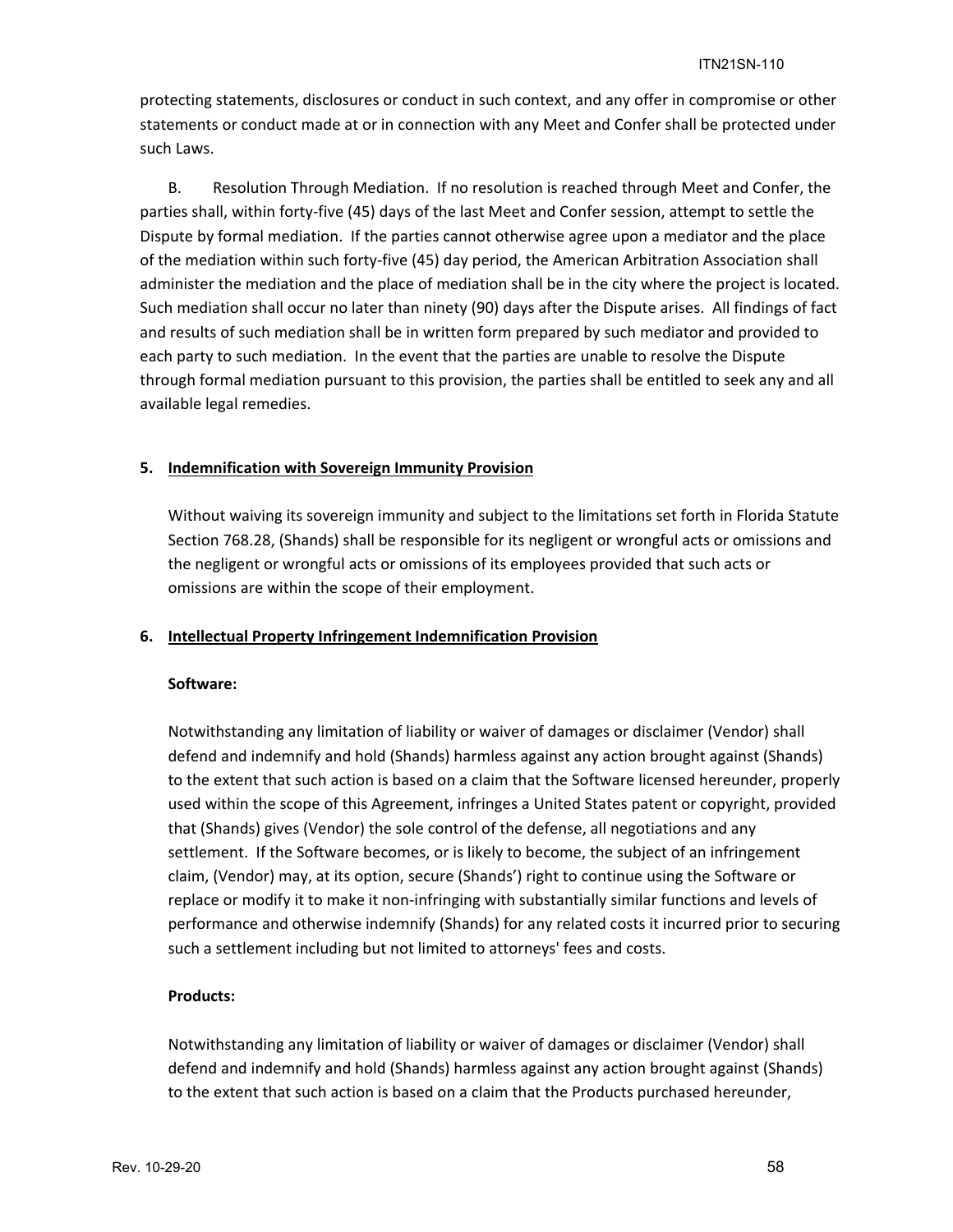protecting statements, disclosures or conduct in such context, and any offer in compromise or other statements or conduct made at or in connection with any Meet and Confer shall be protected under such Laws.

B. Resolution Through Mediation. If no resolution is reached through Meet and Confer, the parties shall, within forty-five (45) days of the last Meet and Confer session, attempt to settle the Dispute by formal mediation. If the parties cannot otherwise agree upon a mediator and the place of the mediation within such forty-five (45) day period, the American Arbitration Association shall administer the mediation and the place of mediation shall be in the city where the project is located. Such mediation shall occur no later than ninety (90) days after the Dispute arises. All findings of fact and results of such mediation shall be in written form prepared by such mediator and provided to each party to such mediation. In the event that the parties are unable to resolve the Dispute through formal mediation pursuant to this provision, the parties shall be entitled to seek any and all available legal remedies.

## 5. Indemnification with Sovereign Immunity Provision

Without waiving its sovereign immunity and subject to the limitations set forth in Florida Statute Section 768.28, (Shands) shall be responsible for its negligent or wrongful acts or omissions and the negligent or wrongful acts or omissions of its employees provided that such acts or omissions are within the scope of their employment.

## 6. Intellectual Property Infringement Indemnification Provision

**Software:**

Notwithstanding any limitation of liability or waiver of damages or disclaimer (Vendor) shall defend and indemnify and hold (Shands) harmless against any action brought against (Shands) to the extent that such action is based on a claim that the Software licensed hereunder, properly used within the scope of this Agreement, infringes a United States patent or copyright, provided that (Shands) gives (Vendor) the sole control of the defense, all negotiations and any settlement. If the Software becomes, or is likely to become, the subject of an infringement claim, (Vendor) may, at its option, secure (Shands') right to continue using the Software or replace or modify it to make it non-infringing with substantially similar functions and levels of performance and otherwise indemnify (Shands) for any related costs it incurred prior to securing such a settlement including but not limited to attorneys' fees and costs.

**Products:**

Notwithstanding any limitation of liability or waiver of damages or disclaimer (Vendor) shall defend and indemnify and hold (Shands) harmless against any action brought against (Shands) to the extent that such action is based on a claim that the Products purchased hereunder,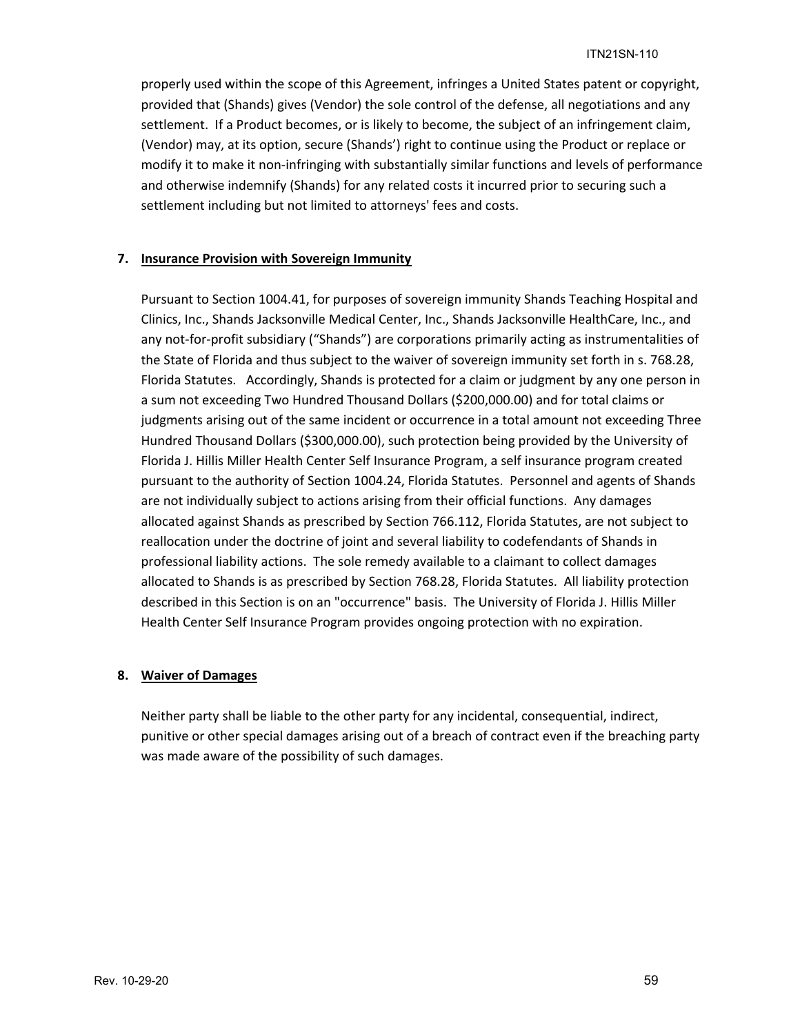properly used within the scope of this Agreement, infringes a United States patent or copyright, provided that (Shands) gives (Vendor) the sole control of the defense, all negotiations and any settlement. If a Product becomes, or is likely to become, the subject of an infringement claim, (Vendor) may, at its option, secure (Shands') right to continue using the Product or replace or modify it to make it non-infringing with substantially similar functions and levels of performance and otherwise indemnify (Shands) for any related costs it incurred prior to securing such a settlement including but not limited to attorneys' fees and costs.

**7. Insurance Provision with Sovereign Immunity**

Pursuant to Section 1004.41, for purposes of sovereign immunity Shands Teaching Hospital and Clinics, Inc., Shands Jacksonville Medical Center, Inc., Shands Jacksonville HealthCare, Inc., and any not-for-profit subsidiary ("Shands") are corporations primarily acting as instrumentalities of the State of Florida and thus subject to the waiver of sovereign immunity set forth in s. 768.28, Florida Statutes. Accordingly, Shands is protected for a claim or judgment by any one person in a sum not exceeding Two Hundred Thousand Dollars ($200,000.00) and for total claims or judgments arising out of the same incident or occurrence in a total amount not exceeding Three Hundred Thousand Dollars ($300,000.00), such protection being provided by the University of Florida J. Hillis Miller Health Center Self Insurance Program, a self insurance program created pursuant to the authority of Section 1004.24, Florida Statutes. Personnel and agents of Shands are not individually subject to actions arising from their official functions. Any damages allocated against Shands as prescribed by Section 766.112, Florida Statutes, are not subject to reallocation under the doctrine of joint and several liability to codefendants of Shands in professional liability actions. The sole remedy available to a claimant to collect damages allocated to Shands is as prescribed by Section 768.28, Florida Statutes. All liability protection described in this Section is on an "occurrence" basis. The University of Florida J. Hillis Miller Health Center Self Insurance Program provides ongoing protection with no expiration.

**8. Waiver of Damages**

Neither party shall be liable to the other party for any incidental, consequential, indirect, punitive or other special damages arising out of a breach of contract even if the breaching party was made aware of the possibility of such damages.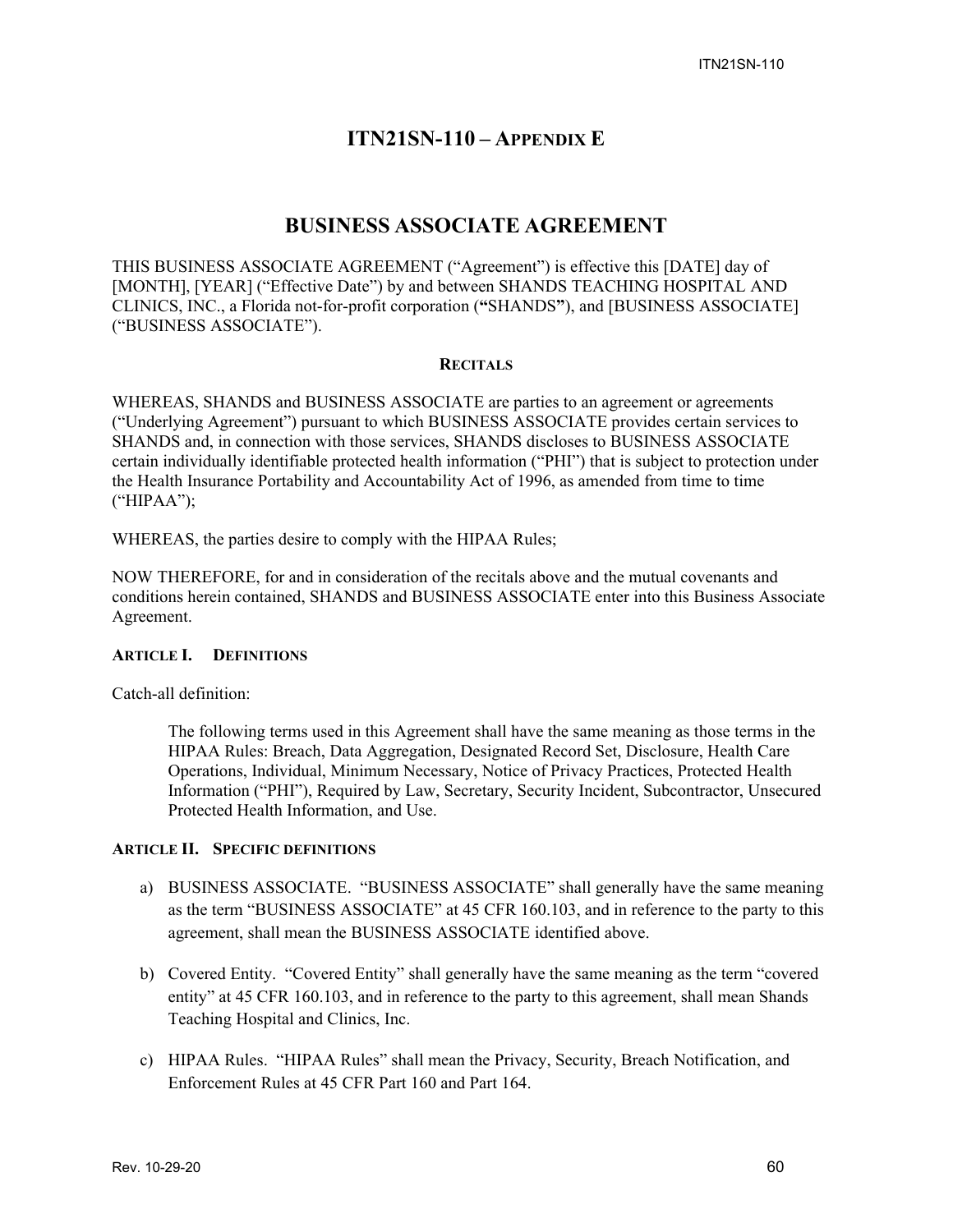# ITN21SN-110 – APPENDIX E

## BUSINESS ASSOCIATE AGREEMENT

THIS BUSINESS ASSOCIATE AGREEMENT (“Agreement”) is effective this [DATE] day of [MONTH], [YEAR] (“Effective Date”) by and between SHANDS TEACHING HOSPITAL AND CLINICS, INC., a Florida not-for-profit corporation (**“**SHANDS**”**), and [BUSINESS ASSOCIATE] (“BUSINESS ASSOCIATE”).

**RECITALS**

WHEREAS, SHANDS and BUSINESS ASSOCIATE are parties to an agreement or agreements (“Underlying Agreement”) pursuant to which BUSINESS ASSOCIATE provides certain services to SHANDS and, in connection with those services, SHANDS discloses to BUSINESS ASSOCIATE certain individually identifiable protected health information (“PHI”) that is subject to protection under the Health Insurance Portability and Accountability Act of 1996, as amended from time to time (“HIPAA”);

WHEREAS, the parties desire to comply with the HIPAA Rules;

NOW THEREFORE, for and in consideration of the recitals above and the mutual covenants and conditions herein contained, SHANDS and BUSINESS ASSOCIATE enter into this Business Associate Agreement.

**ARTICLE I. DEFINITIONS**

Catch-all definition:

> The following terms used in this Agreement shall have the same meaning as those terms in the HIPAA Rules: Breach, Data Aggregation, Designated Record Set, Disclosure, Health Care Operations, Individual, Minimum Necessary, Notice of Privacy Practices, Protected Health Information (“PHI”), Required by Law, Secretary, Security Incident, Subcontractor, Unsecured Protected Health Information, and Use.

**ARTICLE II. SPECIFIC DEFINITIONS**

a) BUSINESS ASSOCIATE. “BUSINESS ASSOCIATE” shall generally have the same meaning as the term “BUSINESS ASSOCIATE” at 45 CFR 160.103, and in reference to the party to this agreement, shall mean the BUSINESS ASSOCIATE identified above.

b) Covered Entity. “Covered Entity” shall generally have the same meaning as the term “covered entity” at 45 CFR 160.103, and in reference to the party to this agreement, shall mean Shands Teaching Hospital and Clinics, Inc.

c) HIPAA Rules. “HIPAA Rules” shall mean the Privacy, Security, Breach Notification, and Enforcement Rules at 45 CFR Part 160 and Part 164.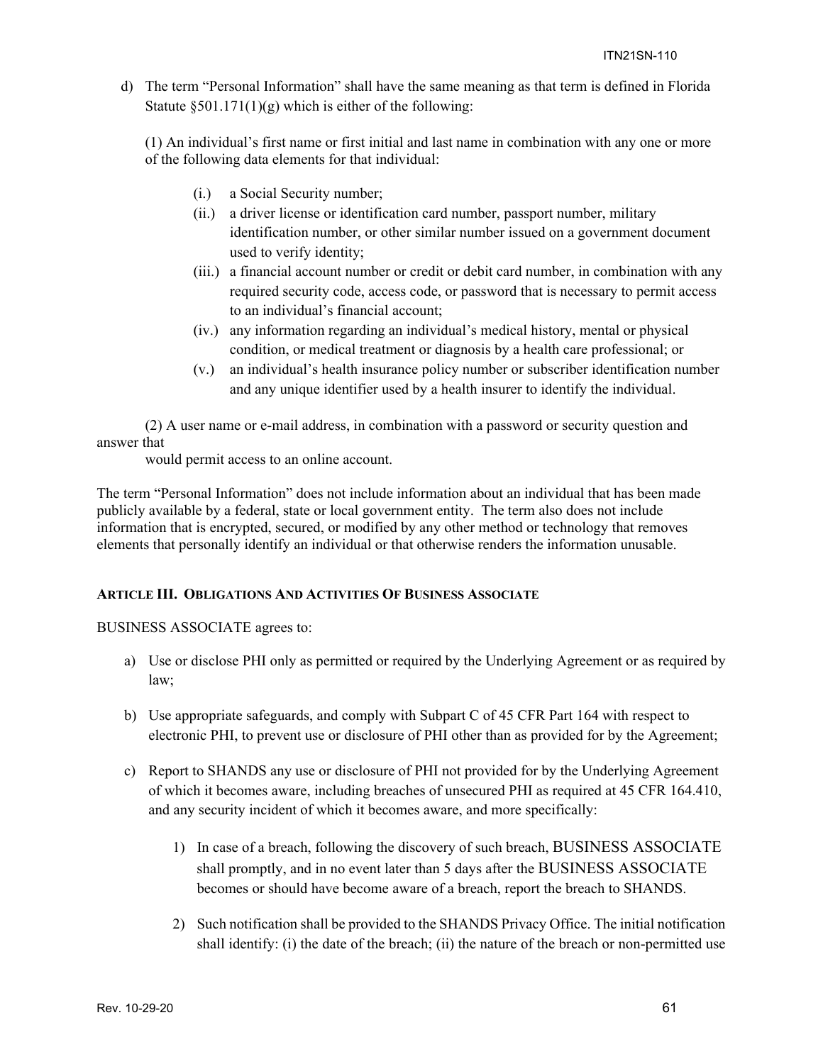d) The term “Personal Information” shall have the same meaning as that term is defined in Florida Statute §501.171(1)(g) which is either of the following:

(1) An individual’s first name or first initial and last name in combination with any one or more of the following data elements for that individual:

(i.) a Social Security number;
(ii.) a driver license or identification card number, passport number, military identification number, or other similar number issued on a government document used to verify identity;
(iii.) a financial account number or credit or debit card number, in combination with any required security code, access code, or password that is necessary to permit access to an individual’s financial account;
(iv.) any information regarding an individual’s medical history, mental or physical condition, or medical treatment or diagnosis by a health care professional; or
(v.) an individual’s health insurance policy number or subscriber identification number and any unique identifier used by a health insurer to identify the individual.

(2) A user name or e-mail address, in combination with a password or security question and answer that would permit access to an online account.

The term “Personal Information” does not include information about an individual that has been made publicly available by a federal, state or local government entity. The term also does not include information that is encrypted, secured, or modified by any other method or technology that removes elements that personally identify an individual or that otherwise renders the information unusable.

**ARTICLE III. OBLIGATIONS AND ACTIVITIES OF BUSINESS ASSOCIATE**

BUSINESS ASSOCIATE agrees to:

a) Use or disclose PHI only as permitted or required by the Underlying Agreement or as required by law;

b) Use appropriate safeguards, and comply with Subpart C of 45 CFR Part 164 with respect to electronic PHI, to prevent use or disclosure of PHI other than as provided for by the Agreement;

c) Report to SHANDS any use or disclosure of PHI not provided for by the Underlying Agreement of which it becomes aware, including breaches of unsecured PHI as required at 45 CFR 164.410, and any security incident of which it becomes aware, and more specifically:

   1) In case of a breach, following the discovery of such breach, BUSINESS ASSOCIATE shall promptly, and in no event later than 5 days after the BUSINESS ASSOCIATE becomes or should have become aware of a breach, report the breach to SHANDS.

   2) Such notification shall be provided to the SHANDS Privacy Office. The initial notification shall identify: (i) the date of the breach; (ii) the nature of the breach or non-permitted use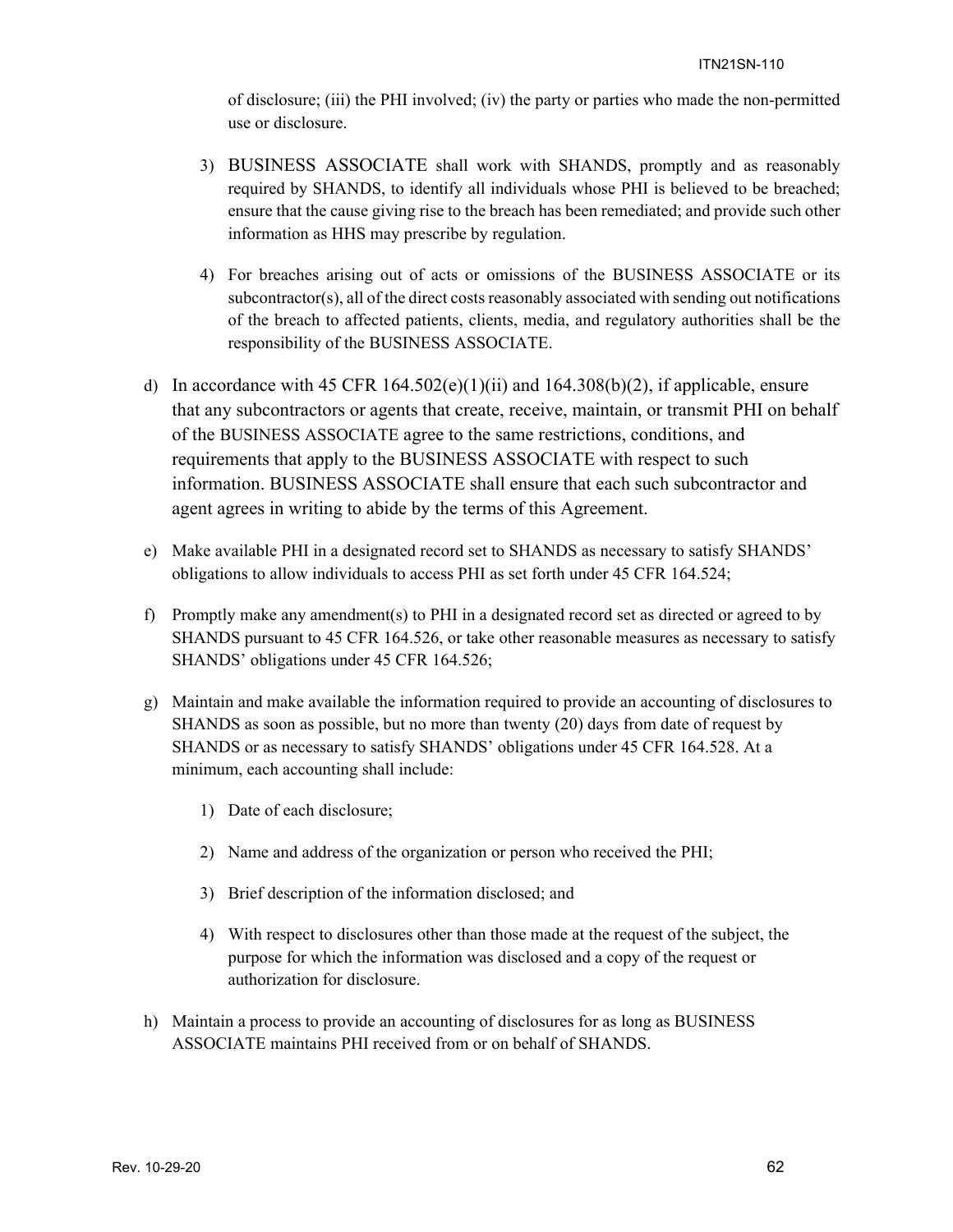of disclosure; (iii) the PHI involved; (iv) the party or parties who made the non-permitted use or disclosure.

3) BUSINESS ASSOCIATE shall work with SHANDS, promptly and as reasonably required by SHANDS, to identify all individuals whose PHI is believed to be breached; ensure that the cause giving rise to the breach has been remediated; and provide such other information as HHS may prescribe by regulation.

4) For breaches arising out of acts or omissions of the BUSINESS ASSOCIATE or its subcontractor(s), all of the direct costs reasonably associated with sending out notifications of the breach to affected patients, clients, media, and regulatory authorities shall be the responsibility of the BUSINESS ASSOCIATE.

d) In accordance with 45 CFR 164.502(e)(1)(ii) and 164.308(b)(2), if applicable, ensure that any subcontractors or agents that create, receive, maintain, or transmit PHI on behalf of the BUSINESS ASSOCIATE agree to the same restrictions, conditions, and requirements that apply to the BUSINESS ASSOCIATE with respect to such information. BUSINESS ASSOCIATE shall ensure that each such subcontractor and agent agrees in writing to abide by the terms of this Agreement.

e) Make available PHI in a designated record set to SHANDS as necessary to satisfy SHANDS' obligations to allow individuals to access PHI as set forth under 45 CFR 164.524;

f) Promptly make any amendment(s) to PHI in a designated record set as directed or agreed to by SHANDS pursuant to 45 CFR 164.526, or take other reasonable measures as necessary to satisfy SHANDS' obligations under 45 CFR 164.526;

g) Maintain and make available the information required to provide an accounting of disclosures to SHANDS as soon as possible, but no more than twenty (20) days from date of request by SHANDS or as necessary to satisfy SHANDS' obligations under 45 CFR 164.528. At a minimum, each accounting shall include:

1) Date of each disclosure;

2) Name and address of the organization or person who received the PHI;

3) Brief description of the information disclosed; and

4) With respect to disclosures other than those made at the request of the subject, the purpose for which the information was disclosed and a copy of the request or authorization for disclosure.

h) Maintain a process to provide an accounting of disclosures for as long as BUSINESS ASSOCIATE maintains PHI received from or on behalf of SHANDS.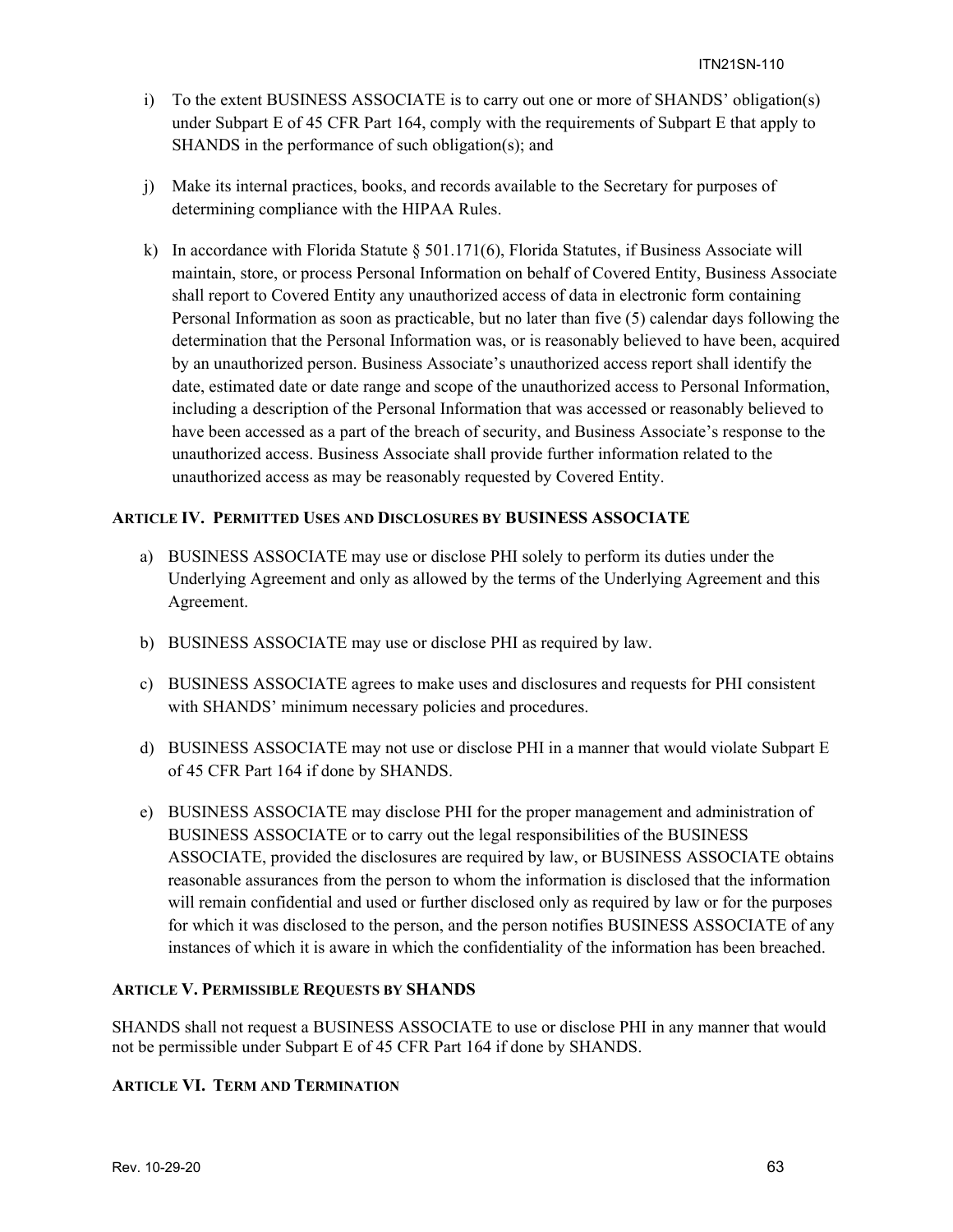i) To the extent BUSINESS ASSOCIATE is to carry out one or more of SHANDS' obligation(s) under Subpart E of 45 CFR Part 164, comply with the requirements of Subpart E that apply to SHANDS in the performance of such obligation(s); and

j) Make its internal practices, books, and records available to the Secretary for purposes of determining compliance with the HIPAA Rules.

k) In accordance with Florida Statute § 501.171(6), Florida Statutes, if Business Associate will maintain, store, or process Personal Information on behalf of Covered Entity, Business Associate shall report to Covered Entity any unauthorized access of data in electronic form containing Personal Information as soon as practicable, but no later than five (5) calendar days following the determination that the Personal Information was, or is reasonably believed to have been, acquired by an unauthorized person. Business Associate's unauthorized access report shall identify the date, estimated date or date range and scope of the unauthorized access to Personal Information, including a description of the Personal Information that was accessed or reasonably believed to have been accessed as a part of the breach of security, and Business Associate's response to the unauthorized access. Business Associate shall provide further information related to the unauthorized access as may be reasonably requested by Covered Entity.

### ARTICLE IV. PERMITTED USES AND DISCLOSURES BY BUSINESS ASSOCIATE

a) BUSINESS ASSOCIATE may use or disclose PHI solely to perform its duties under the Underlying Agreement and only as allowed by the terms of the Underlying Agreement and this Agreement.

b) BUSINESS ASSOCIATE may use or disclose PHI as required by law.

c) BUSINESS ASSOCIATE agrees to make uses and disclosures and requests for PHI consistent with SHANDS' minimum necessary policies and procedures.

d) BUSINESS ASSOCIATE may not use or disclose PHI in a manner that would violate Subpart E of 45 CFR Part 164 if done by SHANDS.

e) BUSINESS ASSOCIATE may disclose PHI for the proper management and administration of BUSINESS ASSOCIATE or to carry out the legal responsibilities of the BUSINESS ASSOCIATE, provided the disclosures are required by law, or BUSINESS ASSOCIATE obtains reasonable assurances from the person to whom the information is disclosed that the information will remain confidential and used or further disclosed only as required by law or for the purposes for which it was disclosed to the person, and the person notifies BUSINESS ASSOCIATE of any instances of which it is aware in which the confidentiality of the information has been breached.

### ARTICLE V. PERMISSIBLE REQUESTS BY SHANDS

SHANDS shall not request a BUSINESS ASSOCIATE to use or disclose PHI in any manner that would not be permissible under Subpart E of 45 CFR Part 164 if done by SHANDS.

### ARTICLE VI. TERM AND TERMINATION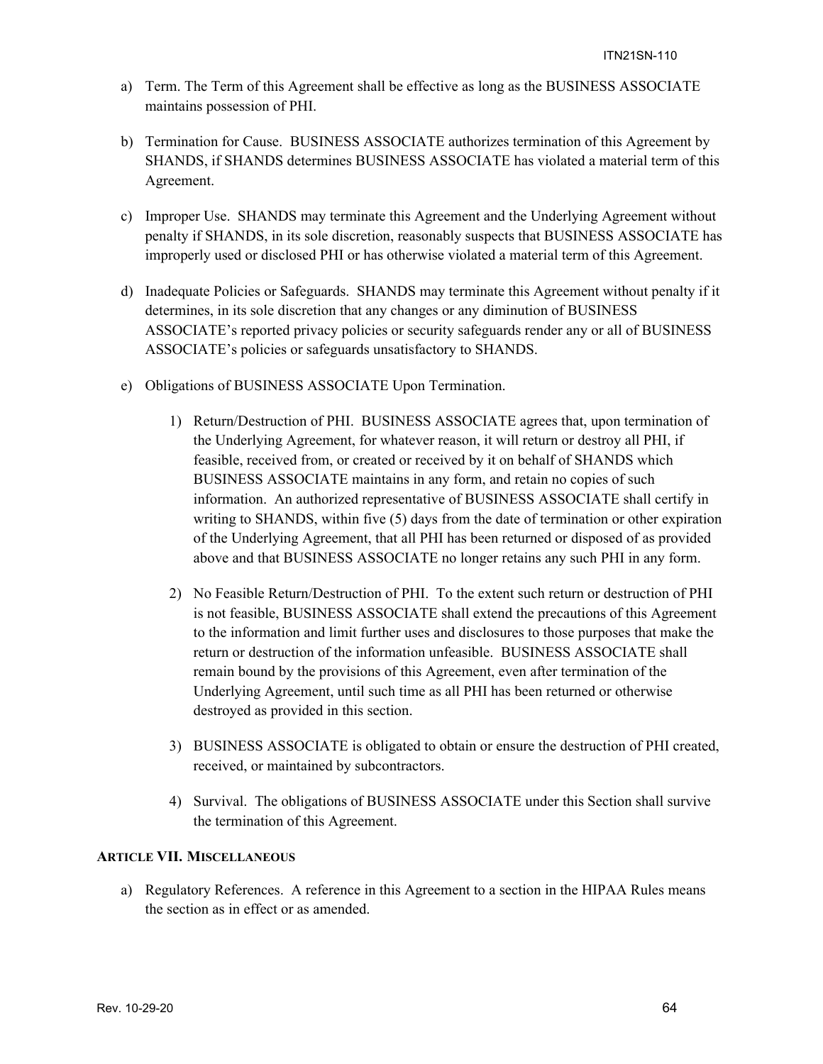a) Term. The Term of this Agreement shall be effective as long as the BUSINESS ASSOCIATE maintains possession of PHI.

b) Termination for Cause. BUSINESS ASSOCIATE authorizes termination of this Agreement by SHANDS, if SHANDS determines BUSINESS ASSOCIATE has violated a material term of this Agreement.

c) Improper Use. SHANDS may terminate this Agreement and the Underlying Agreement without penalty if SHANDS, in its sole discretion, reasonably suspects that BUSINESS ASSOCIATE has improperly used or disclosed PHI or has otherwise violated a material term of this Agreement.

d) Inadequate Policies or Safeguards. SHANDS may terminate this Agreement without penalty if it determines, in its sole discretion that any changes or any diminution of BUSINESS ASSOCIATE's reported privacy policies or security safeguards render any or all of BUSINESS ASSOCIATE's policies or safeguards unsatisfactory to SHANDS.

e) Obligations of BUSINESS ASSOCIATE Upon Termination.

   1) Return/Destruction of PHI. BUSINESS ASSOCIATE agrees that, upon termination of the Underlying Agreement, for whatever reason, it will return or destroy all PHI, if feasible, received from, or created or received by it on behalf of SHANDS which BUSINESS ASSOCIATE maintains in any form, and retain no copies of such information. An authorized representative of BUSINESS ASSOCIATE shall certify in writing to SHANDS, within five (5) days from the date of termination or other expiration of the Underlying Agreement, that all PHI has been returned or disposed of as provided above and that BUSINESS ASSOCIATE no longer retains any such PHI in any form.

   2) No Feasible Return/Destruction of PHI. To the extent such return or destruction of PHI is not feasible, BUSINESS ASSOCIATE shall extend the precautions of this Agreement to the information and limit further uses and disclosures to those purposes that make the return or destruction of the information unfeasible. BUSINESS ASSOCIATE shall remain bound by the provisions of this Agreement, even after termination of the Underlying Agreement, until such time as all PHI has been returned or otherwise destroyed as provided in this section.

   3) BUSINESS ASSOCIATE is obligated to obtain or ensure the destruction of PHI created, received, or maintained by subcontractors.

   4) Survival. The obligations of BUSINESS ASSOCIATE under this Section shall survive the termination of this Agreement.

### ARTICLE VII. MISCELLANEOUS

a) Regulatory References. A reference in this Agreement to a section in the HIPAA Rules means the section as in effect or as amended.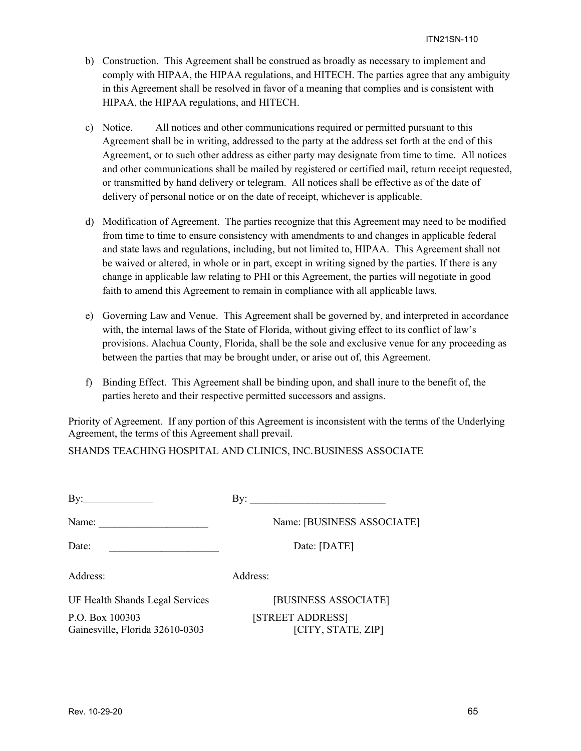b) Construction. This Agreement shall be construed as broadly as necessary to implement and comply with HIPAA, the HIPAA regulations, and HITECH. The parties agree that any ambiguity in this Agreement shall be resolved in favor of a meaning that complies and is consistent with HIPAA, the HIPAA regulations, and HITECH.

c) Notice. All notices and other communications required or permitted pursuant to this Agreement shall be in writing, addressed to the party at the address set forth at the end of this Agreement, or to such other address as either party may designate from time to time. All notices and other communications shall be mailed by registered or certified mail, return receipt requested, or transmitted by hand delivery or telegram. All notices shall be effective as of the date of delivery of personal notice or on the date of receipt, whichever is applicable.

d) Modification of Agreement. The parties recognize that this Agreement may need to be modified from time to time to ensure consistency with amendments to and changes in applicable federal and state laws and regulations, including, but not limited to, HIPAA. This Agreement shall not be waived or altered, in whole or in part, except in writing signed by the parties. If there is any change in applicable law relating to PHI or this Agreement, the parties will negotiate in good faith to amend this Agreement to remain in compliance with all applicable laws.

e) Governing Law and Venue. This Agreement shall be governed by, and interpreted in accordance with, the internal laws of the State of Florida, without giving effect to its conflict of law's provisions. Alachua County, Florida, shall be the sole and exclusive venue for any proceeding as between the parties that may be brought under, or arise out of, this Agreement.

f) Binding Effect. This Agreement shall be binding upon, and shall inure to the benefit of, the parties hereto and their respective permitted successors and assigns.

Priority of Agreement. If any portion of this Agreement is inconsistent with the terms of the Underlying Agreement, the terms of this Agreement shall prevail.

| SHANDS TEACHING HOSPITAL AND CLINICS, INC. | BUSINESS ASSOCIATE |
|---|---|
| By:_____________ | By: __________________________ |
| Name: _____________________ | Name: [BUSINESS ASSOCIATE] |
| Date: _____________________ | Date: [DATE] |
| Address: | Address: |
| UF Health Shands Legal Services | [BUSINESS ASSOCIATE] |
| P.O. Box 100303<br>Gainesville, Florida 32610-0303 | [STREET ADDRESS]<br>[CITY, STATE, ZIP] |

Rev. 10-29-20